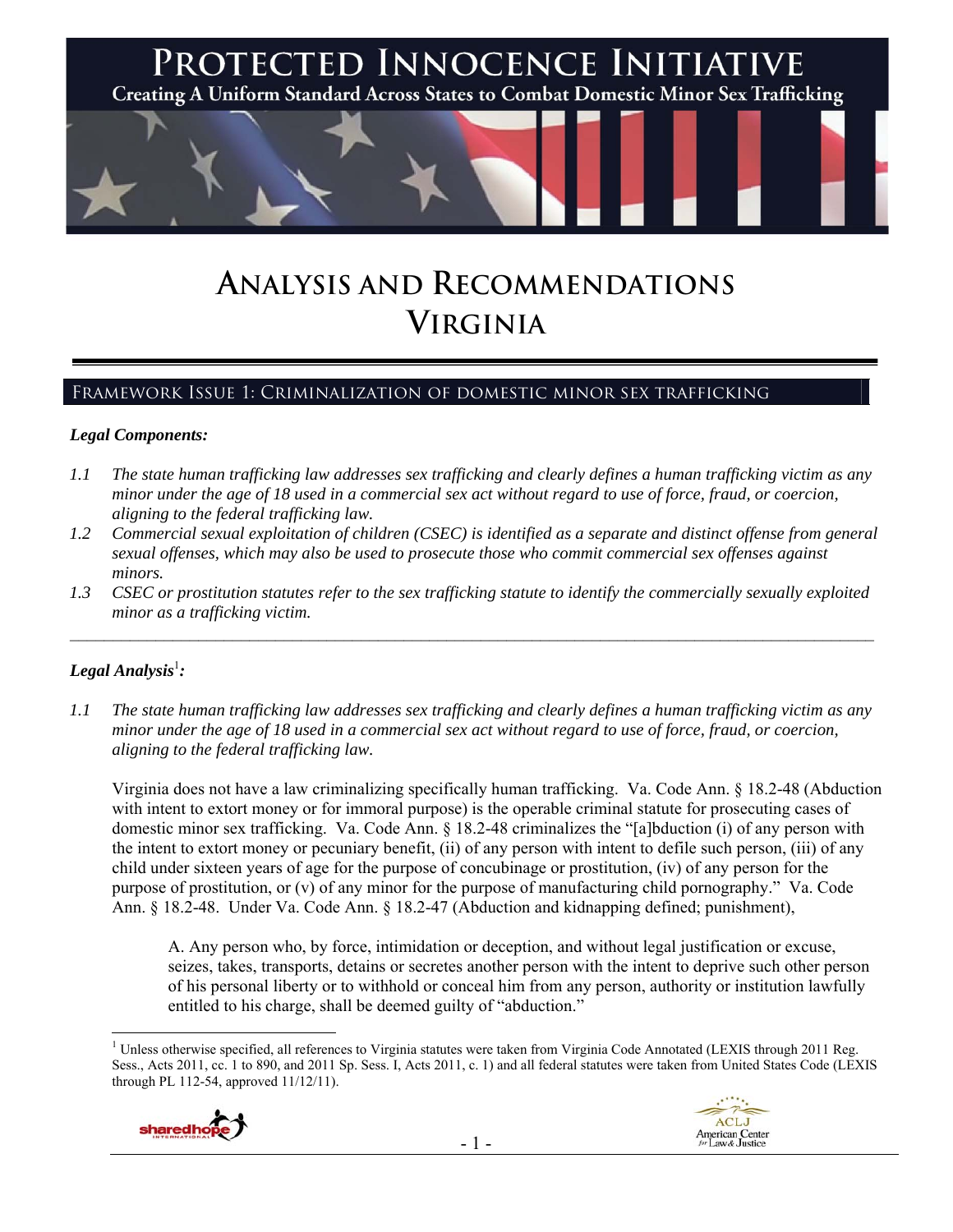# PROTECTED INNOCENCE INITIATIVE

Creating A Uniform Standard Across States to Combat Domestic Minor Sex Trafficking

# ANALYSIS AND RECOMMENDATIONS
# VIRGINIA

## FRAMEWORK ISSUE 1: CRIMINALIZATION OF DOMESTIC MINOR SEX TRAFFICKING

### *Legal Components:*

*1.1 The state human trafficking law addresses sex trafficking and clearly defines a human trafficking victim as any minor under the age of 18 used in a commercial sex act without regard to use of force, fraud, or coercion, aligning to the federal trafficking law.*

*1.2 Commercial sexual exploitation of children (CSEC) is identified as a separate and distinct offense from general sexual offenses, which may also be used to prosecute those who commit commercial sex offenses against minors.*

*1.3 CSEC or prostitution statutes refer to the sex trafficking statute to identify the commercially sexually exploited minor as a trafficking victim.*

---

### *Legal Analysis*[1]*:*

*1.1 The state human trafficking law addresses sex trafficking and clearly defines a human trafficking victim as any minor under the age of 18 used in a commercial sex act without regard to use of force, fraud, or coercion, aligning to the federal trafficking law.*

Virginia does not have a law criminalizing specifically human trafficking. Va. Code Ann. § 18.2-48 (Abduction with intent to extort money or for immoral purpose) is the operable criminal statute for prosecuting cases of domestic minor sex trafficking. Va. Code Ann. § 18.2-48 criminalizes the "[a]bduction (i) of any person with the intent to extort money or pecuniary benefit, (ii) of any person with intent to defile such person, (iii) of any child under sixteen years of age for the purpose of concubinage or prostitution, (iv) of any person for the purpose of prostitution, or (v) of any minor for the purpose of manufacturing child pornography." Va. Code Ann. § 18.2-48. Under Va. Code Ann. § 18.2-47 (Abduction and kidnapping defined; punishment),

> A. Any person who, by force, intimidation or deception, and without legal justification or excuse, seizes, takes, transports, detains or secretes another person with the intent to deprive such other person of his personal liberty or to withhold or conceal him from any person, authority or institution lawfully entitled to his charge, shall be deemed guilty of "abduction."

---

[1] Unless otherwise specified, all references to Virginia statutes were taken from Virginia Code Annotated (LEXIS through 2011 Reg. Sess., Acts 2011, cc. 1 to 890, and 2011 Sp. Sess. I, Acts 2011, c. 1) and all federal statutes were taken from United States Code (LEXIS through PL 112-54, approved 11/12/11).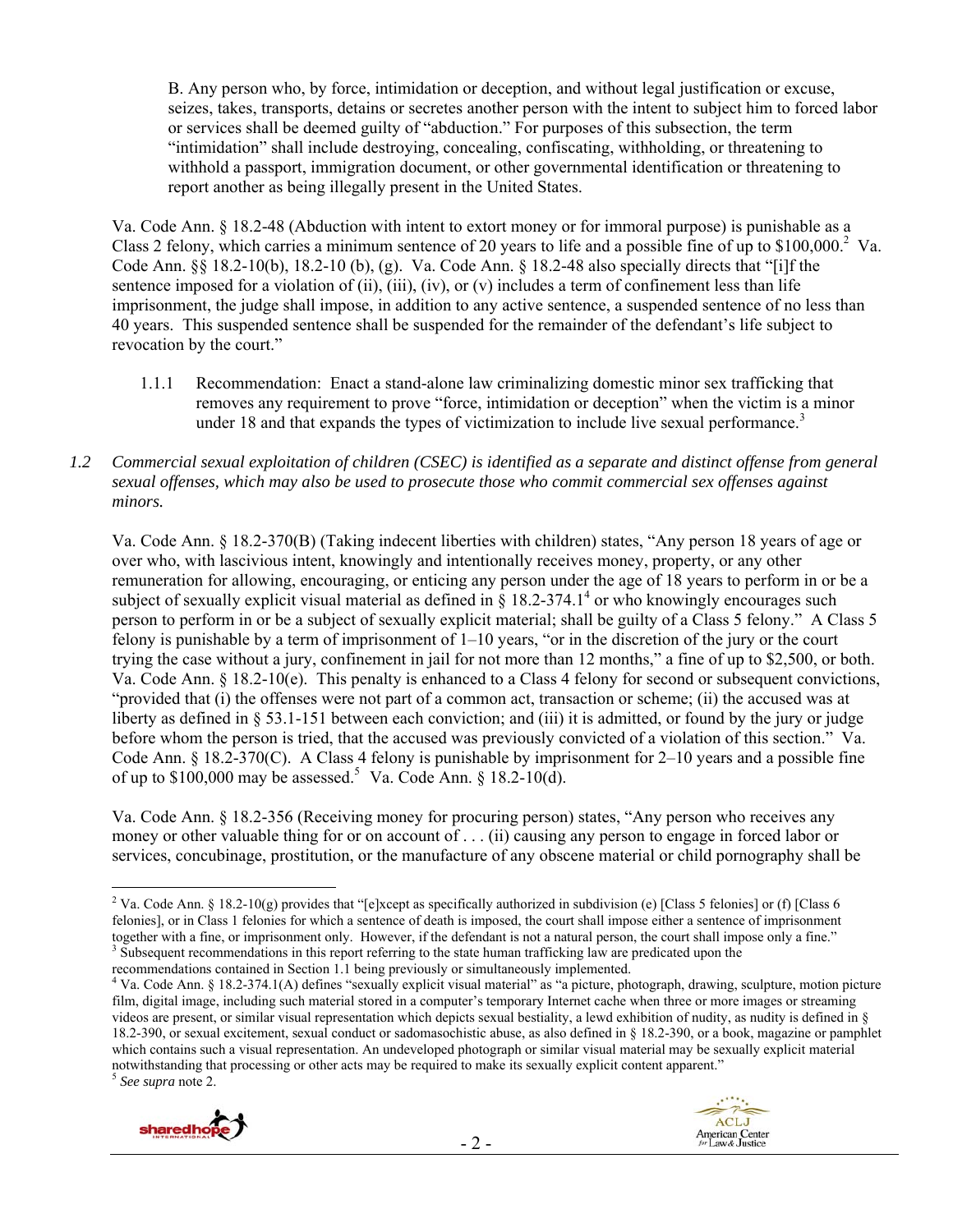B. Any person who, by force, intimidation or deception, and without legal justification or excuse, seizes, takes, transports, detains or secretes another person with the intent to subject him to forced labor or services shall be deemed guilty of "abduction." For purposes of this subsection, the term "intimidation" shall include destroying, concealing, confiscating, withholding, or threatening to withhold a passport, immigration document, or other governmental identification or threatening to report another as being illegally present in the United States.

Va. Code Ann. § 18.2-48 (Abduction with intent to extort money or for immoral purpose) is punishable as a Class 2 felony, which carries a minimum sentence of 20 years to life and a possible fine of up to $100,000.[2] Va. Code Ann. §§ 18.2-10(b), 18.2-10 (b), (g). Va. Code Ann. § 18.2-48 also specially directs that "[i]f the sentence imposed for a violation of (ii), (iii), (iv), or (v) includes a term of confinement less than life imprisonment, the judge shall impose, in addition to any active sentence, a suspended sentence of no less than 40 years. This suspended sentence shall be suspended for the remainder of the defendant's life subject to revocation by the court."

1.1.1 Recommendation: Enact a stand-alone law criminalizing domestic minor sex trafficking that removes any requirement to prove "force, intimidation or deception" when the victim is a minor under 18 and that expands the types of victimization to include live sexual performance.[3]

*1.2 Commercial sexual exploitation of children (CSEC) is identified as a separate and distinct offense from general sexual offenses, which may also be used to prosecute those who commit commercial sex offenses against minors.*

Va. Code Ann. § 18.2-370(B) (Taking indecent liberties with children) states, "Any person 18 years of age or over who, with lascivious intent, knowingly and intentionally receives money, property, or any other remuneration for allowing, encouraging, or enticing any person under the age of 18 years to perform in or be a subject of sexually explicit visual material as defined in § 18.2-374.1[4] or who knowingly encourages such person to perform in or be a subject of sexually explicit material; shall be guilty of a Class 5 felony." A Class 5 felony is punishable by a term of imprisonment of 1–10 years, "or in the discretion of the jury or the court trying the case without a jury, confinement in jail for not more than 12 months," a fine of up to $2,500, or both. Va. Code Ann. § 18.2-10(e). This penalty is enhanced to a Class 4 felony for second or subsequent convictions, "provided that (i) the offenses were not part of a common act, transaction or scheme; (ii) the accused was at liberty as defined in § 53.1-151 between each conviction; and (iii) it is admitted, or found by the jury or judge before whom the person is tried, that the accused was previously convicted of a violation of this section." Va. Code Ann. § 18.2-370(C). A Class 4 felony is punishable by imprisonment for 2–10 years and a possible fine of up to $100,000 may be assessed.[5] Va. Code Ann. § 18.2-10(d).

Va. Code Ann. § 18.2-356 (Receiving money for procuring person) states, "Any person who receives any money or other valuable thing for or on account of . . . (ii) causing any person to engage in forced labor or services, concubinage, prostitution, or the manufacture of any obscene material or child pornography shall be

---

[2] Va. Code Ann. § 18.2-10(g) provides that "[e]xcept as specifically authorized in subdivision (e) [Class 5 felonies] or (f) [Class 6 felonies], or in Class 1 felonies for which a sentence of death is imposed, the court shall impose either a sentence of imprisonment together with a fine, or imprisonment only. However, if the defendant is not a natural person, the court shall impose only a fine."

[3] Subsequent recommendations in this report referring to the state human trafficking law are predicated upon the recommendations contained in Section 1.1 being previously or simultaneously implemented.

[4] Va. Code Ann. § 18.2-374.1(A) defines "sexually explicit visual material" as "a picture, photograph, drawing, sculpture, motion picture film, digital image, including such material stored in a computer's temporary Internet cache when three or more images or streaming videos are present, or similar visual representation which depicts sexual bestiality, a lewd exhibition of nudity, as nudity is defined in § 18.2-390, or sexual excitement, sexual conduct or sadomasochistic abuse, as also defined in § 18.2-390, or a book, magazine or pamphlet which contains such a visual representation. An undeveloped photograph or similar visual material may be sexually explicit material notwithstanding that processing or other acts may be required to make its sexually explicit content apparent."

[5] *See supra* note 2.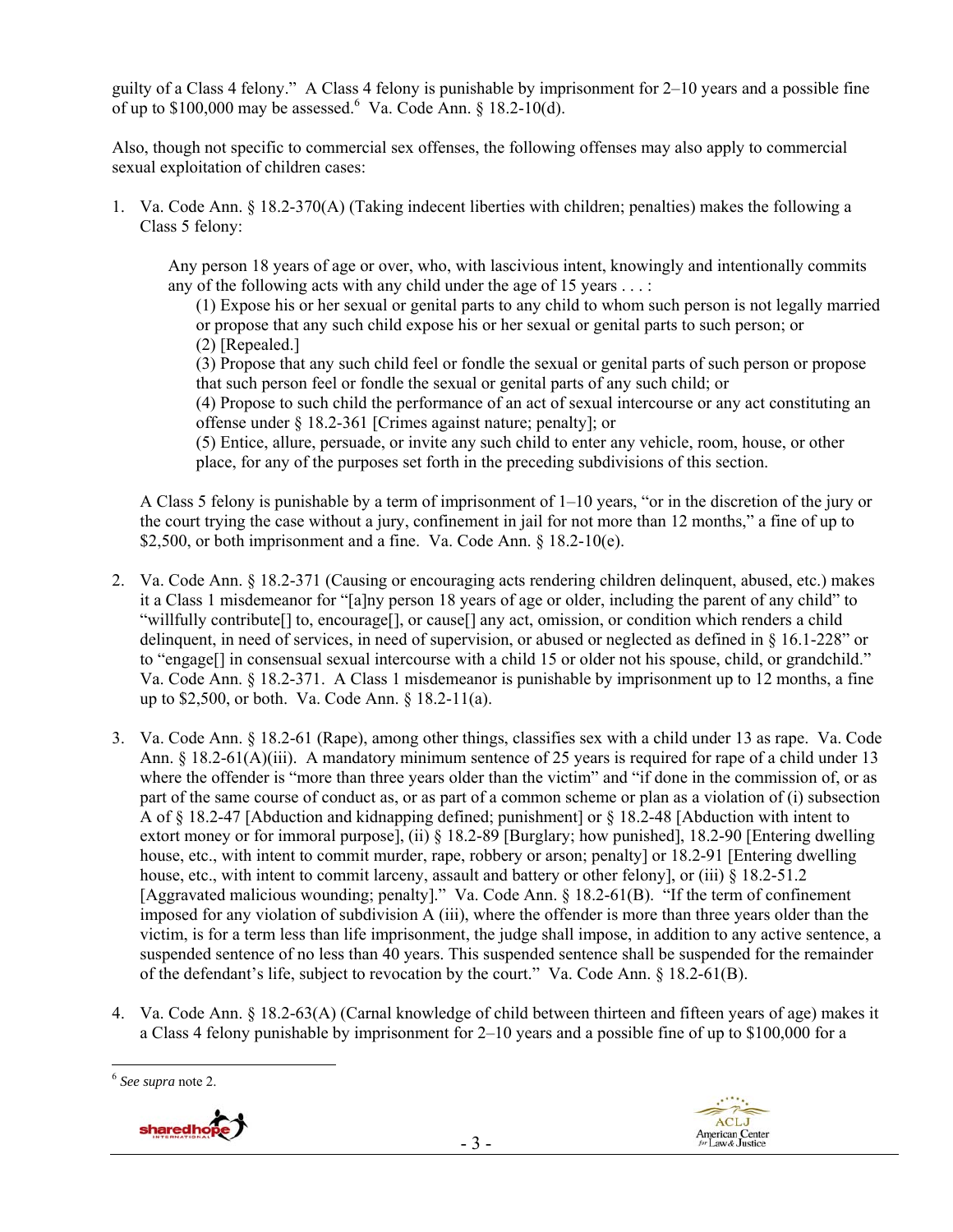guilty of a Class 4 felony." A Class 4 felony is punishable by imprisonment for 2–10 years and a possible fine of up to $100,000 may be assessed.[6] Va. Code Ann. § 18.2-10(d).

Also, though not specific to commercial sex offenses, the following offenses may also apply to commercial sexual exploitation of children cases:

1. Va. Code Ann. § 18.2-370(A) (Taking indecent liberties with children; penalties) makes the following a Class 5 felony:

   > Any person 18 years of age or over, who, with lascivious intent, knowingly and intentionally commits any of the following acts with any child under the age of 15 years . . . :
   >
   > (1) Expose his or her sexual or genital parts to any child to whom such person is not legally married or propose that any such child expose his or her sexual or genital parts to such person; or
   > (2) [Repealed.]
   > (3) Propose that any such child feel or fondle the sexual or genital parts of such person or propose that such person feel or fondle the sexual or genital parts of any such child; or
   > (4) Propose to such child the performance of an act of sexual intercourse or any act constituting an offense under § 18.2-361 [Crimes against nature; penalty]; or
   > (5) Entice, allure, persuade, or invite any such child to enter any vehicle, room, house, or other place, for any of the purposes set forth in the preceding subdivisions of this section.

   A Class 5 felony is punishable by a term of imprisonment of 1–10 years, "or in the discretion of the jury or the court trying the case without a jury, confinement in jail for not more than 12 months," a fine of up to $2,500, or both imprisonment and a fine. Va. Code Ann. § 18.2-10(e).

2. Va. Code Ann. § 18.2-371 (Causing or encouraging acts rendering children delinquent, abused, etc.) makes it a Class 1 misdemeanor for "[a]ny person 18 years of age or older, including the parent of any child" to "willfully contribute[] to, encourage[], or cause[] any act, omission, or condition which renders a child delinquent, in need of services, in need of supervision, or abused or neglected as defined in § 16.1-228" or to "engage[] in consensual sexual intercourse with a child 15 or older not his spouse, child, or grandchild." Va. Code Ann. § 18.2-371. A Class 1 misdemeanor is punishable by imprisonment up to 12 months, a fine up to $2,500, or both. Va. Code Ann. § 18.2-11(a).

3. Va. Code Ann. § 18.2-61 (Rape), among other things, classifies sex with a child under 13 as rape. Va. Code Ann. § 18.2-61(A)(iii). A mandatory minimum sentence of 25 years is required for rape of a child under 13 where the offender is "more than three years older than the victim" and "if done in the commission of, or as part of the same course of conduct as, or as part of a common scheme or plan as a violation of (i) subsection A of § 18.2-47 [Abduction and kidnapping defined; punishment] or § 18.2-48 [Abduction with intent to extort money or for immoral purpose], (ii) § 18.2-89 [Burglary; how punished], 18.2-90 [Entering dwelling house, etc., with intent to commit murder, rape, robbery or arson; penalty] or 18.2-91 [Entering dwelling house, etc., with intent to commit larceny, assault and battery or other felony], or (iii) § 18.2-51.2 [Aggravated malicious wounding; penalty]." Va. Code Ann. § 18.2-61(B). "If the term of confinement imposed for any violation of subdivision A (iii), where the offender is more than three years older than the victim, is for a term less than life imprisonment, the judge shall impose, in addition to any active sentence, a suspended sentence of no less than 40 years. This suspended sentence shall be suspended for the remainder of the defendant's life, subject to revocation by the court." Va. Code Ann. § 18.2-61(B).

4. Va. Code Ann. § 18.2-63(A) (Carnal knowledge of child between thirteen and fifteen years of age) makes it a Class 4 felony punishable by imprisonment for 2–10 years and a possible fine of up to $100,000 for a

---

[6] *See supra* note 2.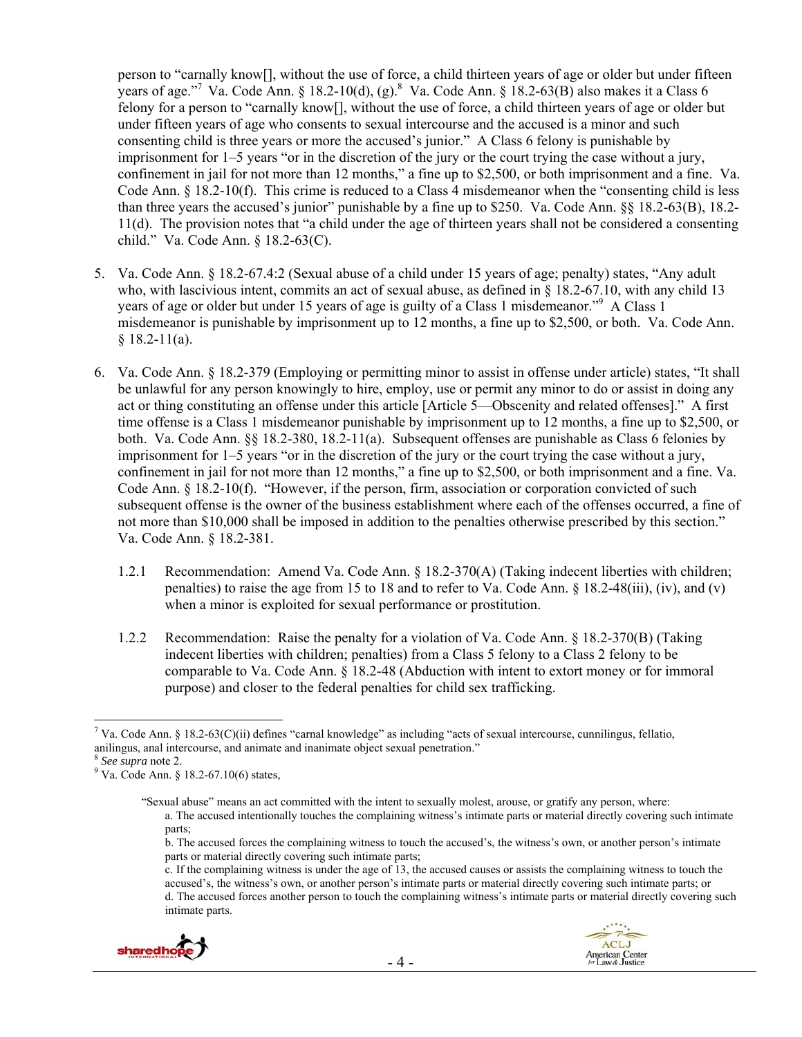person to "carnally know[], without the use of force, a child thirteen years of age or older but under fifteen years of age."[7] Va. Code Ann. § 18.2-10(d), (g).[8] Va. Code Ann. § 18.2-63(B) also makes it a Class 6 felony for a person to "carnally know[], without the use of force, a child thirteen years of age or older but under fifteen years of age who consents to sexual intercourse and the accused is a minor and such consenting child is three years or more the accused's junior." A Class 6 felony is punishable by imprisonment for 1–5 years "or in the discretion of the jury or the court trying the case without a jury, confinement in jail for not more than 12 months," a fine up to $2,500, or both imprisonment and a fine. Va. Code Ann. § 18.2-10(f). This crime is reduced to a Class 4 misdemeanor when the "consenting child is less than three years the accused's junior" punishable by a fine up to $250. Va. Code Ann. §§ 18.2-63(B), 18.2-11(d). The provision notes that "a child under the age of thirteen years shall not be considered a consenting child." Va. Code Ann. § 18.2-63(C).

5. Va. Code Ann. § 18.2-67.4:2 (Sexual abuse of a child under 15 years of age; penalty) states, "Any adult who, with lascivious intent, commits an act of sexual abuse, as defined in § 18.2-67.10, with any child 13 years of age or older but under 15 years of age is guilty of a Class 1 misdemeanor."[9] A Class 1 misdemeanor is punishable by imprisonment up to 12 months, a fine up to $2,500, or both. Va. Code Ann. § 18.2-11(a).

6. Va. Code Ann. § 18.2-379 (Employing or permitting minor to assist in offense under article) states, "It shall be unlawful for any person knowingly to hire, employ, use or permit any minor to do or assist in doing any act or thing constituting an offense under this article [Article 5—Obscenity and related offenses]." A first time offense is a Class 1 misdemeanor punishable by imprisonment up to 12 months, a fine up to $2,500, or both. Va. Code Ann. §§ 18.2-380, 18.2-11(a). Subsequent offenses are punishable as Class 6 felonies by imprisonment for 1–5 years "or in the discretion of the jury or the court trying the case without a jury, confinement in jail for not more than 12 months," a fine up to $2,500, or both imprisonment and a fine. Va. Code Ann. § 18.2-10(f). "However, if the person, firm, association or corporation convicted of such subsequent offense is the owner of the business establishment where each of the offenses occurred, a fine of not more than $10,000 shall be imposed in addition to the penalties otherwise prescribed by this section." Va. Code Ann. § 18.2-381.

1.2.1 Recommendation: Amend Va. Code Ann. § 18.2-370(A) (Taking indecent liberties with children; penalties) to raise the age from 15 to 18 and to refer to Va. Code Ann. § 18.2-48(iii), (iv), and (v) when a minor is exploited for sexual performance or prostitution.

1.2.2 Recommendation: Raise the penalty for a violation of Va. Code Ann. § 18.2-370(B) (Taking indecent liberties with children; penalties) from a Class 5 felony to a Class 2 felony to be comparable to Va. Code Ann. § 18.2-48 (Abduction with intent to extort money or for immoral purpose) and closer to the federal penalties for child sex trafficking.

---

[7] Va. Code Ann. § 18.2-63(C)(ii) defines "carnal knowledge" as including "acts of sexual intercourse, cunnilingus, fellatio, anilingus, anal intercourse, and animate and inanimate object sexual penetration."

[8] *See supra* note 2.

[9] Va. Code Ann. § 18.2-67.10(6) states,

> "Sexual abuse" means an act committed with the intent to sexually molest, arouse, or gratify any person, where:
> a. The accused intentionally touches the complaining witness's intimate parts or material directly covering such intimate parts;
> b. The accused forces the complaining witness to touch the accused's, the witness's own, or another person's intimate parts or material directly covering such intimate parts;
> c. If the complaining witness is under the age of 13, the accused causes or assists the complaining witness to touch the accused's, the witness's own, or another person's intimate parts or material directly covering such intimate parts; or
> d. The accused forces another person to touch the complaining witness's intimate parts or material directly covering such intimate parts.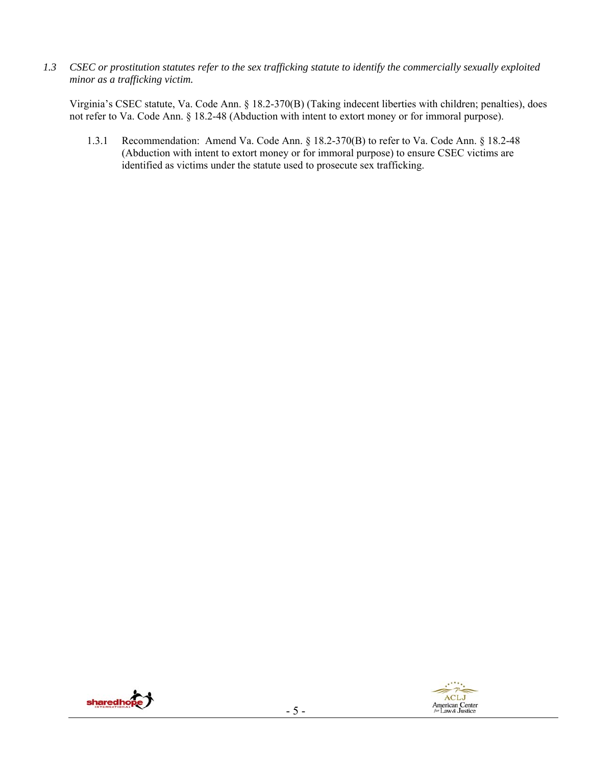*1.3 CSEC or prostitution statutes refer to the sex trafficking statute to identify the commercially sexually exploited minor as a trafficking victim.*

Virginia's CSEC statute, Va. Code Ann. § 18.2-370(B) (Taking indecent liberties with children; penalties), does not refer to Va. Code Ann. § 18.2-48 (Abduction with intent to extort money or for immoral purpose).

1.3.1 Recommendation: Amend Va. Code Ann. § 18.2-370(B) to refer to Va. Code Ann. § 18.2-48 (Abduction with intent to extort money or for immoral purpose) to ensure CSEC victims are identified as victims under the statute used to prosecute sex trafficking.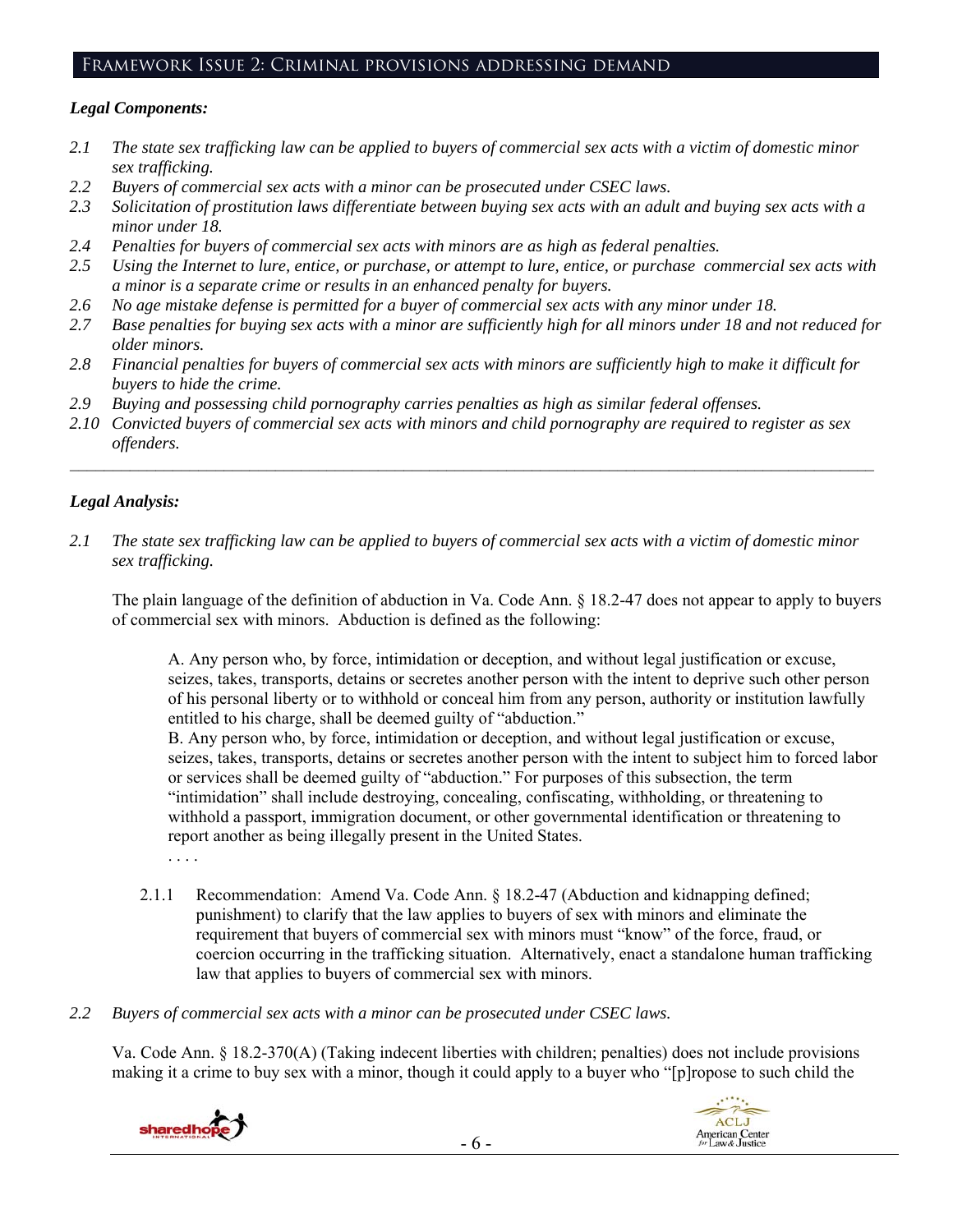## Framework Issue 2: Criminal provisions addressing demand

***Legal Components:***

*2.1 The state sex trafficking law can be applied to buyers of commercial sex acts with a victim of domestic minor sex trafficking.*
*2.2 Buyers of commercial sex acts with a minor can be prosecuted under CSEC laws.*
*2.3 Solicitation of prostitution laws differentiate between buying sex acts with an adult and buying sex acts with a minor under 18.*
*2.4 Penalties for buyers of commercial sex acts with minors are as high as federal penalties.*
*2.5 Using the Internet to lure, entice, or purchase, or attempt to lure, entice, or purchase commercial sex acts with a minor is a separate crime or results in an enhanced penalty for buyers.*
*2.6 No age mistake defense is permitted for a buyer of commercial sex acts with any minor under 18.*
*2.7 Base penalties for buying sex acts with a minor are sufficiently high for all minors under 18 and not reduced for older minors.*
*2.8 Financial penalties for buyers of commercial sex acts with minors are sufficiently high to make it difficult for buyers to hide the crime.*
*2.9 Buying and possessing child pornography carries penalties as high as similar federal offenses.*
*2.10 Convicted buyers of commercial sex acts with minors and child pornography are required to register as sex offenders.*

---

***Legal Analysis:***

*2.1 The state sex trafficking law can be applied to buyers of commercial sex acts with a victim of domestic minor sex trafficking.*

The plain language of the definition of abduction in Va. Code Ann. § 18.2-47 does not appear to apply to buyers of commercial sex with minors. Abduction is defined as the following:

> A. Any person who, by force, intimidation or deception, and without legal justification or excuse, seizes, takes, transports, detains or secretes another person with the intent to deprive such other person of his personal liberty or to withhold or conceal him from any person, authority or institution lawfully entitled to his charge, shall be deemed guilty of "abduction."
> B. Any person who, by force, intimidation or deception, and without legal justification or excuse, seizes, takes, transports, detains or secretes another person with the intent to subject him to forced labor or services shall be deemed guilty of "abduction." For purposes of this subsection, the term "intimidation" shall include destroying, concealing, confiscating, withholding, or threatening to withhold a passport, immigration document, or other governmental identification or threatening to report another as being illegally present in the United States.
> . . . .

2.1.1 Recommendation: Amend Va. Code Ann. § 18.2-47 (Abduction and kidnapping defined; punishment) to clarify that the law applies to buyers of sex with minors and eliminate the requirement that buyers of commercial sex with minors must "know" of the force, fraud, or coercion occurring in the trafficking situation. Alternatively, enact a standalone human trafficking law that applies to buyers of commercial sex with minors.

*2.2 Buyers of commercial sex acts with a minor can be prosecuted under CSEC laws.*

Va. Code Ann. § 18.2-370(A) (Taking indecent liberties with children; penalties) does not include provisions making it a crime to buy sex with a minor, though it could apply to a buyer who "[p]ropose to such child the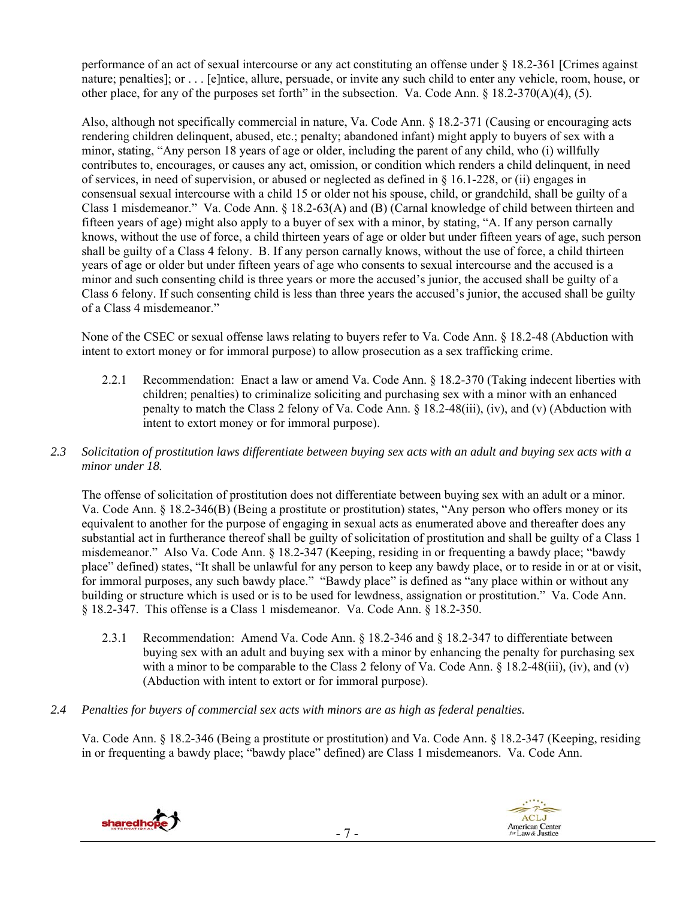performance of an act of sexual intercourse or any act constituting an offense under § 18.2-361 [Crimes against nature; penalties]; or . . . [e]ntice, allure, persuade, or invite any such child to enter any vehicle, room, house, or other place, for any of the purposes set forth" in the subsection. Va. Code Ann. § 18.2-370(A)(4), (5).

Also, although not specifically commercial in nature, Va. Code Ann. § 18.2-371 (Causing or encouraging acts rendering children delinquent, abused, etc.; penalty; abandoned infant) might apply to buyers of sex with a minor, stating, "Any person 18 years of age or older, including the parent of any child, who (i) willfully contributes to, encourages, or causes any act, omission, or condition which renders a child delinquent, in need of services, in need of supervision, or abused or neglected as defined in § 16.1-228, or (ii) engages in consensual sexual intercourse with a child 15 or older not his spouse, child, or grandchild, shall be guilty of a Class 1 misdemeanor." Va. Code Ann. § 18.2-63(A) and (B) (Carnal knowledge of child between thirteen and fifteen years of age) might also apply to a buyer of sex with a minor, by stating, "A. If any person carnally knows, without the use of force, a child thirteen years of age or older but under fifteen years of age, such person shall be guilty of a Class 4 felony. B. If any person carnally knows, without the use of force, a child thirteen years of age or older but under fifteen years of age who consents to sexual intercourse and the accused is a minor and such consenting child is three years or more the accused's junior, the accused shall be guilty of a Class 6 felony. If such consenting child is less than three years the accused's junior, the accused shall be guilty of a Class 4 misdemeanor."

None of the CSEC or sexual offense laws relating to buyers refer to Va. Code Ann. § 18.2-48 (Abduction with intent to extort money or for immoral purpose) to allow prosecution as a sex trafficking crime.

2.2.1 Recommendation: Enact a law or amend Va. Code Ann. § 18.2-370 (Taking indecent liberties with children; penalties) to criminalize soliciting and purchasing sex with a minor with an enhanced penalty to match the Class 2 felony of Va. Code Ann. § 18.2-48(iii), (iv), and (v) (Abduction with intent to extort money or for immoral purpose).

*2.3 Solicitation of prostitution laws differentiate between buying sex acts with an adult and buying sex acts with a minor under 18.*

The offense of solicitation of prostitution does not differentiate between buying sex with an adult or a minor. Va. Code Ann. § 18.2-346(B) (Being a prostitute or prostitution) states, "Any person who offers money or its equivalent to another for the purpose of engaging in sexual acts as enumerated above and thereafter does any substantial act in furtherance thereof shall be guilty of solicitation of prostitution and shall be guilty of a Class 1 misdemeanor." Also Va. Code Ann. § 18.2-347 (Keeping, residing in or frequenting a bawdy place; "bawdy place" defined) states, "It shall be unlawful for any person to keep any bawdy place, or to reside in or at or visit, for immoral purposes, any such bawdy place." "Bawdy place" is defined as "any place within or without any building or structure which is used or is to be used for lewdness, assignation or prostitution." Va. Code Ann. § 18.2-347. This offense is a Class 1 misdemeanor. Va. Code Ann. § 18.2-350.

2.3.1 Recommendation: Amend Va. Code Ann. § 18.2-346 and § 18.2-347 to differentiate between buying sex with an adult and buying sex with a minor by enhancing the penalty for purchasing sex with a minor to be comparable to the Class 2 felony of Va. Code Ann. § 18.2-48(iii), (iv), and (v) (Abduction with intent to extort or for immoral purpose).

*2.4 Penalties for buyers of commercial sex acts with minors are as high as federal penalties.*

Va. Code Ann. § 18.2-346 (Being a prostitute or prostitution) and Va. Code Ann. § 18.2-347 (Keeping, residing in or frequenting a bawdy place; "bawdy place" defined) are Class 1 misdemeanors. Va. Code Ann.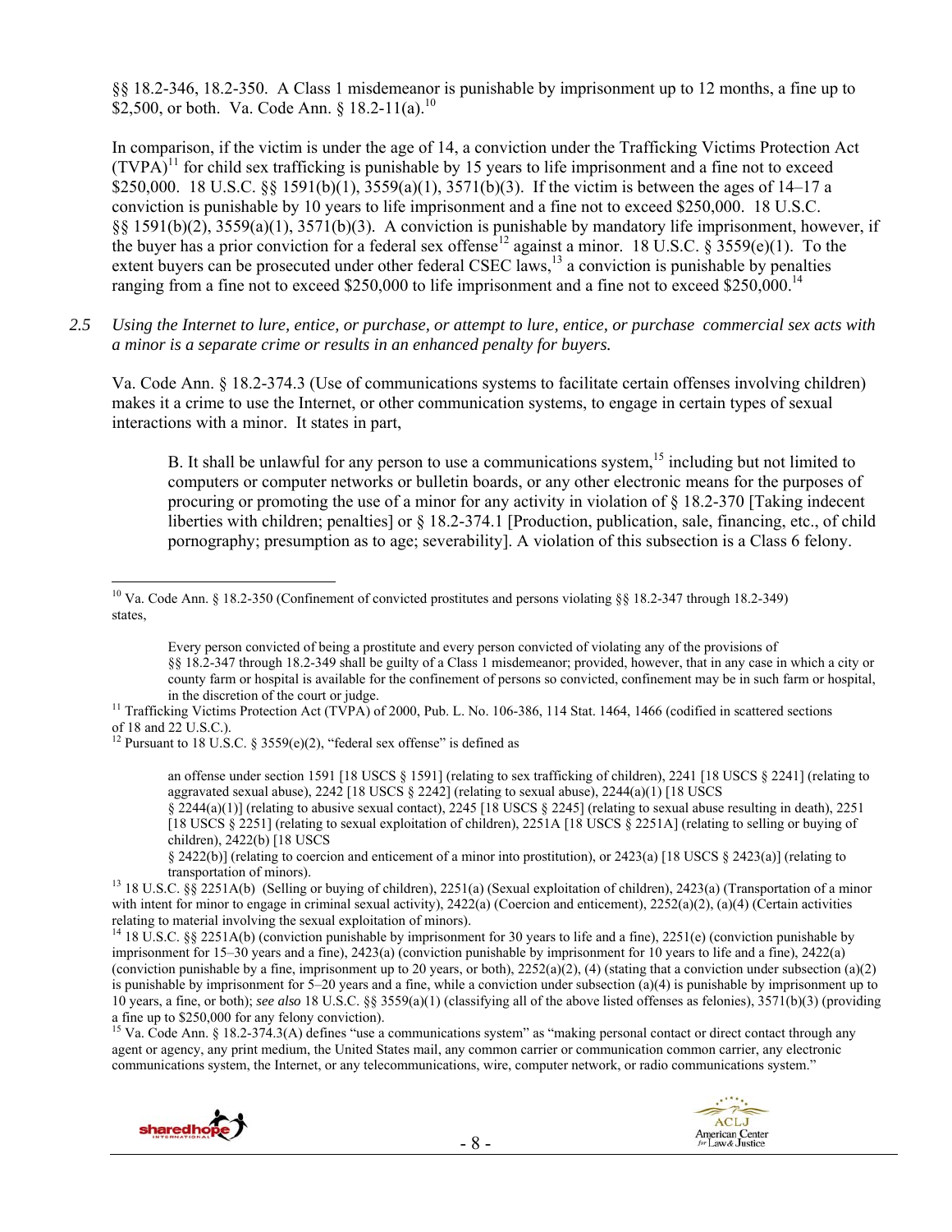§§ 18.2-346, 18.2-350. A Class 1 misdemeanor is punishable by imprisonment up to 12 months, a fine up to $2,500, or both. Va. Code Ann. § 18.2-11(a).[10]

In comparison, if the victim is under the age of 14, a conviction under the Trafficking Victims Protection Act (TVPA)[11] for child sex trafficking is punishable by 15 years to life imprisonment and a fine not to exceed $250,000. 18 U.S.C. §§ 1591(b)(1), 3559(a)(1), 3571(b)(3). If the victim is between the ages of 14–17 a conviction is punishable by 10 years to life imprisonment and a fine not to exceed $250,000. 18 U.S.C. §§ 1591(b)(2), 3559(a)(1), 3571(b)(3). A conviction is punishable by mandatory life imprisonment, however, if the buyer has a prior conviction for a federal sex offense[12] against a minor. 18 U.S.C. § 3559(e)(1). To the extent buyers can be prosecuted under other federal CSEC laws,[13] a conviction is punishable by penalties ranging from a fine not to exceed $250,000 to life imprisonment and a fine not to exceed $250,000.[14]

*2.5 Using the Internet to lure, entice, or purchase, or attempt to lure, entice, or purchase commercial sex acts with a minor is a separate crime or results in an enhanced penalty for buyers.*

Va. Code Ann. § 18.2-374.3 (Use of communications systems to facilitate certain offenses involving children) makes it a crime to use the Internet, or other communication systems, to engage in certain types of sexual interactions with a minor. It states in part,

> B. It shall be unlawful for any person to use a communications system,[15] including but not limited to computers or computer networks or bulletin boards, or any other electronic means for the purposes of procuring or promoting the use of a minor for any activity in violation of § 18.2-370 [Taking indecent liberties with children; penalties] or § 18.2-374.1 [Production, publication, sale, financing, etc., of child pornography; presumption as to age; severability]. A violation of this subsection is a Class 6 felony.

---

[10] Va. Code Ann. § 18.2-350 (Confinement of convicted prostitutes and persons violating §§ 18.2-347 through 18.2-349) states,

> Every person convicted of being a prostitute and every person convicted of violating any of the provisions of §§ 18.2-347 through 18.2-349 shall be guilty of a Class 1 misdemeanor; provided, however, that in any case in which a city or county farm or hospital is available for the confinement of persons so convicted, confinement may be in such farm or hospital, in the discretion of the court or judge.

[11] Trafficking Victims Protection Act (TVPA) of 2000, Pub. L. No. 106-386, 114 Stat. 1464, 1466 (codified in scattered sections of 18 and 22 U.S.C.).

[12] Pursuant to 18 U.S.C. § 3559(e)(2), "federal sex offense" is defined as

> an offense under section 1591 [18 USCS § 1591] (relating to sex trafficking of children), 2241 [18 USCS § 2241] (relating to aggravated sexual abuse), 2242 [18 USCS § 2242] (relating to sexual abuse), 2244(a)(1) [18 USCS § 2244(a)(1)] (relating to abusive sexual contact), 2245 [18 USCS § 2245] (relating to sexual abuse resulting in death), 2251 [18 USCS § 2251] (relating to sexual exploitation of children), 2251A [18 USCS § 2251A] (relating to selling or buying of children), 2422(b) [18 USCS § 2422(b)] (relating to coercion and enticement of a minor into prostitution), or 2423(a) [18 USCS § 2423(a)] (relating to transportation of minors).

[13] 18 U.S.C. §§ 2251A(b) (Selling or buying of children), 2251(a) (Sexual exploitation of children), 2423(a) (Transportation of a minor with intent for minor to engage in criminal sexual activity), 2422(a) (Coercion and enticement), 2252(a)(2), (a)(4) (Certain activities relating to material involving the sexual exploitation of minors).

[14] 18 U.S.C. §§ 2251A(b) (conviction punishable by imprisonment for 30 years to life and a fine), 2251(e) (conviction punishable by imprisonment for 15–30 years and a fine), 2423(a) (conviction punishable by imprisonment for 10 years to life and a fine), 2422(a) (conviction punishable by a fine, imprisonment up to 20 years, or both), 2252(a)(2), (4) (stating that a conviction under subsection (a)(2) is punishable by imprisonment for 5–20 years and a fine, while a conviction under subsection (a)(4) is punishable by imprisonment up to 10 years, a fine, or both); *see also* 18 U.S.C. §§ 3559(a)(1) (classifying all of the above listed offenses as felonies), 3571(b)(3) (providing a fine up to $250,000 for any felony conviction).

[15] Va. Code Ann. § 18.2-374.3(A) defines "use a communications system" as "making personal contact or direct contact through any agent or agency, any print medium, the United States mail, any common carrier or communication common carrier, any electronic communications system, the Internet, or any telecommunications, wire, computer network, or radio communications system."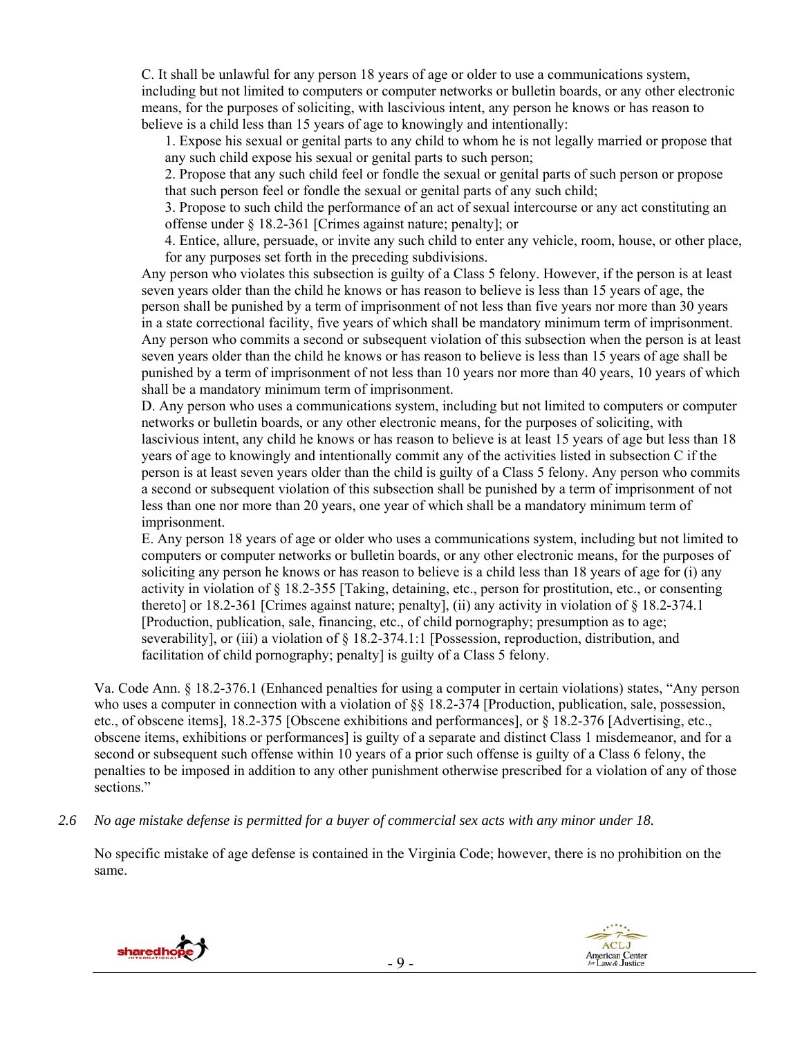C. It shall be unlawful for any person 18 years of age or older to use a communications system, including but not limited to computers or computer networks or bulletin boards, or any other electronic means, for the purposes of soliciting, with lascivious intent, any person he knows or has reason to believe is a child less than 15 years of age to knowingly and intentionally:

1. Expose his sexual or genital parts to any child to whom he is not legally married or propose that any such child expose his sexual or genital parts to such person;
2. Propose that any such child feel or fondle the sexual or genital parts of such person or propose that such person feel or fondle the sexual or genital parts of any such child;
3. Propose to such child the performance of an act of sexual intercourse or any act constituting an offense under § 18.2-361 [Crimes against nature; penalty]; or
4. Entice, allure, persuade, or invite any such child to enter any vehicle, room, house, or other place, for any purposes set forth in the preceding subdivisions.

Any person who violates this subsection is guilty of a Class 5 felony. However, if the person is at least seven years older than the child he knows or has reason to believe is less than 15 years of age, the person shall be punished by a term of imprisonment of not less than five years nor more than 30 years in a state correctional facility, five years of which shall be mandatory minimum term of imprisonment. Any person who commits a second or subsequent violation of this subsection when the person is at least seven years older than the child he knows or has reason to believe is less than 15 years of age shall be punished by a term of imprisonment of not less than 10 years nor more than 40 years, 10 years of which shall be a mandatory minimum term of imprisonment.

D. Any person who uses a communications system, including but not limited to computers or computer networks or bulletin boards, or any other electronic means, for the purposes of soliciting, with lascivious intent, any child he knows or has reason to believe is at least 15 years of age but less than 18 years of age to knowingly and intentionally commit any of the activities listed in subsection C if the person is at least seven years older than the child is guilty of a Class 5 felony. Any person who commits a second or subsequent violation of this subsection shall be punished by a term of imprisonment of not less than one nor more than 20 years, one year of which shall be a mandatory minimum term of imprisonment.

E. Any person 18 years of age or older who uses a communications system, including but not limited to computers or computer networks or bulletin boards, or any other electronic means, for the purposes of soliciting any person he knows or has reason to believe is a child less than 18 years of age for (i) any activity in violation of § 18.2-355 [Taking, detaining, etc., person for prostitution, etc., or consenting thereto] or 18.2-361 [Crimes against nature; penalty], (ii) any activity in violation of § 18.2-374.1 [Production, publication, sale, financing, etc., of child pornography; presumption as to age; severability], or (iii) a violation of § 18.2-374.1:1 [Possession, reproduction, distribution, and facilitation of child pornography; penalty] is guilty of a Class 5 felony.

Va. Code Ann. § 18.2-376.1 (Enhanced penalties for using a computer in certain violations) states, "Any person who uses a computer in connection with a violation of §§ 18.2-374 [Production, publication, sale, possession, etc., of obscene items], 18.2-375 [Obscene exhibitions and performances], or § 18.2-376 [Advertising, etc., obscene items, exhibitions or performances] is guilty of a separate and distinct Class 1 misdemeanor, and for a second or subsequent such offense within 10 years of a prior such offense is guilty of a Class 6 felony, the penalties to be imposed in addition to any other punishment otherwise prescribed for a violation of any of those sections."

*2.6 No age mistake defense is permitted for a buyer of commercial sex acts with any minor under 18.*

No specific mistake of age defense is contained in the Virginia Code; however, there is no prohibition on the same.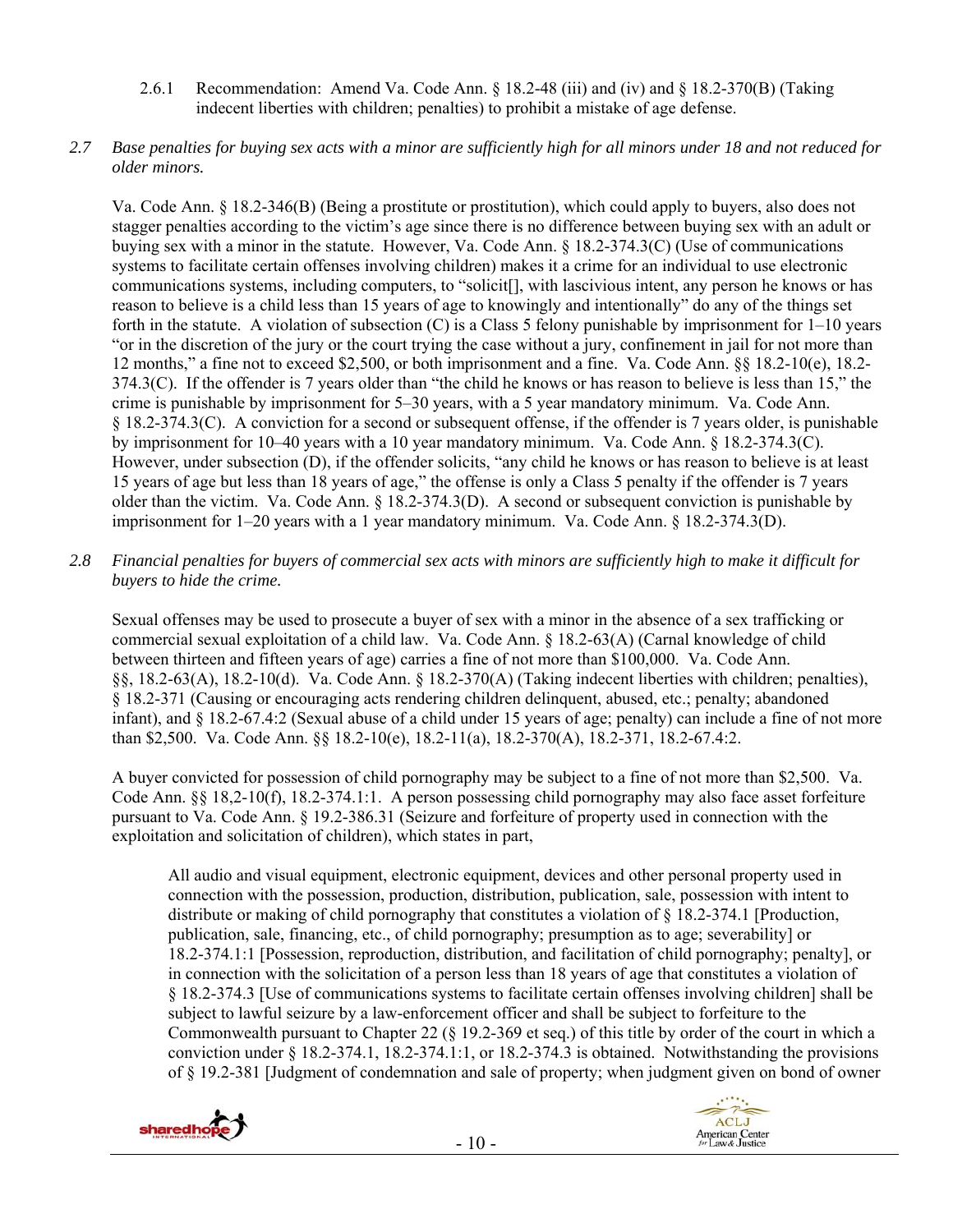2.6.1 Recommendation: Amend Va. Code Ann. § 18.2-48 (iii) and (iv) and § 18.2-370(B) (Taking indecent liberties with children; penalties) to prohibit a mistake of age defense.

*2.7 Base penalties for buying sex acts with a minor are sufficiently high for all minors under 18 and not reduced for older minors.*

Va. Code Ann. § 18.2-346(B) (Being a prostitute or prostitution), which could apply to buyers, also does not stagger penalties according to the victim's age since there is no difference between buying sex with an adult or buying sex with a minor in the statute. However, Va. Code Ann. § 18.2-374.3(C) (Use of communications systems to facilitate certain offenses involving children) makes it a crime for an individual to use electronic communications systems, including computers, to "solicit[], with lascivious intent, any person he knows or has reason to believe is a child less than 15 years of age to knowingly and intentionally" do any of the things set forth in the statute. A violation of subsection (C) is a Class 5 felony punishable by imprisonment for 1–10 years "or in the discretion of the jury or the court trying the case without a jury, confinement in jail for not more than 12 months," a fine not to exceed $2,500, or both imprisonment and a fine. Va. Code Ann. §§ 18.2-10(e), 18.2-374.3(C). If the offender is 7 years older than "the child he knows or has reason to believe is less than 15," the crime is punishable by imprisonment for 5–30 years, with a 5 year mandatory minimum. Va. Code Ann. § 18.2-374.3(C). A conviction for a second or subsequent offense, if the offender is 7 years older, is punishable by imprisonment for 10–40 years with a 10 year mandatory minimum. Va. Code Ann. § 18.2-374.3(C). However, under subsection (D), if the offender solicits, "any child he knows or has reason to believe is at least 15 years of age but less than 18 years of age," the offense is only a Class 5 penalty if the offender is 7 years older than the victim. Va. Code Ann. § 18.2-374.3(D). A second or subsequent conviction is punishable by imprisonment for 1–20 years with a 1 year mandatory minimum. Va. Code Ann. § 18.2-374.3(D).

*2.8 Financial penalties for buyers of commercial sex acts with minors are sufficiently high to make it difficult for buyers to hide the crime.*

Sexual offenses may be used to prosecute a buyer of sex with a minor in the absence of a sex trafficking or commercial sexual exploitation of a child law. Va. Code Ann. § 18.2-63(A) (Carnal knowledge of child between thirteen and fifteen years of age) carries a fine of not more than $100,000. Va. Code Ann. §§, 18.2-63(A), 18.2-10(d). Va. Code Ann. § 18.2-370(A) (Taking indecent liberties with children; penalties), § 18.2-371 (Causing or encouraging acts rendering children delinquent, abused, etc.; penalty; abandoned infant), and § 18.2-67.4:2 (Sexual abuse of a child under 15 years of age; penalty) can include a fine of not more than $2,500. Va. Code Ann. §§ 18.2-10(e), 18.2-11(a), 18.2-370(A), 18.2-371, 18.2-67.4:2.

A buyer convicted for possession of child pornography may be subject to a fine of not more than $2,500. Va. Code Ann. §§ 18,2-10(f), 18.2-374.1:1. A person possessing child pornography may also face asset forfeiture pursuant to Va. Code Ann. § 19.2-386.31 (Seizure and forfeiture of property used in connection with the exploitation and solicitation of children), which states in part,

> All audio and visual equipment, electronic equipment, devices and other personal property used in connection with the possession, production, distribution, publication, sale, possession with intent to distribute or making of child pornography that constitutes a violation of § 18.2-374.1 [Production, publication, sale, financing, etc., of child pornography; presumption as to age; severability] or 18.2-374.1:1 [Possession, reproduction, distribution, and facilitation of child pornography; penalty], or in connection with the solicitation of a person less than 18 years of age that constitutes a violation of § 18.2-374.3 [Use of communications systems to facilitate certain offenses involving children] shall be subject to lawful seizure by a law-enforcement officer and shall be subject to forfeiture to the Commonwealth pursuant to Chapter 22 (§ 19.2-369 et seq.) of this title by order of the court in which a conviction under § 18.2-374.1, 18.2-374.1:1, or 18.2-374.3 is obtained. Notwithstanding the provisions of § 19.2-381 [Judgment of condemnation and sale of property; when judgment given on bond of owner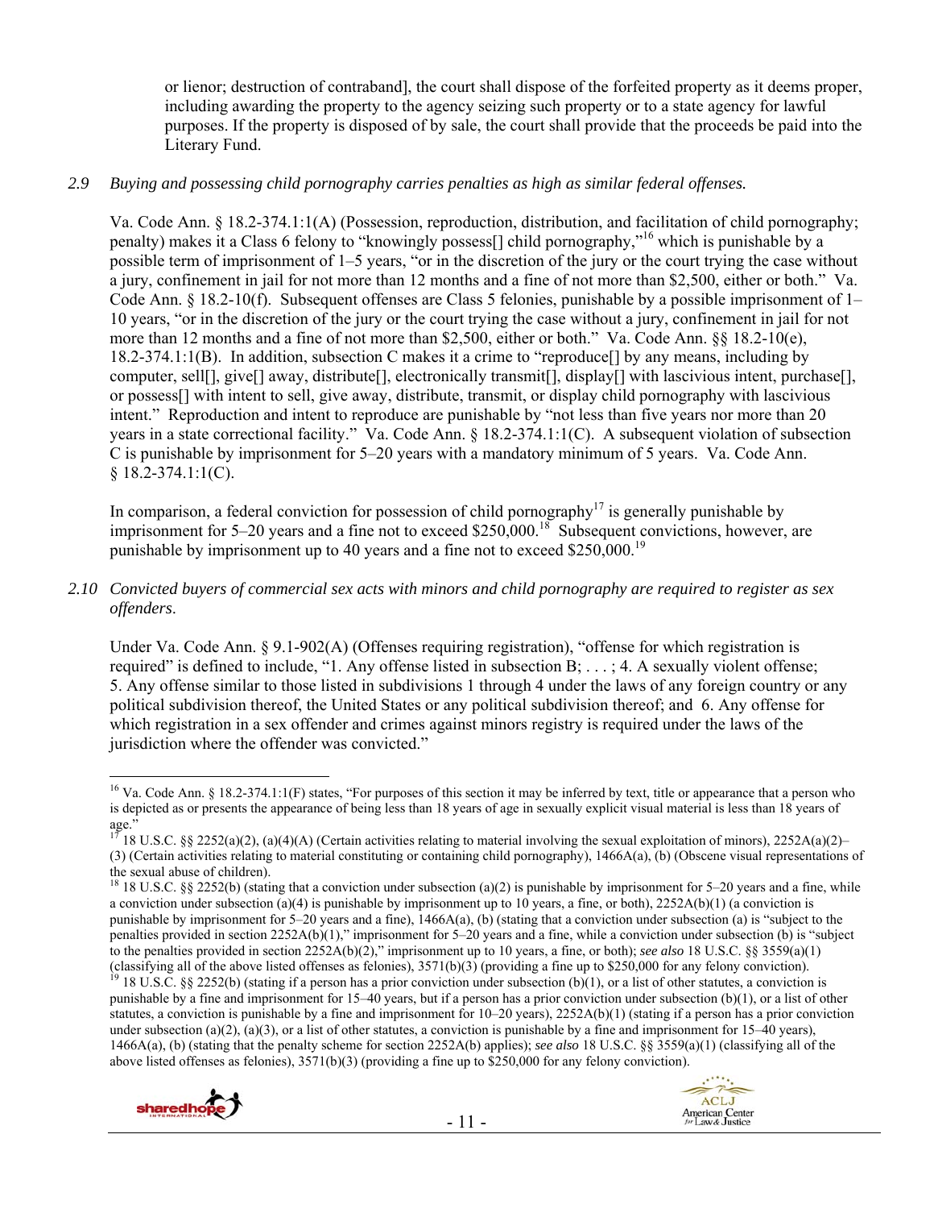or lienor; destruction of contraband], the court shall dispose of the forfeited property as it deems proper, including awarding the property to the agency seizing such property or to a state agency for lawful purposes. If the property is disposed of by sale, the court shall provide that the proceeds be paid into the Literary Fund.

*2.9 Buying and possessing child pornography carries penalties as high as similar federal offenses.*

Va. Code Ann. § 18.2-374.1:1(A) (Possession, reproduction, distribution, and facilitation of child pornography; penalty) makes it a Class 6 felony to "knowingly possess[] child pornography,"[16] which is punishable by a possible term of imprisonment of 1–5 years, "or in the discretion of the jury or the court trying the case without a jury, confinement in jail for not more than 12 months and a fine of not more than $2,500, either or both." Va. Code Ann. § 18.2-10(f). Subsequent offenses are Class 5 felonies, punishable by a possible imprisonment of 1–10 years, "or in the discretion of the jury or the court trying the case without a jury, confinement in jail for not more than 12 months and a fine of not more than $2,500, either or both." Va. Code Ann. §§ 18.2-10(e), 18.2-374.1:1(B). In addition, subsection C makes it a crime to "reproduce[] by any means, including by computer, sell[], give[] away, distribute[], electronically transmit[], display[] with lascivious intent, purchase[], or possess[] with intent to sell, give away, distribute, transmit, or display child pornography with lascivious intent." Reproduction and intent to reproduce are punishable by "not less than five years nor more than 20 years in a state correctional facility." Va. Code Ann. § 18.2-374.1:1(C). A subsequent violation of subsection C is punishable by imprisonment for 5–20 years with a mandatory minimum of 5 years. Va. Code Ann. § 18.2-374.1:1(C).

In comparison, a federal conviction for possession of child pornography[17] is generally punishable by imprisonment for 5–20 years and a fine not to exceed $250,000.[18] Subsequent convictions, however, are punishable by imprisonment up to 40 years and a fine not to exceed $250,000.[19]

*2.10 Convicted buyers of commercial sex acts with minors and child pornography are required to register as sex offenders.*

Under Va. Code Ann. § 9.1-902(A) (Offenses requiring registration), "offense for which registration is required" is defined to include, "1. Any offense listed in subsection B; . . . ; 4. A sexually violent offense; 5. Any offense similar to those listed in subdivisions 1 through 4 under the laws of any foreign country or any political subdivision thereof, the United States or any political subdivision thereof; and 6. Any offense for which registration in a sex offender and crimes against minors registry is required under the laws of the jurisdiction where the offender was convicted."

---

[16] Va. Code Ann. § 18.2-374.1:1(F) states, "For purposes of this section it may be inferred by text, title or appearance that a person who is depicted as or presents the appearance of being less than 18 years of age in sexually explicit visual material is less than 18 years of age."

[17] 18 U.S.C. §§ 2252(a)(2), (a)(4)(A) (Certain activities relating to material involving the sexual exploitation of minors), 2252A(a)(2)–(3) (Certain activities relating to material constituting or containing child pornography), 1466A(a), (b) (Obscene visual representations of the sexual abuse of children).

[18] 18 U.S.C. §§ 2252(b) (stating that a conviction under subsection (a)(2) is punishable by imprisonment for 5–20 years and a fine, while a conviction under subsection (a)(4) is punishable by imprisonment up to 10 years, a fine, or both), 2252A(b)(1) (a conviction is punishable by imprisonment for 5–20 years and a fine), 1466A(a), (b) (stating that a conviction under subsection (a) is "subject to the penalties provided in section 2252A(b)(1)," imprisonment for 5–20 years and a fine, while a conviction under subsection (b) is "subject to the penalties provided in section 2252A(b)(2)," imprisonment up to 10 years, a fine, or both); *see also* 18 U.S.C. §§ 3559(a)(1) (classifying all of the above listed offenses as felonies), 3571(b)(3) (providing a fine up to $250,000 for any felony conviction).

[19] 18 U.S.C. §§ 2252(b) (stating if a person has a prior conviction under subsection (b)(1), or a list of other statutes, a conviction is punishable by a fine and imprisonment for 15–40 years, but if a person has a prior conviction under subsection (b)(1), or a list of other statutes, a conviction is punishable by a fine and imprisonment for 10–20 years), 2252A(b)(1) (stating if a person has a prior conviction under subsection (a)(2), (a)(3), or a list of other statutes, a conviction is punishable by a fine and imprisonment for 15–40 years), 1466A(a), (b) (stating that the penalty scheme for section 2252A(b) applies); *see also* 18 U.S.C. §§ 3559(a)(1) (classifying all of the above listed offenses as felonies), 3571(b)(3) (providing a fine up to $250,000 for any felony conviction).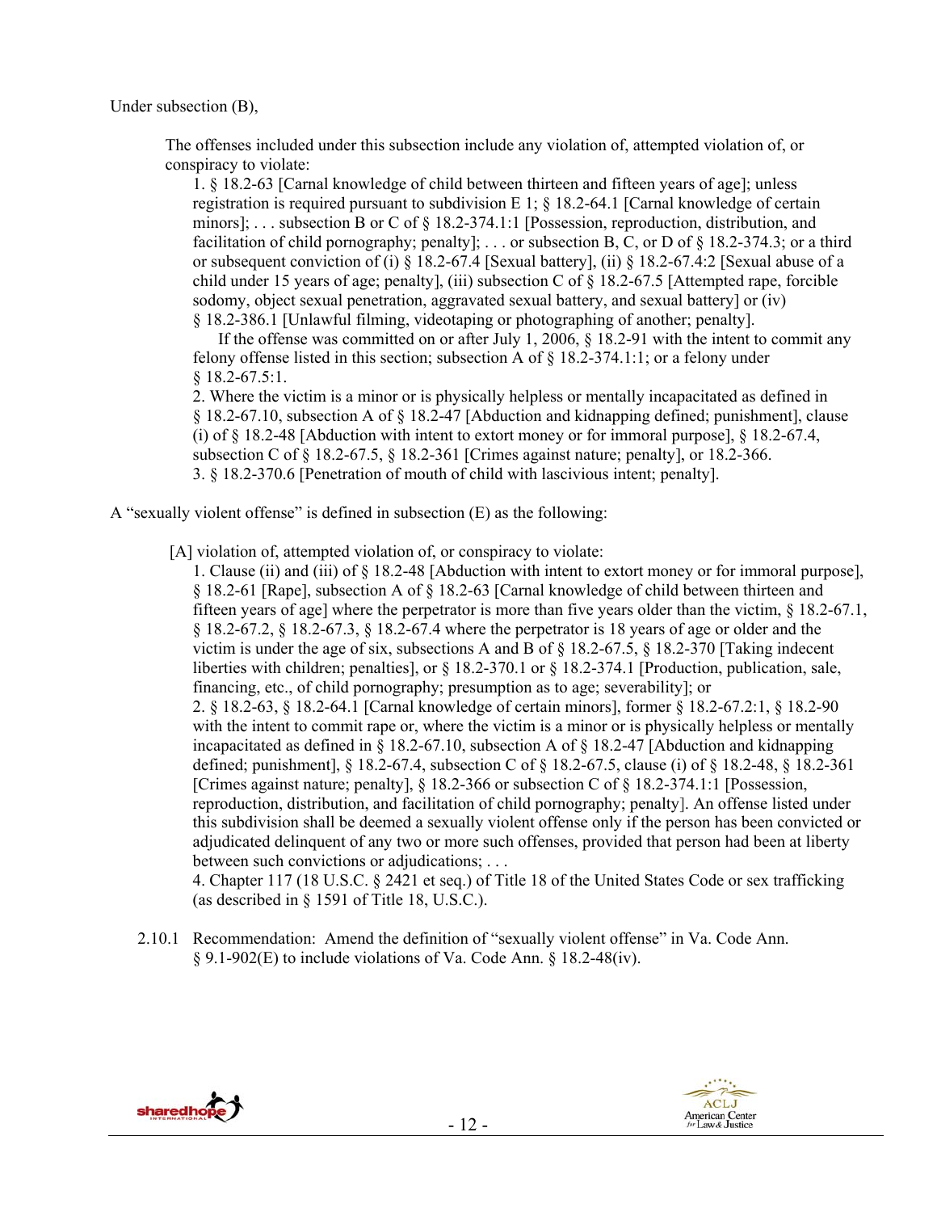Under subsection (B),

> The offenses included under this subsection include any violation of, attempted violation of, or conspiracy to violate:
>
> 1. § 18.2-63 [Carnal knowledge of child between thirteen and fifteen years of age]; unless registration is required pursuant to subdivision E 1; § 18.2-64.1 [Carnal knowledge of certain minors]; . . . subsection B or C of § 18.2-374.1:1 [Possession, reproduction, distribution, and facilitation of child pornography; penalty]; . . . or subsection B, C, or D of § 18.2-374.3; or a third or subsequent conviction of (i) § 18.2-67.4 [Sexual battery], (ii) § 18.2-67.4:2 [Sexual abuse of a child under 15 years of age; penalty], (iii) subsection C of § 18.2-67.5 [Attempted rape, forcible sodomy, object sexual penetration, aggravated sexual battery, and sexual battery] or (iv) § 18.2-386.1 [Unlawful filming, videotaping or photographing of another; penalty].
>
> If the offense was committed on or after July 1, 2006, § 18.2-91 with the intent to commit any felony offense listed in this section; subsection A of § 18.2-374.1:1; or a felony under § 18.2-67.5:1.
>
> 2. Where the victim is a minor or is physically helpless or mentally incapacitated as defined in § 18.2-67.10, subsection A of § 18.2-47 [Abduction and kidnapping defined; punishment], clause (i) of § 18.2-48 [Abduction with intent to extort money or for immoral purpose], § 18.2-67.4, subsection C of § 18.2-67.5, § 18.2-361 [Crimes against nature; penalty], or 18.2-366.
>
> 3. § 18.2-370.6 [Penetration of mouth of child with lascivious intent; penalty].

A "sexually violent offense" is defined in subsection (E) as the following:

> [A] violation of, attempted violation of, or conspiracy to violate:
>
> 1. Clause (ii) and (iii) of § 18.2-48 [Abduction with intent to extort money or for immoral purpose], § 18.2-61 [Rape], subsection A of § 18.2-63 [Carnal knowledge of child between thirteen and fifteen years of age] where the perpetrator is more than five years older than the victim, § 18.2-67.1, § 18.2-67.2, § 18.2-67.3, § 18.2-67.4 where the perpetrator is 18 years of age or older and the victim is under the age of six, subsections A and B of § 18.2-67.5, § 18.2-370 [Taking indecent liberties with children; penalties], or § 18.2-370.1 or § 18.2-374.1 [Production, publication, sale, financing, etc., of child pornography; presumption as to age; severability]; or
>
> 2. § 18.2-63, § 18.2-64.1 [Carnal knowledge of certain minors], former § 18.2-67.2:1, § 18.2-90 with the intent to commit rape or, where the victim is a minor or is physically helpless or mentally incapacitated as defined in § 18.2-67.10, subsection A of § 18.2-47 [Abduction and kidnapping defined; punishment], § 18.2-67.4, subsection C of § 18.2-67.5, clause (i) of § 18.2-48, § 18.2-361 [Crimes against nature; penalty], § 18.2-366 or subsection C of § 18.2-374.1:1 [Possession, reproduction, distribution, and facilitation of child pornography; penalty]. An offense listed under this subdivision shall be deemed a sexually violent offense only if the person has been convicted or adjudicated delinquent of any two or more such offenses, provided that person had been at liberty between such convictions or adjudications; . . .
>
> 4. Chapter 117 (18 U.S.C. § 2421 et seq.) of Title 18 of the United States Code or sex trafficking (as described in § 1591 of Title 18, U.S.C.).

2.10.1 Recommendation: Amend the definition of "sexually violent offense" in Va. Code Ann. § 9.1-902(E) to include violations of Va. Code Ann. § 18.2-48(iv).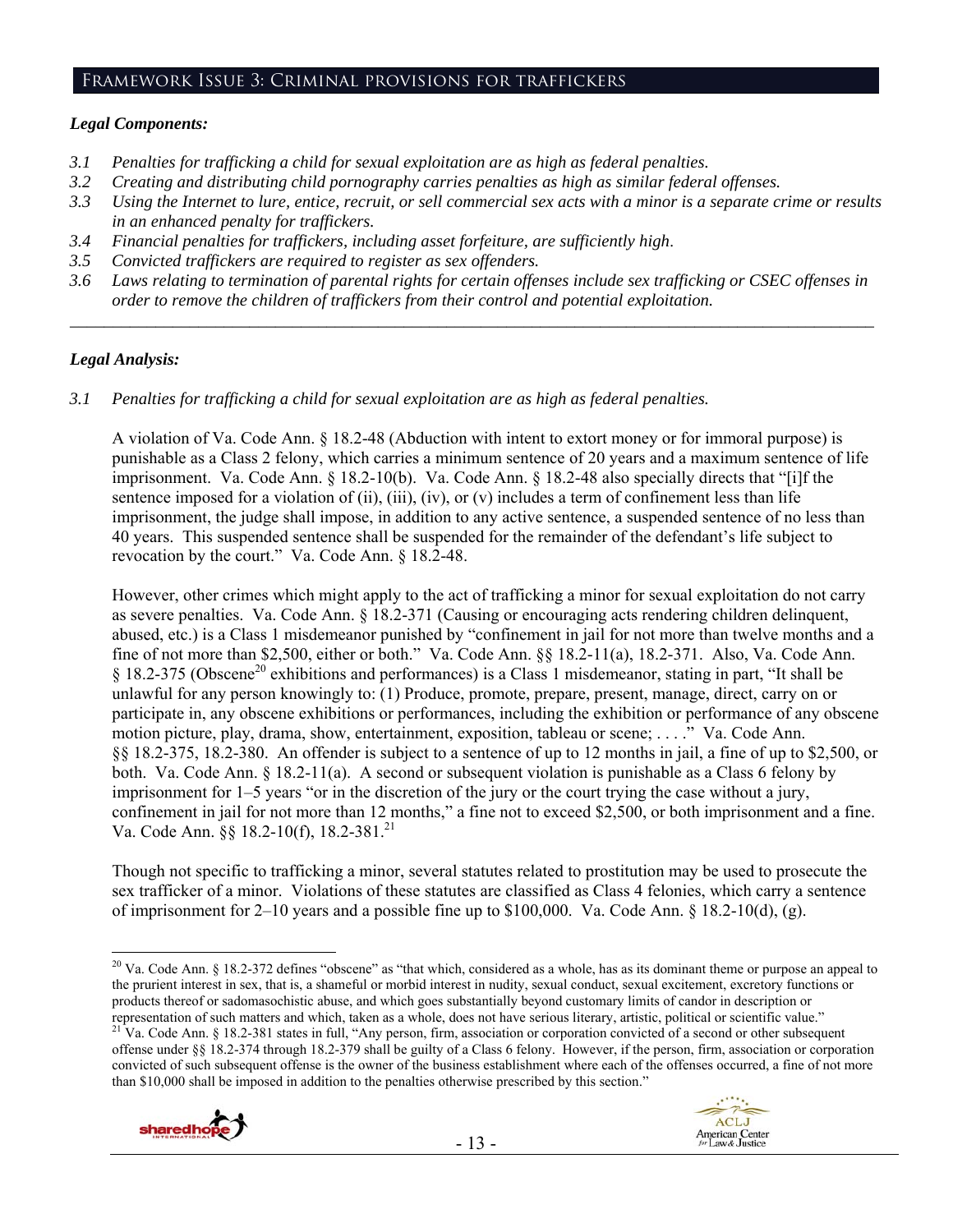## Framework Issue 3: Criminal provisions for traffickers

*Legal Components:*

- *3.1 Penalties for trafficking a child for sexual exploitation are as high as federal penalties.*
- *3.2 Creating and distributing child pornography carries penalties as high as similar federal offenses.*
- *3.3 Using the Internet to lure, entice, recruit, or sell commercial sex acts with a minor is a separate crime or results in an enhanced penalty for traffickers.*
- *3.4 Financial penalties for traffickers, including asset forfeiture, are sufficiently high.*
- *3.5 Convicted traffickers are required to register as sex offenders.*
- *3.6 Laws relating to termination of parental rights for certain offenses include sex trafficking or CSEC offenses in order to remove the children of traffickers from their control and potential exploitation.*

---

*Legal Analysis:*

*3.1 Penalties for trafficking a child for sexual exploitation are as high as federal penalties.*

A violation of Va. Code Ann. § 18.2-48 (Abduction with intent to extort money or for immoral purpose) is punishable as a Class 2 felony, which carries a minimum sentence of 20 years and a maximum sentence of life imprisonment. Va. Code Ann. § 18.2-10(b). Va. Code Ann. § 18.2-48 also specially directs that "[i]f the sentence imposed for a violation of (ii), (iii), (iv), or (v) includes a term of confinement less than life imprisonment, the judge shall impose, in addition to any active sentence, a suspended sentence of no less than 40 years. This suspended sentence shall be suspended for the remainder of the defendant's life subject to revocation by the court." Va. Code Ann. § 18.2-48.

However, other crimes which might apply to the act of trafficking a minor for sexual exploitation do not carry as severe penalties. Va. Code Ann. § 18.2-371 (Causing or encouraging acts rendering children delinquent, abused, etc.) is a Class 1 misdemeanor punished by "confinement in jail for not more than twelve months and a fine of not more than $2,500, either or both." Va. Code Ann. §§ 18.2-11(a), 18.2-371. Also, Va. Code Ann. § 18.2-375 (Obscene[20] exhibitions and performances) is a Class 1 misdemeanor, stating in part, "It shall be unlawful for any person knowingly to: (1) Produce, promote, prepare, present, manage, direct, carry on or participate in, any obscene exhibitions or performances, including the exhibition or performance of any obscene motion picture, play, drama, show, entertainment, exposition, tableau or scene; . . . ." Va. Code Ann. §§ 18.2-375, 18.2-380. An offender is subject to a sentence of up to 12 months in jail, a fine of up to $2,500, or both. Va. Code Ann. § 18.2-11(a). A second or subsequent violation is punishable as a Class 6 felony by imprisonment for 1–5 years "or in the discretion of the jury or the court trying the case without a jury, confinement in jail for not more than 12 months," a fine not to exceed $2,500, or both imprisonment and a fine. Va. Code Ann. §§ 18.2-10(f), 18.2-381.[21]

Though not specific to trafficking a minor, several statutes related to prostitution may be used to prosecute the sex trafficker of a minor. Violations of these statutes are classified as Class 4 felonies, which carry a sentence of imprisonment for 2–10 years and a possible fine up to $100,000. Va. Code Ann. § 18.2-10(d), (g).

---

[20] Va. Code Ann. § 18.2-372 defines "obscene" as "that which, considered as a whole, has as its dominant theme or purpose an appeal to the prurient interest in sex, that is, a shameful or morbid interest in nudity, sexual conduct, sexual excitement, excretory functions or products thereof or sadomasochistic abuse, and which goes substantially beyond customary limits of candor in description or representation of such matters and which, taken as a whole, does not have serious literary, artistic, political or scientific value."

[21] Va. Code Ann. § 18.2-381 states in full, "Any person, firm, association or corporation convicted of a second or other subsequent offense under §§ 18.2-374 through 18.2-379 shall be guilty of a Class 6 felony. However, if the person, firm, association or corporation convicted of such subsequent offense is the owner of the business establishment where each of the offenses occurred, a fine of not more than $10,000 shall be imposed in addition to the penalties otherwise prescribed by this section."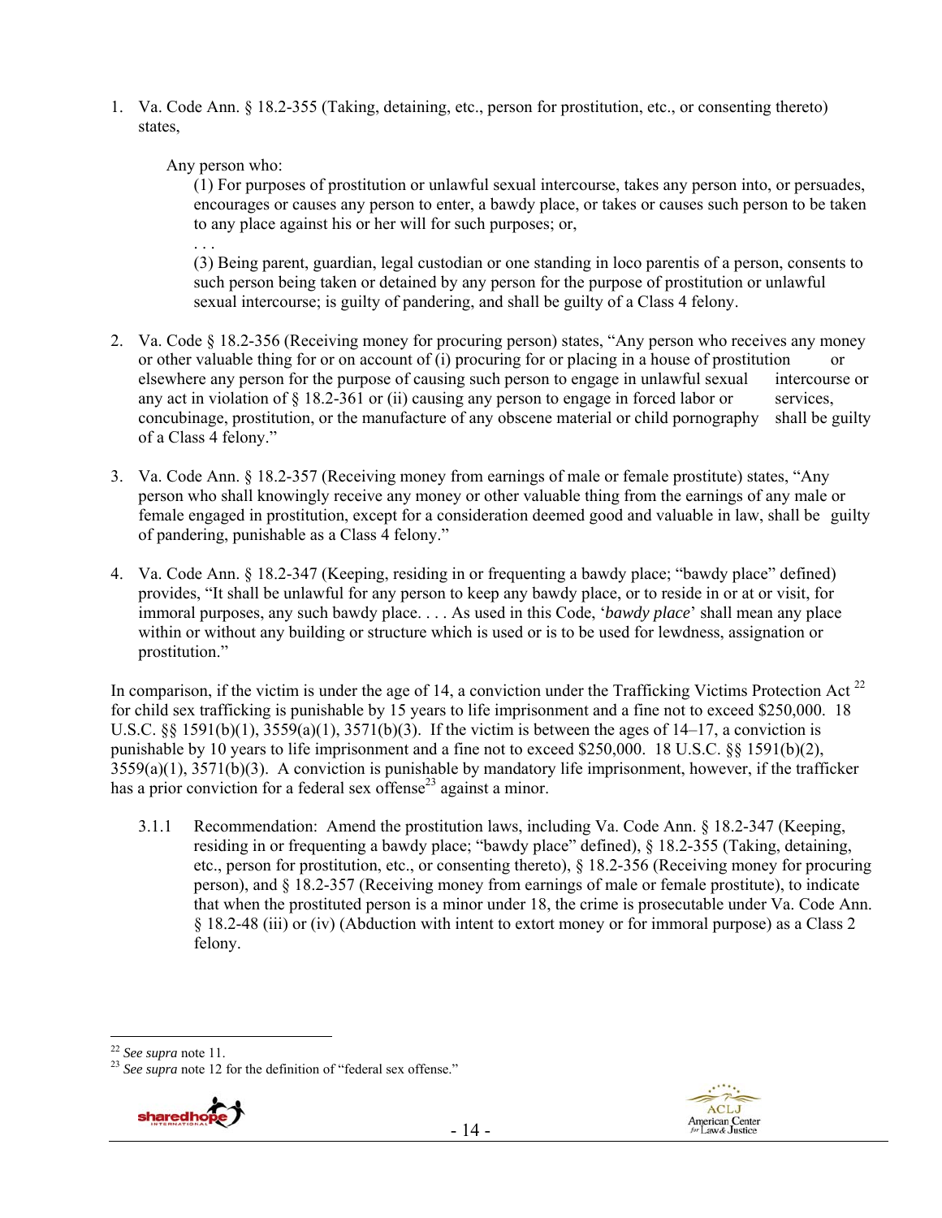1. Va. Code Ann. § 18.2-355 (Taking, detaining, etc., person for prostitution, etc., or consenting thereto) states,

   Any person who:

   (1) For purposes of prostitution or unlawful sexual intercourse, takes any person into, or persuades, encourages or causes any person to enter, a bawdy place, or takes or causes such person to be taken to any place against his or her will for such purposes; or,

   . . .

   (3) Being parent, guardian, legal custodian or one standing in loco parentis of a person, consents to such person being taken or detained by any person for the purpose of prostitution or unlawful sexual intercourse; is guilty of pandering, and shall be guilty of a Class 4 felony.

2. Va. Code § 18.2-356 (Receiving money for procuring person) states, "Any person who receives any money or other valuable thing for or on account of (i) procuring for or placing in a house of prostitution or elsewhere any person for the purpose of causing such person to engage in unlawful sexual intercourse or any act in violation of § 18.2-361 or (ii) causing any person to engage in forced labor or services, concubinage, prostitution, or the manufacture of any obscene material or child pornography shall be guilty of a Class 4 felony."

3. Va. Code Ann. § 18.2-357 (Receiving money from earnings of male or female prostitute) states, "Any person who shall knowingly receive any money or other valuable thing from the earnings of any male or female engaged in prostitution, except for a consideration deemed good and valuable in law, shall be guilty of pandering, punishable as a Class 4 felony."

4. Va. Code Ann. § 18.2-347 (Keeping, residing in or frequenting a bawdy place; "bawdy place" defined) provides, "It shall be unlawful for any person to keep any bawdy place, or to reside in or at or visit, for immoral purposes, any such bawdy place. . . . As used in this Code, '*bawdy place*' shall mean any place within or without any building or structure which is used or is to be used for lewdness, assignation or prostitution."

In comparison, if the victim is under the age of 14, a conviction under the Trafficking Victims Protection Act [22] for child sex trafficking is punishable by 15 years to life imprisonment and a fine not to exceed $250,000. 18 U.S.C. §§ 1591(b)(1), 3559(a)(1), 3571(b)(3). If the victim is between the ages of 14–17, a conviction is punishable by 10 years to life imprisonment and a fine not to exceed $250,000. 18 U.S.C. §§ 1591(b)(2), 3559(a)(1), 3571(b)(3). A conviction is punishable by mandatory life imprisonment, however, if the trafficker has a prior conviction for a federal sex offense[23] against a minor.

3.1.1 Recommendation: Amend the prostitution laws, including Va. Code Ann. § 18.2-347 (Keeping, residing in or frequenting a bawdy place; "bawdy place" defined), § 18.2-355 (Taking, detaining, etc., person for prostitution, etc., or consenting thereto), § 18.2-356 (Receiving money for procuring person), and § 18.2-357 (Receiving money from earnings of male or female prostitute), to indicate that when the prostituted person is a minor under 18, the crime is prosecutable under Va. Code Ann. § 18.2-48 (iii) or (iv) (Abduction with intent to extort money or for immoral purpose) as a Class 2 felony.

---

[22] *See supra* note 11.

[23] *See supra* note 12 for the definition of "federal sex offense."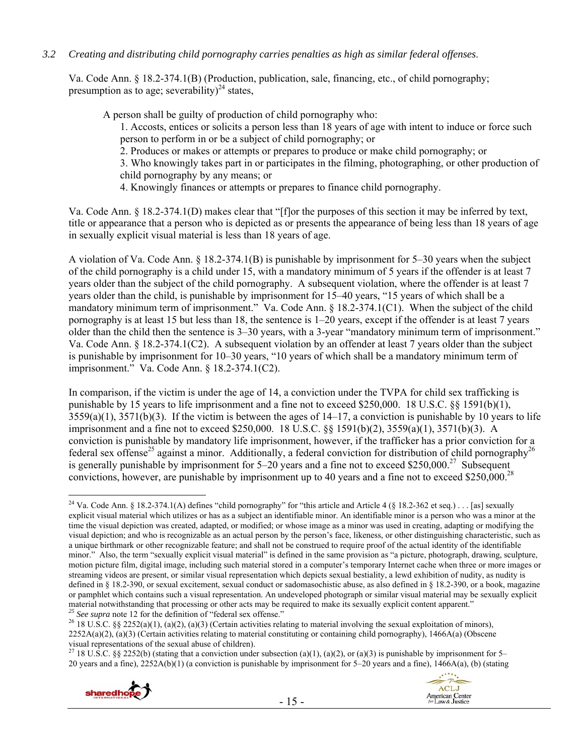*3.2 Creating and distributing child pornography carries penalties as high as similar federal offenses.*

Va. Code Ann. § 18.2-374.1(B) (Production, publication, sale, financing, etc., of child pornography; presumption as to age; severability)[24] states,

> A person shall be guilty of production of child pornography who:
>
> 1. Accosts, entices or solicits a person less than 18 years of age with intent to induce or force such person to perform in or be a subject of child pornography; or
> 2. Produces or makes or attempts or prepares to produce or make child pornography; or
> 3. Who knowingly takes part in or participates in the filming, photographing, or other production of child pornography by any means; or
> 4. Knowingly finances or attempts or prepares to finance child pornography.

Va. Code Ann. § 18.2-374.1(D) makes clear that "[f]or the purposes of this section it may be inferred by text, title or appearance that a person who is depicted as or presents the appearance of being less than 18 years of age in sexually explicit visual material is less than 18 years of age.

A violation of Va. Code Ann. § 18.2-374.1(B) is punishable by imprisonment for 5–30 years when the subject of the child pornography is a child under 15, with a mandatory minimum of 5 years if the offender is at least 7 years older than the subject of the child pornography. A subsequent violation, where the offender is at least 7 years older than the child, is punishable by imprisonment for 15–40 years, "15 years of which shall be a mandatory minimum term of imprisonment." Va. Code Ann. § 18.2-374.1(C1). When the subject of the child pornography is at least 15 but less than 18, the sentence is 1–20 years, except if the offender is at least 7 years older than the child then the sentence is 3–30 years, with a 3-year "mandatory minimum term of imprisonment." Va. Code Ann. § 18.2-374.1(C2). A subsequent violation by an offender at least 7 years older than the subject is punishable by imprisonment for 10–30 years, "10 years of which shall be a mandatory minimum term of imprisonment." Va. Code Ann. § 18.2-374.1(C2).

In comparison, if the victim is under the age of 14, a conviction under the TVPA for child sex trafficking is punishable by 15 years to life imprisonment and a fine not to exceed $250,000. 18 U.S.C. §§ 1591(b)(1), 3559(a)(1), 3571(b)(3). If the victim is between the ages of 14–17, a conviction is punishable by 10 years to life imprisonment and a fine not to exceed $250,000. 18 U.S.C. §§ 1591(b)(2), 3559(a)(1), 3571(b)(3). A conviction is punishable by mandatory life imprisonment, however, if the trafficker has a prior conviction for a federal sex offense[25] against a minor. Additionally, a federal conviction for distribution of child pornography[26] is generally punishable by imprisonment for 5–20 years and a fine not to exceed $250,000.[27] Subsequent convictions, however, are punishable by imprisonment up to 40 years and a fine not to exceed $250,000.[28]

---

[24] Va. Code Ann. § 18.2-374.1(A) defines "child pornography" for "this article and Article 4 (§ 18.2-362 et seq.) . . . [as] sexually explicit visual material which utilizes or has as a subject an identifiable minor. An identifiable minor is a person who was a minor at the time the visual depiction was created, adapted, or modified; or whose image as a minor was used in creating, adapting or modifying the visual depiction; and who is recognizable as an actual person by the person's face, likeness, or other distinguishing characteristic, such as a unique birthmark or other recognizable feature; and shall not be construed to require proof of the actual identity of the identifiable minor." Also, the term "sexually explicit visual material" is defined in the same provision as "a picture, photograph, drawing, sculpture, motion picture film, digital image, including such material stored in a computer's temporary Internet cache when three or more images or streaming videos are present, or similar visual representation which depicts sexual bestiality, a lewd exhibition of nudity, as nudity is defined in § 18.2-390, or sexual excitement, sexual conduct or sadomasochistic abuse, as also defined in § 18.2-390, or a book, magazine or pamphlet which contains such a visual representation. An undeveloped photograph or similar visual material may be sexually explicit material notwithstanding that processing or other acts may be required to make its sexually explicit content apparent."

[25] *See supra* note 12 for the definition of "federal sex offense."

[26] 18 U.S.C. §§ 2252(a)(1), (a)(2), (a)(3) (Certain activities relating to material involving the sexual exploitation of minors), 2252A(a)(2), (a)(3) (Certain activities relating to material constituting or containing child pornography), 1466A(a) (Obscene visual representations of the sexual abuse of children).

[27] 18 U.S.C. §§ 2252(b) (stating that a conviction under subsection (a)(1), (a)(2), or (a)(3) is punishable by imprisonment for 5–20 years and a fine), 2252A(b)(1) (a conviction is punishable by imprisonment for 5–20 years and a fine), 1466A(a), (b) (stating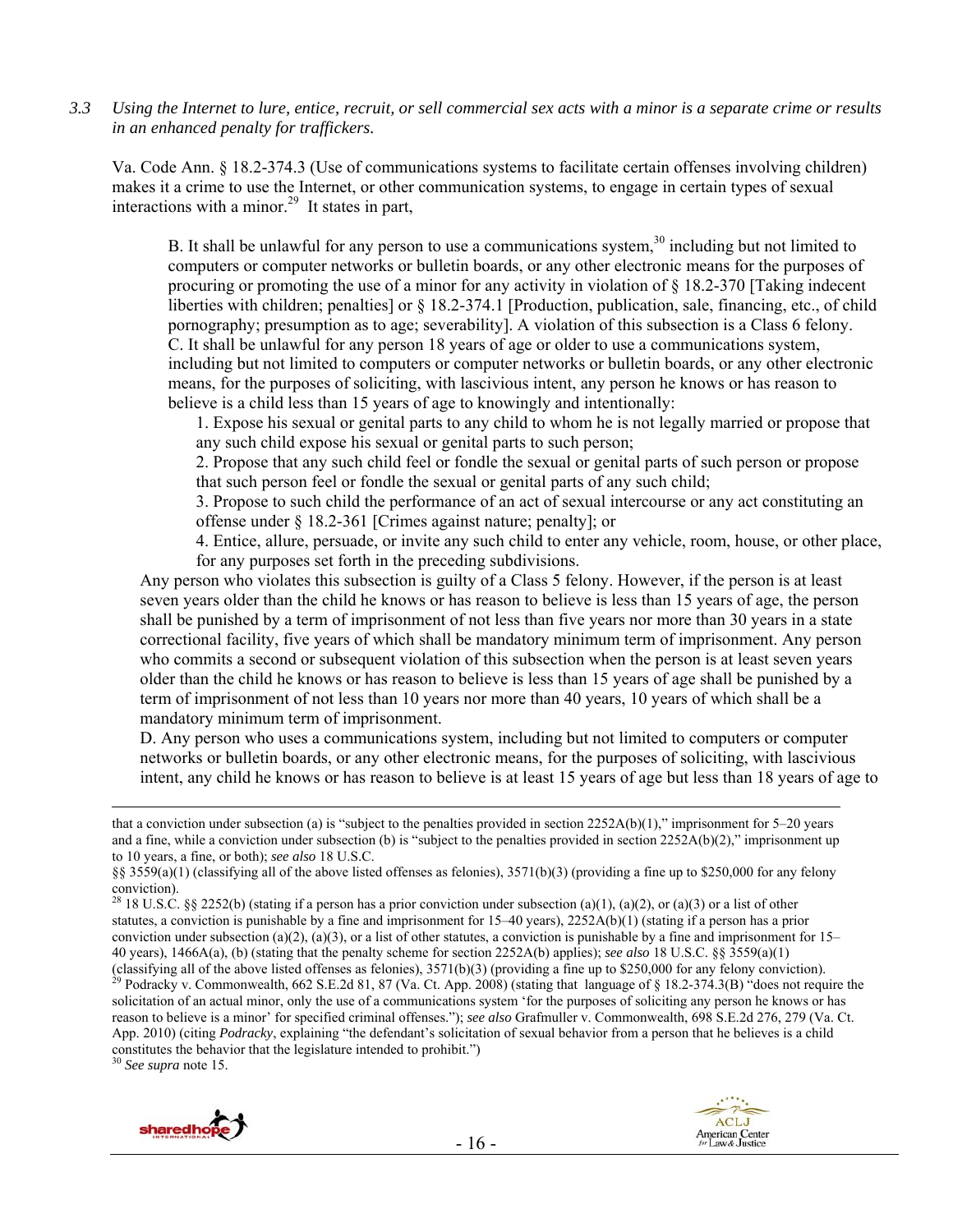*3.3 Using the Internet to lure, entice, recruit, or sell commercial sex acts with a minor is a separate crime or results in an enhanced penalty for traffickers.*

Va. Code Ann. § 18.2-374.3 (Use of communications systems to facilitate certain offenses involving children) makes it a crime to use the Internet, or other communication systems, to engage in certain types of sexual interactions with a minor.[29] It states in part,

> B. It shall be unlawful for any person to use a communications system,[30] including but not limited to computers or computer networks or bulletin boards, or any other electronic means for the purposes of procuring or promoting the use of a minor for any activity in violation of § 18.2-370 [Taking indecent liberties with children; penalties] or § 18.2-374.1 [Production, publication, sale, financing, etc., of child pornography; presumption as to age; severability]. A violation of this subsection is a Class 6 felony.
>
> C. It shall be unlawful for any person 18 years of age or older to use a communications system, including but not limited to computers or computer networks or bulletin boards, or any other electronic means, for the purposes of soliciting, with lascivious intent, any person he knows or has reason to believe is a child less than 15 years of age to knowingly and intentionally:
>
> 1. Expose his sexual or genital parts to any child to whom he is not legally married or propose that any such child expose his sexual or genital parts to such person;
> 2. Propose that any such child feel or fondle the sexual or genital parts of such person or propose that such person feel or fondle the sexual or genital parts of any such child;
> 3. Propose to such child the performance of an act of sexual intercourse or any act constituting an offense under § 18.2-361 [Crimes against nature; penalty]; or
> 4. Entice, allure, persuade, or invite any such child to enter any vehicle, room, house, or other place, for any purposes set forth in the preceding subdivisions.
>
> Any person who violates this subsection is guilty of a Class 5 felony. However, if the person is at least seven years older than the child he knows or has reason to believe is less than 15 years of age, the person shall be punished by a term of imprisonment of not less than five years nor more than 30 years in a state correctional facility, five years of which shall be mandatory minimum term of imprisonment. Any person who commits a second or subsequent violation of this subsection when the person is at least seven years older than the child he knows or has reason to believe is less than 15 years of age shall be punished by a term of imprisonment of not less than 10 years nor more than 40 years, 10 years of which shall be a mandatory minimum term of imprisonment.
>
> D. Any person who uses a communications system, including but not limited to computers or computer networks or bulletin boards, or any other electronic means, for the purposes of soliciting, with lascivious intent, any child he knows or has reason to believe is at least 15 years of age but less than 18 years of age to

---

that a conviction under subsection (a) is "subject to the penalties provided in section 2252A(b)(1)," imprisonment for 5–20 years and a fine, while a conviction under subsection (b) is "subject to the penalties provided in section 2252A(b)(2)," imprisonment up to 10 years, a fine, or both); *see also* 18 U.S.C. §§ 3559(a)(1) (classifying all of the above listed offenses as felonies), 3571(b)(3) (providing a fine up to $250,000 for any felony conviction).

[28] 18 U.S.C. §§ 2252(b) (stating if a person has a prior conviction under subsection (a)(1), (a)(2), or (a)(3) or a list of other statutes, a conviction is punishable by a fine and imprisonment for 15–40 years), 2252A(b)(1) (stating if a person has a prior conviction under subsection (a)(2), (a)(3), or a list of other statutes, a conviction is punishable by a fine and imprisonment for 15–40 years), 1466A(a), (b) (stating that the penalty scheme for section 2252A(b) applies); *see also* 18 U.S.C. §§ 3559(a)(1) (classifying all of the above listed offenses as felonies), 3571(b)(3) (providing a fine up to $250,000 for any felony conviction).

[29] Podracky v. Commonwealth, 662 S.E.2d 81, 87 (Va. Ct. App. 2008) (stating that language of § 18.2-374.3(B) "does not require the solicitation of an actual minor, only the use of a communications system 'for the purposes of soliciting any person he knows or has reason to believe is a minor' for specified criminal offenses."); *see also* Grafmuller v. Commonwealth, 698 S.E.2d 276, 279 (Va. Ct. App. 2010) (citing *Podracky*, explaining "the defendant's solicitation of sexual behavior from a person that he believes is a child constitutes the behavior that the legislature intended to prohibit.")

[30] *See supra* note 15.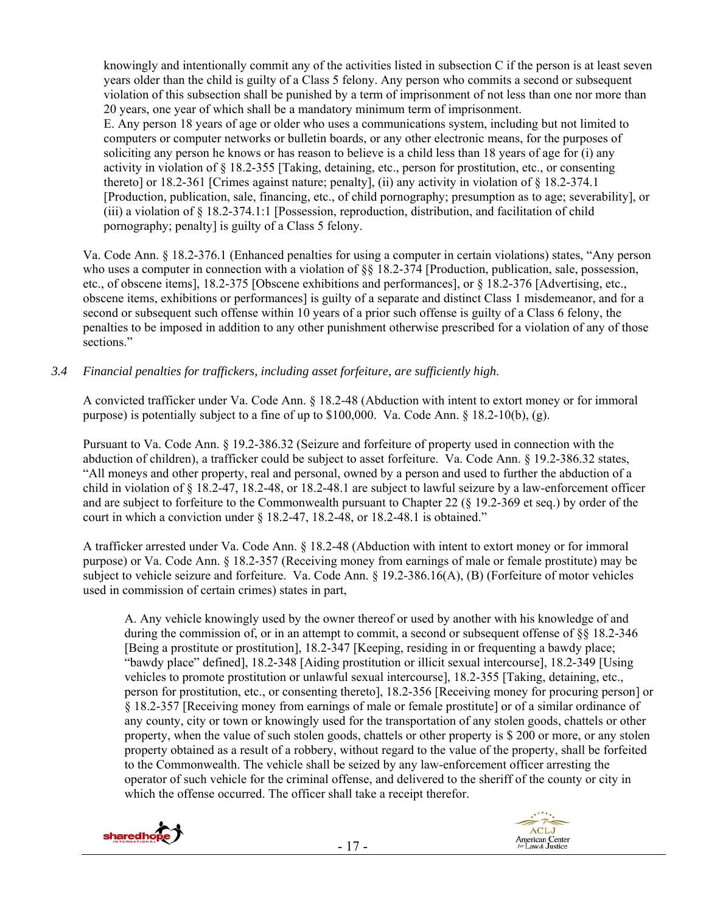knowingly and intentionally commit any of the activities listed in subsection C if the person is at least seven years older than the child is guilty of a Class 5 felony. Any person who commits a second or subsequent violation of this subsection shall be punished by a term of imprisonment of not less than one nor more than 20 years, one year of which shall be a mandatory minimum term of imprisonment.
> E. Any person 18 years of age or older who uses a communications system, including but not limited to computers or computer networks or bulletin boards, or any other electronic means, for the purposes of soliciting any person he knows or has reason to believe is a child less than 18 years of age for (i) any activity in violation of § 18.2-355 [Taking, detaining, etc., person for prostitution, etc., or consenting thereto] or 18.2-361 [Crimes against nature; penalty], (ii) any activity in violation of § 18.2-374.1 [Production, publication, sale, financing, etc., of child pornography; presumption as to age; severability], or (iii) a violation of § 18.2-374.1:1 [Possession, reproduction, distribution, and facilitation of child pornography; penalty] is guilty of a Class 5 felony.

Va. Code Ann. § 18.2-376.1 (Enhanced penalties for using a computer in certain violations) states, "Any person who uses a computer in connection with a violation of §§ 18.2-374 [Production, publication, sale, possession, etc., of obscene items], 18.2-375 [Obscene exhibitions and performances], or § 18.2-376 [Advertising, etc., obscene items, exhibitions or performances] is guilty of a separate and distinct Class 1 misdemeanor, and for a second or subsequent such offense within 10 years of a prior such offense is guilty of a Class 6 felony, the penalties to be imposed in addition to any other punishment otherwise prescribed for a violation of any of those sections."

*3.4 Financial penalties for traffickers, including asset forfeiture, are sufficiently high.*

A convicted trafficker under Va. Code Ann. § 18.2-48 (Abduction with intent to extort money or for immoral purpose) is potentially subject to a fine of up to $100,000. Va. Code Ann. § 18.2-10(b), (g).

Pursuant to Va. Code Ann. § 19.2-386.32 (Seizure and forfeiture of property used in connection with the abduction of children), a trafficker could be subject to asset forfeiture. Va. Code Ann. § 19.2-386.32 states, "All moneys and other property, real and personal, owned by a person and used to further the abduction of a child in violation of § 18.2-47, 18.2-48, or 18.2-48.1 are subject to lawful seizure by a law-enforcement officer and are subject to forfeiture to the Commonwealth pursuant to Chapter 22 (§ 19.2-369 et seq.) by order of the court in which a conviction under § 18.2-47, 18.2-48, or 18.2-48.1 is obtained."

A trafficker arrested under Va. Code Ann. § 18.2-48 (Abduction with intent to extort money or for immoral purpose) or Va. Code Ann. § 18.2-357 (Receiving money from earnings of male or female prostitute) may be subject to vehicle seizure and forfeiture. Va. Code Ann. § 19.2-386.16(A), (B) (Forfeiture of motor vehicles used in commission of certain crimes) states in part,

> A. Any vehicle knowingly used by the owner thereof or used by another with his knowledge of and during the commission of, or in an attempt to commit, a second or subsequent offense of §§ 18.2-346 [Being a prostitute or prostitution], 18.2-347 [Keeping, residing in or frequenting a bawdy place; "bawdy place" defined], 18.2-348 [Aiding prostitution or illicit sexual intercourse], 18.2-349 [Using vehicles to promote prostitution or unlawful sexual intercourse], 18.2-355 [Taking, detaining, etc., person for prostitution, etc., or consenting thereto], 18.2-356 [Receiving money for procuring person] or § 18.2-357 [Receiving money from earnings of male or female prostitute] or of a similar ordinance of any county, city or town or knowingly used for the transportation of any stolen goods, chattels or other property, when the value of such stolen goods, chattels or other property is $ 200 or more, or any stolen property obtained as a result of a robbery, without regard to the value of the property, shall be forfeited to the Commonwealth. The vehicle shall be seized by any law-enforcement officer arresting the operator of such vehicle for the criminal offense, and delivered to the sheriff of the county or city in which the offense occurred. The officer shall take a receipt therefor.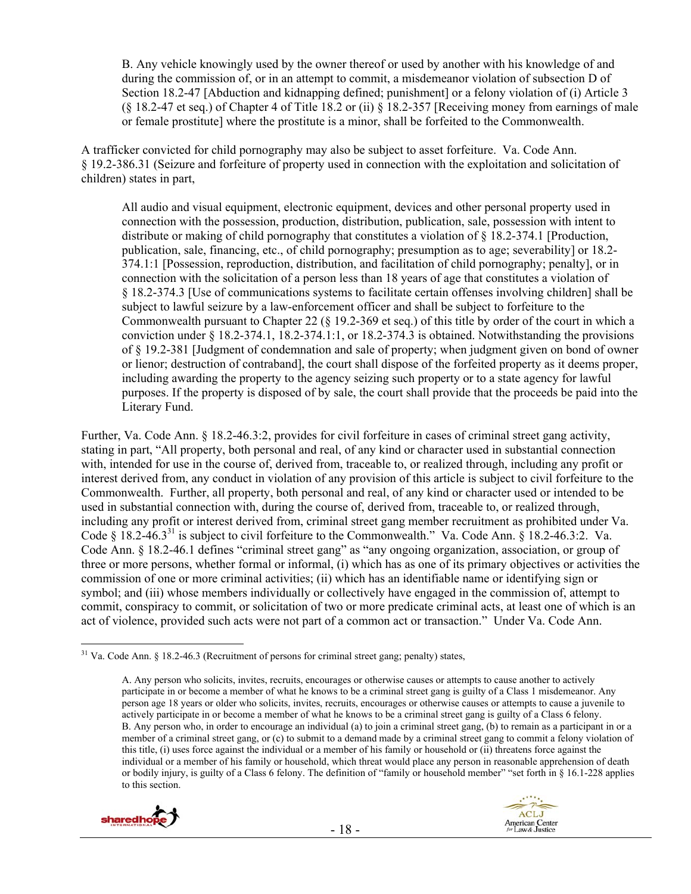> B. Any vehicle knowingly used by the owner thereof or used by another with his knowledge of and during the commission of, or in an attempt to commit, a misdemeanor violation of subsection D of Section 18.2-47 [Abduction and kidnapping defined; punishment] or a felony violation of (i) Article 3 (§ 18.2-47 et seq.) of Chapter 4 of Title 18.2 or (ii) § 18.2-357 [Receiving money from earnings of male or female prostitute] where the prostitute is a minor, shall be forfeited to the Commonwealth.

A trafficker convicted for child pornography may also be subject to asset forfeiture. Va. Code Ann. § 19.2-386.31 (Seizure and forfeiture of property used in connection with the exploitation and solicitation of children) states in part,

> All audio and visual equipment, electronic equipment, devices and other personal property used in connection with the possession, production, distribution, publication, sale, possession with intent to distribute or making of child pornography that constitutes a violation of § 18.2-374.1 [Production, publication, sale, financing, etc., of child pornography; presumption as to age; severability] or 18.2-374.1:1 [Possession, reproduction, distribution, and facilitation of child pornography; penalty], or in connection with the solicitation of a person less than 18 years of age that constitutes a violation of § 18.2-374.3 [Use of communications systems to facilitate certain offenses involving children] shall be subject to lawful seizure by a law-enforcement officer and shall be subject to forfeiture to the Commonwealth pursuant to Chapter 22 (§ 19.2-369 et seq.) of this title by order of the court in which a conviction under § 18.2-374.1, 18.2-374.1:1, or 18.2-374.3 is obtained. Notwithstanding the provisions of § 19.2-381 [Judgment of condemnation and sale of property; when judgment given on bond of owner or lienor; destruction of contraband], the court shall dispose of the forfeited property as it deems proper, including awarding the property to the agency seizing such property or to a state agency for lawful purposes. If the property is disposed of by sale, the court shall provide that the proceeds be paid into the Literary Fund.

Further, Va. Code Ann. § 18.2-46.3:2, provides for civil forfeiture in cases of criminal street gang activity, stating in part, "All property, both personal and real, of any kind or character used in substantial connection with, intended for use in the course of, derived from, traceable to, or realized through, including any profit or interest derived from, any conduct in violation of any provision of this article is subject to civil forfeiture to the Commonwealth. Further, all property, both personal and real, of any kind or character used or intended to be used in substantial connection with, during the course of, derived from, traceable to, or realized through, including any profit or interest derived from, criminal street gang member recruitment as prohibited under Va. Code § 18.2-46.3[31] is subject to civil forfeiture to the Commonwealth." Va. Code Ann. § 18.2-46.3:2. Va. Code Ann. § 18.2-46.1 defines "criminal street gang" as "any ongoing organization, association, or group of three or more persons, whether formal or informal, (i) which has as one of its primary objectives or activities the commission of one or more criminal activities; (ii) which has an identifiable name or identifying sign or symbol; and (iii) whose members individually or collectively have engaged in the commission of, attempt to commit, conspiracy to commit, or solicitation of two or more predicate criminal acts, at least one of which is an act of violence, provided such acts were not part of a common act or transaction." Under Va. Code Ann.

---

[31] Va. Code Ann. § 18.2-46.3 (Recruitment of persons for criminal street gang; penalty) states,

> A. Any person who solicits, invites, recruits, encourages or otherwise causes or attempts to cause another to actively participate in or become a member of what he knows to be a criminal street gang is guilty of a Class 1 misdemeanor. Any person age 18 years or older who solicits, invites, recruits, encourages or otherwise causes or attempts to cause a juvenile to actively participate in or become a member of what he knows to be a criminal street gang is guilty of a Class 6 felony.
> B. Any person who, in order to encourage an individual (a) to join a criminal street gang, (b) to remain as a participant in or a member of a criminal street gang, or (c) to submit to a demand made by a criminal street gang to commit a felony violation of this title, (i) uses force against the individual or a member of his family or household or (ii) threatens force against the individual or a member of his family or household, which threat would place any person in reasonable apprehension of death or bodily injury, is guilty of a Class 6 felony. The definition of "family or household member" "set forth in § 16.1-228 applies to this section.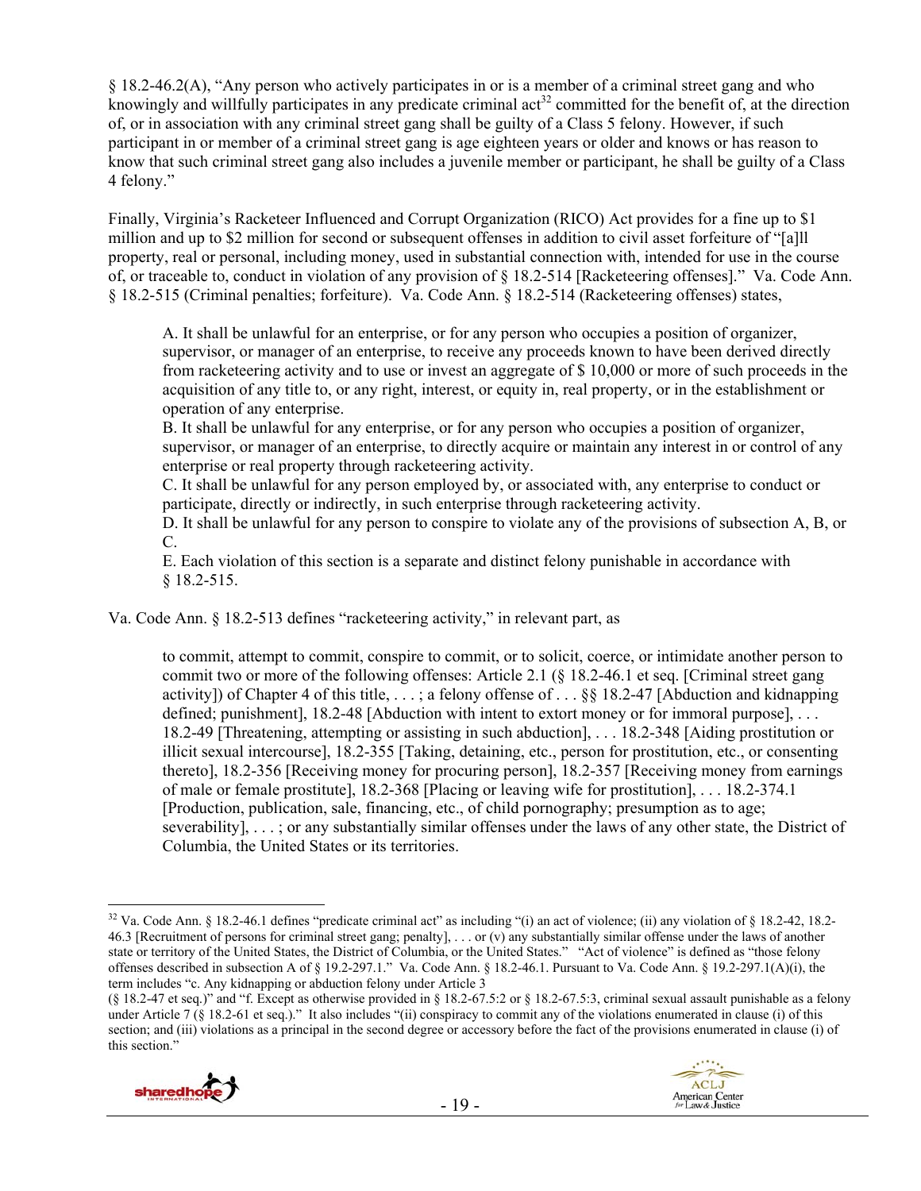§ 18.2-46.2(A), "Any person who actively participates in or is a member of a criminal street gang and who knowingly and willfully participates in any predicate criminal act[32] committed for the benefit of, at the direction of, or in association with any criminal street gang shall be guilty of a Class 5 felony. However, if such participant in or member of a criminal street gang is age eighteen years or older and knows or has reason to know that such criminal street gang also includes a juvenile member or participant, he shall be guilty of a Class 4 felony."

Finally, Virginia's Racketeer Influenced and Corrupt Organization (RICO) Act provides for a fine up to $1 million and up to $2 million for second or subsequent offenses in addition to civil asset forfeiture of "[a]ll property, real or personal, including money, used in substantial connection with, intended for use in the course of, or traceable to, conduct in violation of any provision of § 18.2-514 [Racketeering offenses]." Va. Code Ann. § 18.2-515 (Criminal penalties; forfeiture). Va. Code Ann. § 18.2-514 (Racketeering offenses) states,

> A. It shall be unlawful for an enterprise, or for any person who occupies a position of organizer, supervisor, or manager of an enterprise, to receive any proceeds known to have been derived directly from racketeering activity and to use or invest an aggregate of $ 10,000 or more of such proceeds in the acquisition of any title to, or any right, interest, or equity in, real property, or in the establishment or operation of any enterprise.
> B. It shall be unlawful for any enterprise, or for any person who occupies a position of organizer, supervisor, or manager of an enterprise, to directly acquire or maintain any interest in or control of any enterprise or real property through racketeering activity.
> C. It shall be unlawful for any person employed by, or associated with, any enterprise to conduct or participate, directly or indirectly, in such enterprise through racketeering activity.
> D. It shall be unlawful for any person to conspire to violate any of the provisions of subsection A, B, or C.
> E. Each violation of this section is a separate and distinct felony punishable in accordance with § 18.2-515.

Va. Code Ann. § 18.2-513 defines "racketeering activity," in relevant part, as

> to commit, attempt to commit, conspire to commit, or to solicit, coerce, or intimidate another person to commit two or more of the following offenses: Article 2.1 (§ 18.2-46.1 et seq. [Criminal street gang activity]) of Chapter 4 of this title, . . . ; a felony offense of . . . §§ 18.2-47 [Abduction and kidnapping defined; punishment], 18.2-48 [Abduction with intent to extort money or for immoral purpose], . . . 18.2-49 [Threatening, attempting or assisting in such abduction], . . . 18.2-348 [Aiding prostitution or illicit sexual intercourse], 18.2-355 [Taking, detaining, etc., person for prostitution, etc., or consenting thereto], 18.2-356 [Receiving money for procuring person], 18.2-357 [Receiving money from earnings of male or female prostitute], 18.2-368 [Placing or leaving wife for prostitution], . . . 18.2-374.1 [Production, publication, sale, financing, etc., of child pornography; presumption as to age; severability], . . . ; or any substantially similar offenses under the laws of any other state, the District of Columbia, the United States or its territories.

---

[32] Va. Code Ann. § 18.2-46.1 defines "predicate criminal act" as including "(i) an act of violence; (ii) any violation of § 18.2-42, 18.2-46.3 [Recruitment of persons for criminal street gang; penalty], . . . or (v) any substantially similar offense under the laws of another state or territory of the United States, the District of Columbia, or the United States." "Act of violence" is defined as "those felony offenses described in subsection A of § 19.2-297.1." Va. Code Ann. § 18.2-46.1. Pursuant to Va. Code Ann. § 19.2-297.1(A)(i), the term includes "c. Any kidnapping or abduction felony under Article 3 (§ 18.2-47 et seq.)" and "f. Except as otherwise provided in § 18.2-67.5:2 or § 18.2-67.5:3, criminal sexual assault punishable as a felony under Article 7 (§ 18.2-61 et seq.)." It also includes "(ii) conspiracy to commit any of the violations enumerated in clause (i) of this section; and (iii) violations as a principal in the second degree or accessory before the fact of the provisions enumerated in clause (i) of this section."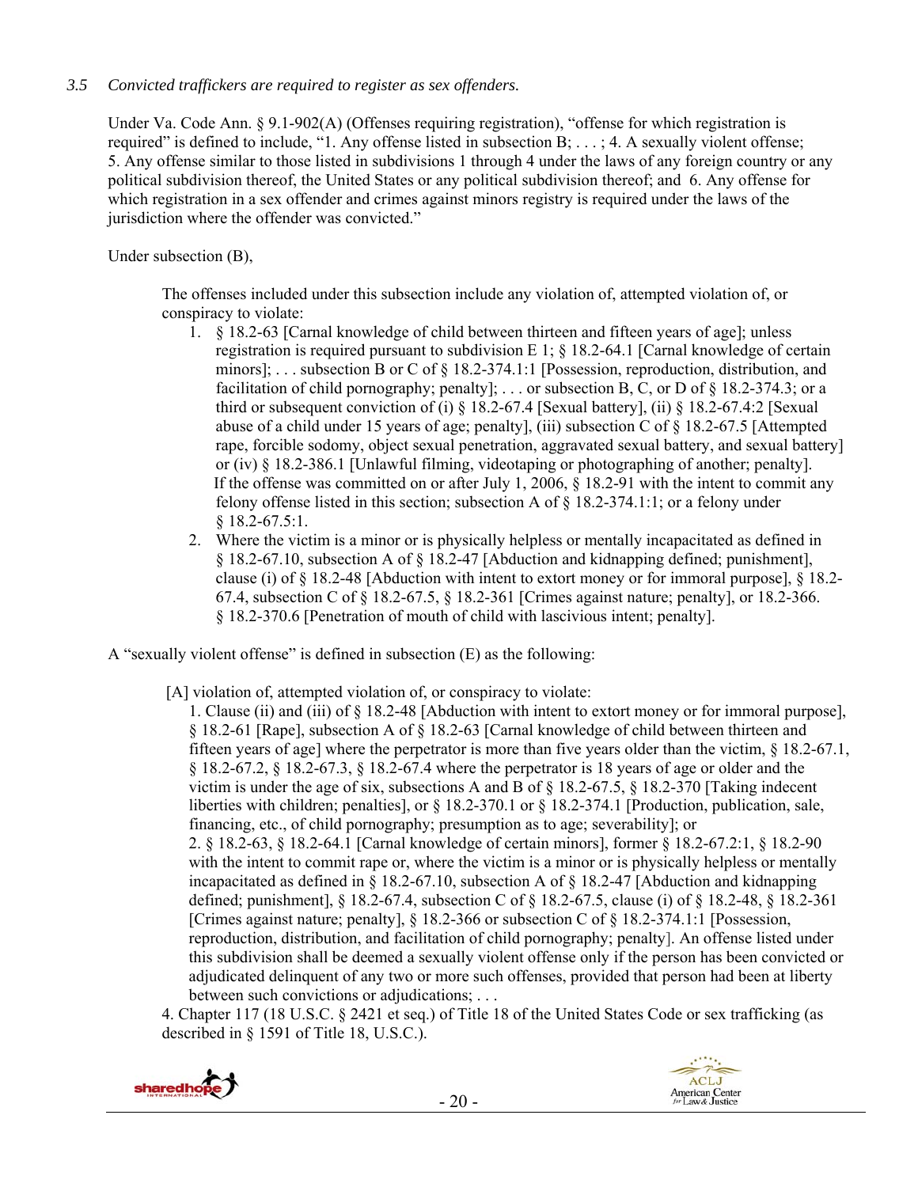*3.5 Convicted traffickers are required to register as sex offenders.*

Under Va. Code Ann. § 9.1-902(A) (Offenses requiring registration), "offense for which registration is required" is defined to include, "1. Any offense listed in subsection B; . . . ; 4. A sexually violent offense; 5. Any offense similar to those listed in subdivisions 1 through 4 under the laws of any foreign country or any political subdivision thereof, the United States or any political subdivision thereof; and 6. Any offense for which registration in a sex offender and crimes against minors registry is required under the laws of the jurisdiction where the offender was convicted."

Under subsection (B),

> The offenses included under this subsection include any violation of, attempted violation of, or conspiracy to violate:
>
> 1. § 18.2-63 [Carnal knowledge of child between thirteen and fifteen years of age]; unless registration is required pursuant to subdivision E 1; § 18.2-64.1 [Carnal knowledge of certain minors]; . . . subsection B or C of § 18.2-374.1:1 [Possession, reproduction, distribution, and facilitation of child pornography; penalty]; . . . or subsection B, C, or D of § 18.2-374.3; or a third or subsequent conviction of (i) § 18.2-67.4 [Sexual battery], (ii) § 18.2-67.4:2 [Sexual abuse of a child under 15 years of age; penalty], (iii) subsection C of § 18.2-67.5 [Attempted rape, forcible sodomy, object sexual penetration, aggravated sexual battery, and sexual battery] or (iv) § 18.2-386.1 [Unlawful filming, videotaping or photographing of another; penalty]. If the offense was committed on or after July 1, 2006, § 18.2-91 with the intent to commit any felony offense listed in this section; subsection A of § 18.2-374.1:1; or a felony under § 18.2-67.5:1.
> 2. Where the victim is a minor or is physically helpless or mentally incapacitated as defined in § 18.2-67.10, subsection A of § 18.2-47 [Abduction and kidnapping defined; punishment], clause (i) of § 18.2-48 [Abduction with intent to extort money or for immoral purpose], § 18.2-67.4, subsection C of § 18.2-67.5, § 18.2-361 [Crimes against nature; penalty], or 18.2-366. § 18.2-370.6 [Penetration of mouth of child with lascivious intent; penalty].

A "sexually violent offense" is defined in subsection (E) as the following:

> [A] violation of, attempted violation of, or conspiracy to violate:
>
> 1. Clause (ii) and (iii) of § 18.2-48 [Abduction with intent to extort money or for immoral purpose], § 18.2-61 [Rape], subsection A of § 18.2-63 [Carnal knowledge of child between thirteen and fifteen years of age] where the perpetrator is more than five years older than the victim, § 18.2-67.1, § 18.2-67.2, § 18.2-67.3, § 18.2-67.4 where the perpetrator is 18 years of age or older and the victim is under the age of six, subsections A and B of § 18.2-67.5, § 18.2-370 [Taking indecent liberties with children; penalties], or § 18.2-370.1 or § 18.2-374.1 [Production, publication, sale, financing, etc., of child pornography; presumption as to age; severability]; or
> 2. § 18.2-63, § 18.2-64.1 [Carnal knowledge of certain minors], former § 18.2-67.2:1, § 18.2-90 with the intent to commit rape or, where the victim is a minor or is physically helpless or mentally incapacitated as defined in § 18.2-67.10, subsection A of § 18.2-47 [Abduction and kidnapping defined; punishment], § 18.2-67.4, subsection C of § 18.2-67.5, clause (i) of § 18.2-48, § 18.2-361 [Crimes against nature; penalty], § 18.2-366 or subsection C of § 18.2-374.1:1 [Possession, reproduction, distribution, and facilitation of child pornography; penalty]. An offense listed under this subdivision shall be deemed a sexually violent offense only if the person has been convicted or adjudicated delinquent of any two or more such offenses, provided that person had been at liberty between such convictions or adjudications; . . .
>
> 4. Chapter 117 (18 U.S.C. § 2421 et seq.) of Title 18 of the United States Code or sex trafficking (as described in § 1591 of Title 18, U.S.C.).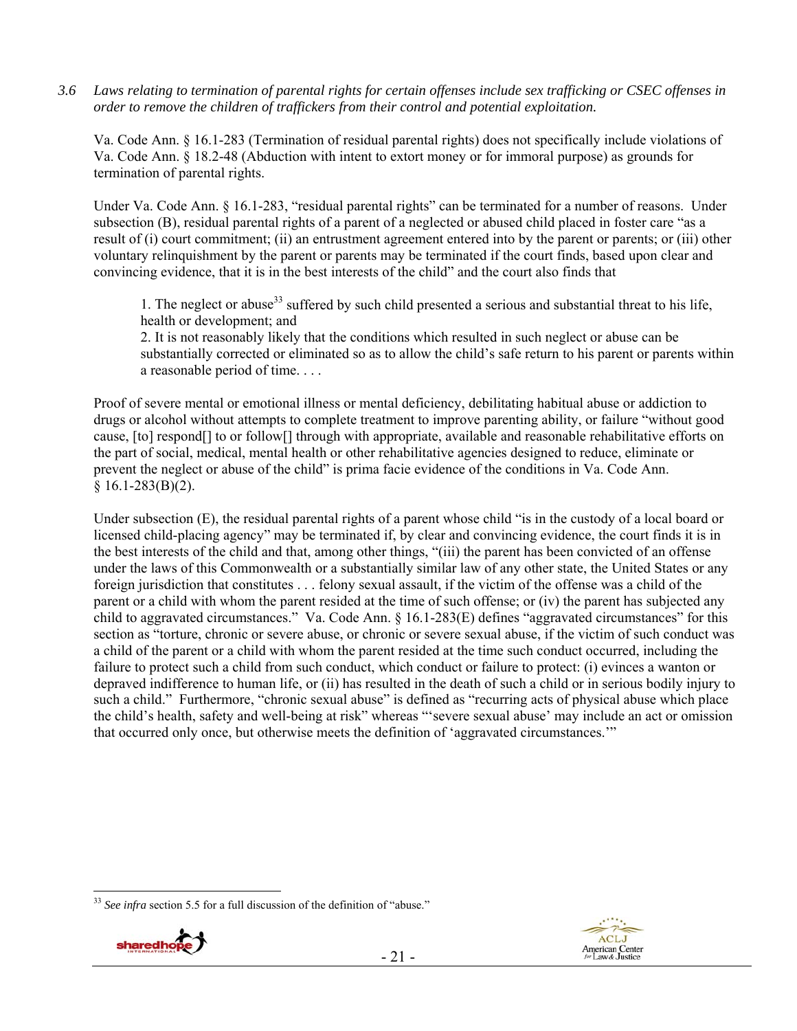*3.6 Laws relating to termination of parental rights for certain offenses include sex trafficking or CSEC offenses in order to remove the children of traffickers from their control and potential exploitation.*

Va. Code Ann. § 16.1-283 (Termination of residual parental rights) does not specifically include violations of Va. Code Ann. § 18.2-48 (Abduction with intent to extort money or for immoral purpose) as grounds for termination of parental rights.

Under Va. Code Ann. § 16.1-283, "residual parental rights" can be terminated for a number of reasons. Under subsection (B), residual parental rights of a parent of a neglected or abused child placed in foster care "as a result of (i) court commitment; (ii) an entrustment agreement entered into by the parent or parents; or (iii) other voluntary relinquishment by the parent or parents may be terminated if the court finds, based upon clear and convincing evidence, that it is in the best interests of the child" and the court also finds that

> 1. The neglect or abuse[33] suffered by such child presented a serious and substantial threat to his life, health or development; and
> 2. It is not reasonably likely that the conditions which resulted in such neglect or abuse can be substantially corrected or eliminated so as to allow the child's safe return to his parent or parents within a reasonable period of time. . . .

Proof of severe mental or emotional illness or mental deficiency, debilitating habitual abuse or addiction to drugs or alcohol without attempts to complete treatment to improve parenting ability, or failure "without good cause, [to] respond[] to or follow[] through with appropriate, available and reasonable rehabilitative efforts on the part of social, medical, mental health or other rehabilitative agencies designed to reduce, eliminate or prevent the neglect or abuse of the child" is prima facie evidence of the conditions in Va. Code Ann. § 16.1-283(B)(2).

Under subsection (E), the residual parental rights of a parent whose child "is in the custody of a local board or licensed child-placing agency" may be terminated if, by clear and convincing evidence, the court finds it is in the best interests of the child and that, among other things, "(iii) the parent has been convicted of an offense under the laws of this Commonwealth or a substantially similar law of any other state, the United States or any foreign jurisdiction that constitutes . . . felony sexual assault, if the victim of the offense was a child of the parent or a child with whom the parent resided at the time of such offense; or (iv) the parent has subjected any child to aggravated circumstances." Va. Code Ann. § 16.1-283(E) defines "aggravated circumstances" for this section as "torture, chronic or severe abuse, or chronic or severe sexual abuse, if the victim of such conduct was a child of the parent or a child with whom the parent resided at the time such conduct occurred, including the failure to protect such a child from such conduct, which conduct or failure to protect: (i) evinces a wanton or depraved indifference to human life, or (ii) has resulted in the death of such a child or in serious bodily injury to such a child." Furthermore, "chronic sexual abuse" is defined as "recurring acts of physical abuse which place the child's health, safety and well-being at risk" whereas "'severe sexual abuse' may include an act or omission that occurred only once, but otherwise meets the definition of 'aggravated circumstances.'"

---

[33] *See infra* section 5.5 for a full discussion of the definition of "abuse."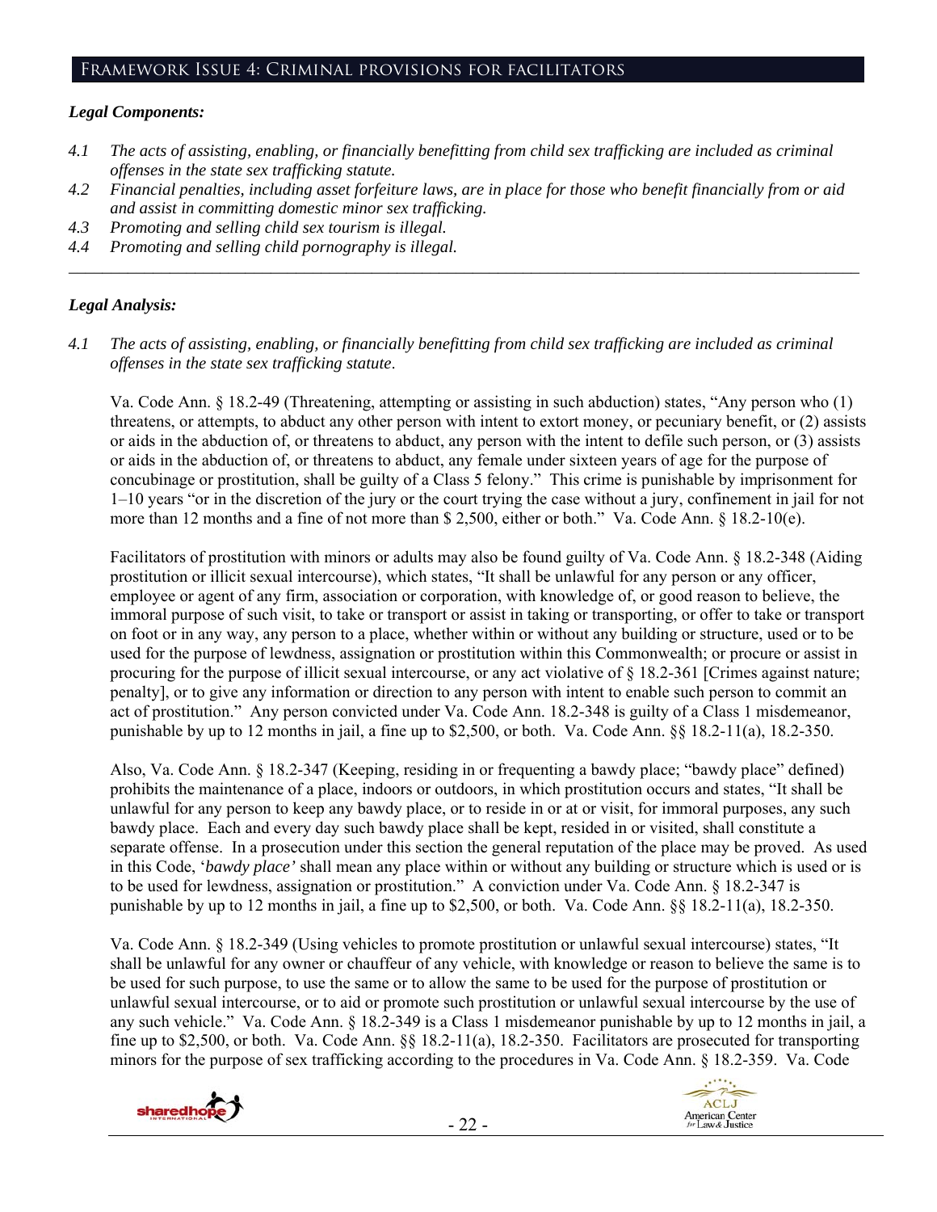## Framework Issue 4: Criminal provisions for facilitators

### *Legal Components:*

*4.1 The acts of assisting, enabling, or financially benefitting from child sex trafficking are included as criminal offenses in the state sex trafficking statute.*

*4.2 Financial penalties, including asset forfeiture laws, are in place for those who benefit financially from or aid and assist in committing domestic minor sex trafficking.*

*4.3 Promoting and selling child sex tourism is illegal.*

*4.4 Promoting and selling child pornography is illegal.*

---

### *Legal Analysis:*

*4.1 The acts of assisting, enabling, or financially benefitting from child sex trafficking are included as criminal offenses in the state sex trafficking statute.*

Va. Code Ann. § 18.2-49 (Threatening, attempting or assisting in such abduction) states, "Any person who (1) threatens, or attempts, to abduct any other person with intent to extort money, or pecuniary benefit, or (2) assists or aids in the abduction of, or threatens to abduct, any person with the intent to defile such person, or (3) assists or aids in the abduction of, or threatens to abduct, any female under sixteen years of age for the purpose of concubinage or prostitution, shall be guilty of a Class 5 felony." This crime is punishable by imprisonment for 1–10 years "or in the discretion of the jury or the court trying the case without a jury, confinement in jail for not more than 12 months and a fine of not more than $ 2,500, either or both." Va. Code Ann. § 18.2-10(e).

Facilitators of prostitution with minors or adults may also be found guilty of Va. Code Ann. § 18.2-348 (Aiding prostitution or illicit sexual intercourse), which states, "It shall be unlawful for any person or any officer, employee or agent of any firm, association or corporation, with knowledge of, or good reason to believe, the immoral purpose of such visit, to take or transport or assist in taking or transporting, or offer to take or transport on foot or in any way, any person to a place, whether within or without any building or structure, used or to be used for the purpose of lewdness, assignation or prostitution within this Commonwealth; or procure or assist in procuring for the purpose of illicit sexual intercourse, or any act violative of § 18.2-361 [Crimes against nature; penalty], or to give any information or direction to any person with intent to enable such person to commit an act of prostitution." Any person convicted under Va. Code Ann. 18.2-348 is guilty of a Class 1 misdemeanor, punishable by up to 12 months in jail, a fine up to $2,500, or both. Va. Code Ann. §§ 18.2-11(a), 18.2-350.

Also, Va. Code Ann. § 18.2-347 (Keeping, residing in or frequenting a bawdy place; "bawdy place" defined) prohibits the maintenance of a place, indoors or outdoors, in which prostitution occurs and states, "It shall be unlawful for any person to keep any bawdy place, or to reside in or at or visit, for immoral purposes, any such bawdy place. Each and every day such bawdy place shall be kept, resided in or visited, shall constitute a separate offense. In a prosecution under this section the general reputation of the place may be proved. As used in this Code, '*bawdy place'* shall mean any place within or without any building or structure which is used or is to be used for lewdness, assignation or prostitution." A conviction under Va. Code Ann. § 18.2-347 is punishable by up to 12 months in jail, a fine up to $2,500, or both. Va. Code Ann. §§ 18.2-11(a), 18.2-350.

Va. Code Ann. § 18.2-349 (Using vehicles to promote prostitution or unlawful sexual intercourse) states, "It shall be unlawful for any owner or chauffeur of any vehicle, with knowledge or reason to believe the same is to be used for such purpose, to use the same or to allow the same to be used for the purpose of prostitution or unlawful sexual intercourse, or to aid or promote such prostitution or unlawful sexual intercourse by the use of any such vehicle." Va. Code Ann. § 18.2-349 is a Class 1 misdemeanor punishable by up to 12 months in jail, a fine up to $2,500, or both. Va. Code Ann. §§ 18.2-11(a), 18.2-350. Facilitators are prosecuted for transporting minors for the purpose of sex trafficking according to the procedures in Va. Code Ann. § 18.2-359. Va. Code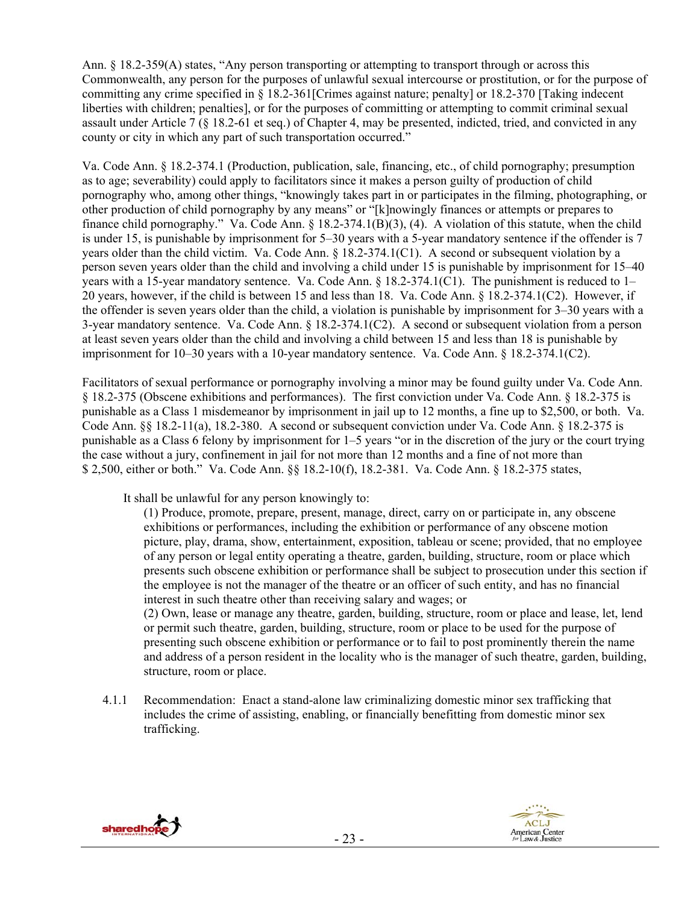Ann. § 18.2-359(A) states, "Any person transporting or attempting to transport through or across this Commonwealth, any person for the purposes of unlawful sexual intercourse or prostitution, or for the purpose of committing any crime specified in § 18.2-361[Crimes against nature; penalty] or 18.2-370 [Taking indecent liberties with children; penalties], or for the purposes of committing or attempting to commit criminal sexual assault under Article 7 (§ 18.2-61 et seq.) of Chapter 4, may be presented, indicted, tried, and convicted in any county or city in which any part of such transportation occurred."

Va. Code Ann. § 18.2-374.1 (Production, publication, sale, financing, etc., of child pornography; presumption as to age; severability) could apply to facilitators since it makes a person guilty of production of child pornography who, among other things, "knowingly takes part in or participates in the filming, photographing, or other production of child pornography by any means" or "[k]nowingly finances or attempts or prepares to finance child pornography." Va. Code Ann. § 18.2-374.1(B)(3), (4). A violation of this statute, when the child is under 15, is punishable by imprisonment for 5–30 years with a 5-year mandatory sentence if the offender is 7 years older than the child victim. Va. Code Ann. § 18.2-374.1(C1). A second or subsequent violation by a person seven years older than the child and involving a child under 15 is punishable by imprisonment for 15–40 years with a 15-year mandatory sentence. Va. Code Ann. § 18.2-374.1(C1). The punishment is reduced to 1–20 years, however, if the child is between 15 and less than 18. Va. Code Ann. § 18.2-374.1(C2). However, if the offender is seven years older than the child, a violation is punishable by imprisonment for 3–30 years with a 3-year mandatory sentence. Va. Code Ann. § 18.2-374.1(C2). A second or subsequent violation from a person at least seven years older than the child and involving a child between 15 and less than 18 is punishable by imprisonment for 10–30 years with a 10-year mandatory sentence. Va. Code Ann. § 18.2-374.1(C2).

Facilitators of sexual performance or pornography involving a minor may be found guilty under Va. Code Ann. § 18.2-375 (Obscene exhibitions and performances). The first conviction under Va. Code Ann. § 18.2-375 is punishable as a Class 1 misdemeanor by imprisonment in jail up to 12 months, a fine up to $2,500, or both. Va. Code Ann. §§ 18.2-11(a), 18.2-380. A second or subsequent conviction under Va. Code Ann. § 18.2-375 is punishable as a Class 6 felony by imprisonment for 1–5 years "or in the discretion of the jury or the court trying the case without a jury, confinement in jail for not more than 12 months and a fine of not more than $ 2,500, either or both." Va. Code Ann. §§ 18.2-10(f), 18.2-381. Va. Code Ann. § 18.2-375 states,

> It shall be unlawful for any person knowingly to:
>
> (1) Produce, promote, prepare, present, manage, direct, carry on or participate in, any obscene exhibitions or performances, including the exhibition or performance of any obscene motion picture, play, drama, show, entertainment, exposition, tableau or scene; provided, that no employee of any person or legal entity operating a theatre, garden, building, structure, room or place which presents such obscene exhibition or performance shall be subject to prosecution under this section if the employee is not the manager of the theatre or an officer of such entity, and has no financial interest in such theatre other than receiving salary and wages; or
>
> (2) Own, lease or manage any theatre, garden, building, structure, room or place and lease, let, lend or permit such theatre, garden, building, structure, room or place to be used for the purpose of presenting such obscene exhibition or performance or to fail to post prominently therein the name and address of a person resident in the locality who is the manager of such theatre, garden, building, structure, room or place.

4.1.1 Recommendation: Enact a stand-alone law criminalizing domestic minor sex trafficking that includes the crime of assisting, enabling, or financially benefitting from domestic minor sex trafficking.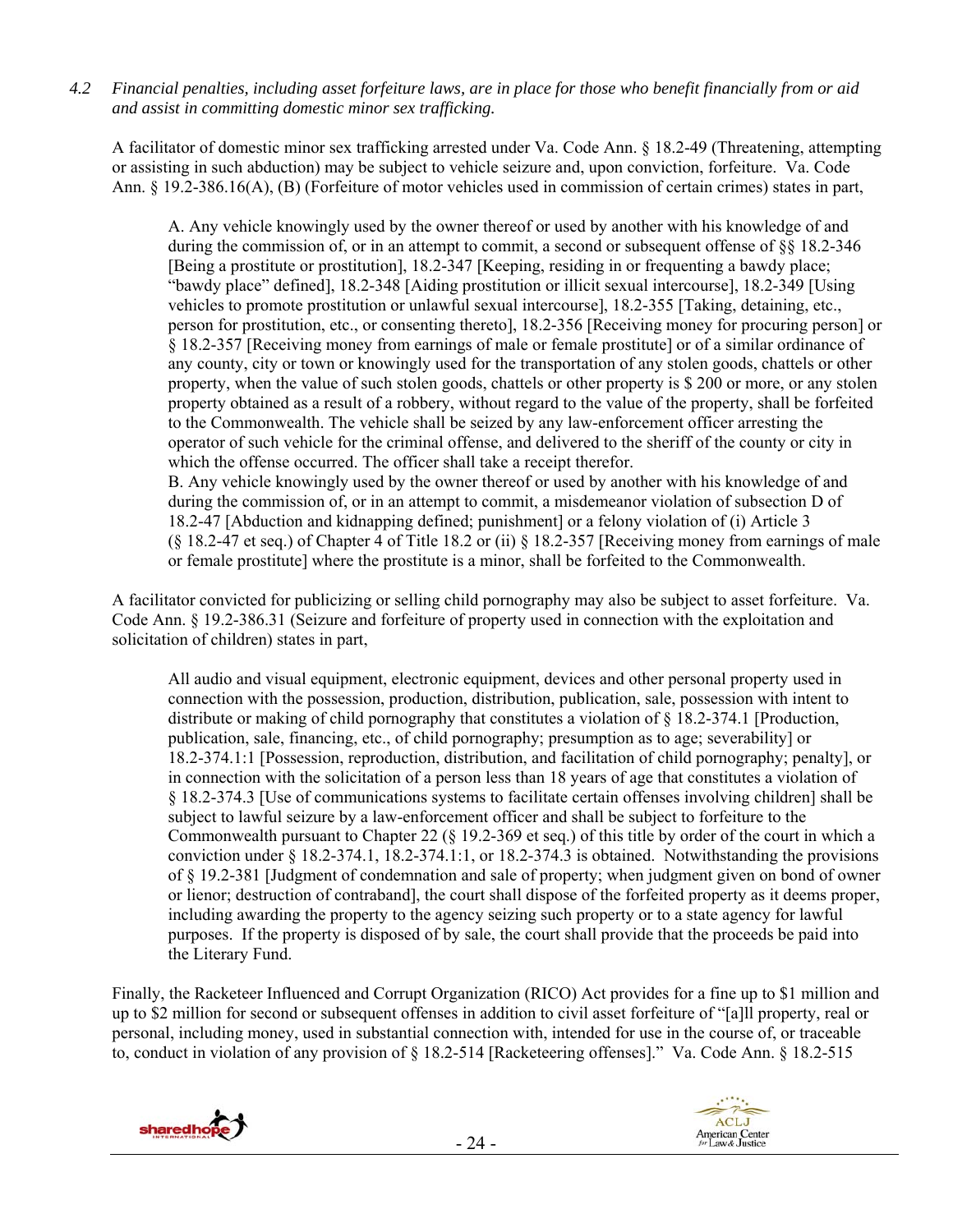*4.2 Financial penalties, including asset forfeiture laws, are in place for those who benefit financially from or aid and assist in committing domestic minor sex trafficking.*

A facilitator of domestic minor sex trafficking arrested under Va. Code Ann. § 18.2-49 (Threatening, attempting or assisting in such abduction) may be subject to vehicle seizure and, upon conviction, forfeiture. Va. Code Ann. § 19.2-386.16(A), (B) (Forfeiture of motor vehicles used in commission of certain crimes) states in part,

> A. Any vehicle knowingly used by the owner thereof or used by another with his knowledge of and during the commission of, or in an attempt to commit, a second or subsequent offense of §§ 18.2-346 [Being a prostitute or prostitution], 18.2-347 [Keeping, residing in or frequenting a bawdy place; "bawdy place" defined], 18.2-348 [Aiding prostitution or illicit sexual intercourse], 18.2-349 [Using vehicles to promote prostitution or unlawful sexual intercourse], 18.2-355 [Taking, detaining, etc., person for prostitution, etc., or consenting thereto], 18.2-356 [Receiving money for procuring person] or § 18.2-357 [Receiving money from earnings of male or female prostitute] or of a similar ordinance of any county, city or town or knowingly used for the transportation of any stolen goods, chattels or other property, when the value of such stolen goods, chattels or other property is $ 200 or more, or any stolen property obtained as a result of a robbery, without regard to the value of the property, shall be forfeited to the Commonwealth. The vehicle shall be seized by any law-enforcement officer arresting the operator of such vehicle for the criminal offense, and delivered to the sheriff of the county or city in which the offense occurred. The officer shall take a receipt therefor.
>
> B. Any vehicle knowingly used by the owner thereof or used by another with his knowledge of and during the commission of, or in an attempt to commit, a misdemeanor violation of subsection D of 18.2-47 [Abduction and kidnapping defined; punishment] or a felony violation of (i) Article 3 (§ 18.2-47 et seq.) of Chapter 4 of Title 18.2 or (ii) § 18.2-357 [Receiving money from earnings of male or female prostitute] where the prostitute is a minor, shall be forfeited to the Commonwealth.

A facilitator convicted for publicizing or selling child pornography may also be subject to asset forfeiture. Va. Code Ann. § 19.2-386.31 (Seizure and forfeiture of property used in connection with the exploitation and solicitation of children) states in part,

> All audio and visual equipment, electronic equipment, devices and other personal property used in connection with the possession, production, distribution, publication, sale, possession with intent to distribute or making of child pornography that constitutes a violation of § 18.2-374.1 [Production, publication, sale, financing, etc., of child pornography; presumption as to age; severability] or 18.2-374.1:1 [Possession, reproduction, distribution, and facilitation of child pornography; penalty], or in connection with the solicitation of a person less than 18 years of age that constitutes a violation of § 18.2-374.3 [Use of communications systems to facilitate certain offenses involving children] shall be subject to lawful seizure by a law-enforcement officer and shall be subject to forfeiture to the Commonwealth pursuant to Chapter 22 (§ 19.2-369 et seq.) of this title by order of the court in which a conviction under § 18.2-374.1, 18.2-374.1:1, or 18.2-374.3 is obtained. Notwithstanding the provisions of § 19.2-381 [Judgment of condemnation and sale of property; when judgment given on bond of owner or lienor; destruction of contraband], the court shall dispose of the forfeited property as it deems proper, including awarding the property to the agency seizing such property or to a state agency for lawful purposes. If the property is disposed of by sale, the court shall provide that the proceeds be paid into the Literary Fund.

Finally, the Racketeer Influenced and Corrupt Organization (RICO) Act provides for a fine up to $1 million and up to $2 million for second or subsequent offenses in addition to civil asset forfeiture of "[a]ll property, real or personal, including money, used in substantial connection with, intended for use in the course of, or traceable to, conduct in violation of any provision of § 18.2-514 [Racketeering offenses]." Va. Code Ann. § 18.2-515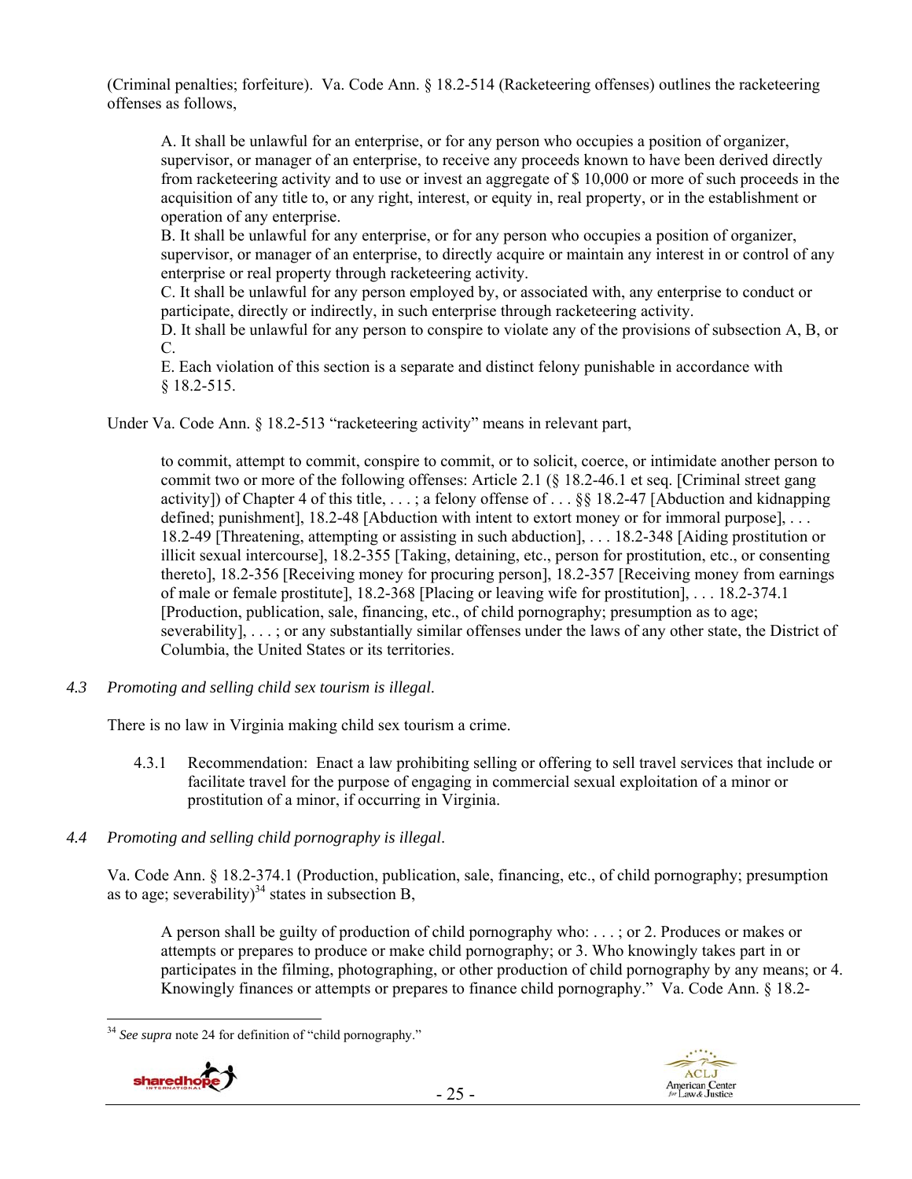(Criminal penalties; forfeiture). Va. Code Ann. § 18.2-514 (Racketeering offenses) outlines the racketeering offenses as follows,

> A. It shall be unlawful for an enterprise, or for any person who occupies a position of organizer, supervisor, or manager of an enterprise, to receive any proceeds known to have been derived directly from racketeering activity and to use or invest an aggregate of $ 10,000 or more of such proceeds in the acquisition of any title to, or any right, interest, or equity in, real property, or in the establishment or operation of any enterprise.
> B. It shall be unlawful for any enterprise, or for any person who occupies a position of organizer, supervisor, or manager of an enterprise, to directly acquire or maintain any interest in or control of any enterprise or real property through racketeering activity.
> C. It shall be unlawful for any person employed by, or associated with, any enterprise to conduct or participate, directly or indirectly, in such enterprise through racketeering activity.
> D. It shall be unlawful for any person to conspire to violate any of the provisions of subsection A, B, or C.
> E. Each violation of this section is a separate and distinct felony punishable in accordance with § 18.2-515.

Under Va. Code Ann. § 18.2-513 "racketeering activity" means in relevant part,

> to commit, attempt to commit, conspire to commit, or to solicit, coerce, or intimidate another person to commit two or more of the following offenses: Article 2.1 (§ 18.2-46.1 et seq. [Criminal street gang activity]) of Chapter 4 of this title, . . . ; a felony offense of . . . §§ 18.2-47 [Abduction and kidnapping defined; punishment], 18.2-48 [Abduction with intent to extort money or for immoral purpose], . . . 18.2-49 [Threatening, attempting or assisting in such abduction], . . . 18.2-348 [Aiding prostitution or illicit sexual intercourse], 18.2-355 [Taking, detaining, etc., person for prostitution, etc., or consenting thereto], 18.2-356 [Receiving money for procuring person], 18.2-357 [Receiving money from earnings of male or female prostitute], 18.2-368 [Placing or leaving wife for prostitution], . . . 18.2-374.1 [Production, publication, sale, financing, etc., of child pornography; presumption as to age; severability], . . . ; or any substantially similar offenses under the laws of any other state, the District of Columbia, the United States or its territories.

*4.3 Promoting and selling child sex tourism is illegal.*

There is no law in Virginia making child sex tourism a crime.

4.3.1 Recommendation: Enact a law prohibiting selling or offering to sell travel services that include or facilitate travel for the purpose of engaging in commercial sexual exploitation of a minor or prostitution of a minor, if occurring in Virginia.

*4.4 Promoting and selling child pornography is illegal.*

Va. Code Ann. § 18.2-374.1 (Production, publication, sale, financing, etc., of child pornography; presumption as to age; severability)[34] states in subsection B,

> A person shall be guilty of production of child pornography who: . . . ; or 2. Produces or makes or attempts or prepares to produce or make child pornography; or 3. Who knowingly takes part in or participates in the filming, photographing, or other production of child pornography by any means; or 4. Knowingly finances or attempts or prepares to finance child pornography." Va. Code Ann. § 18.2-

[34] *See supra* note 24 for definition of "child pornography."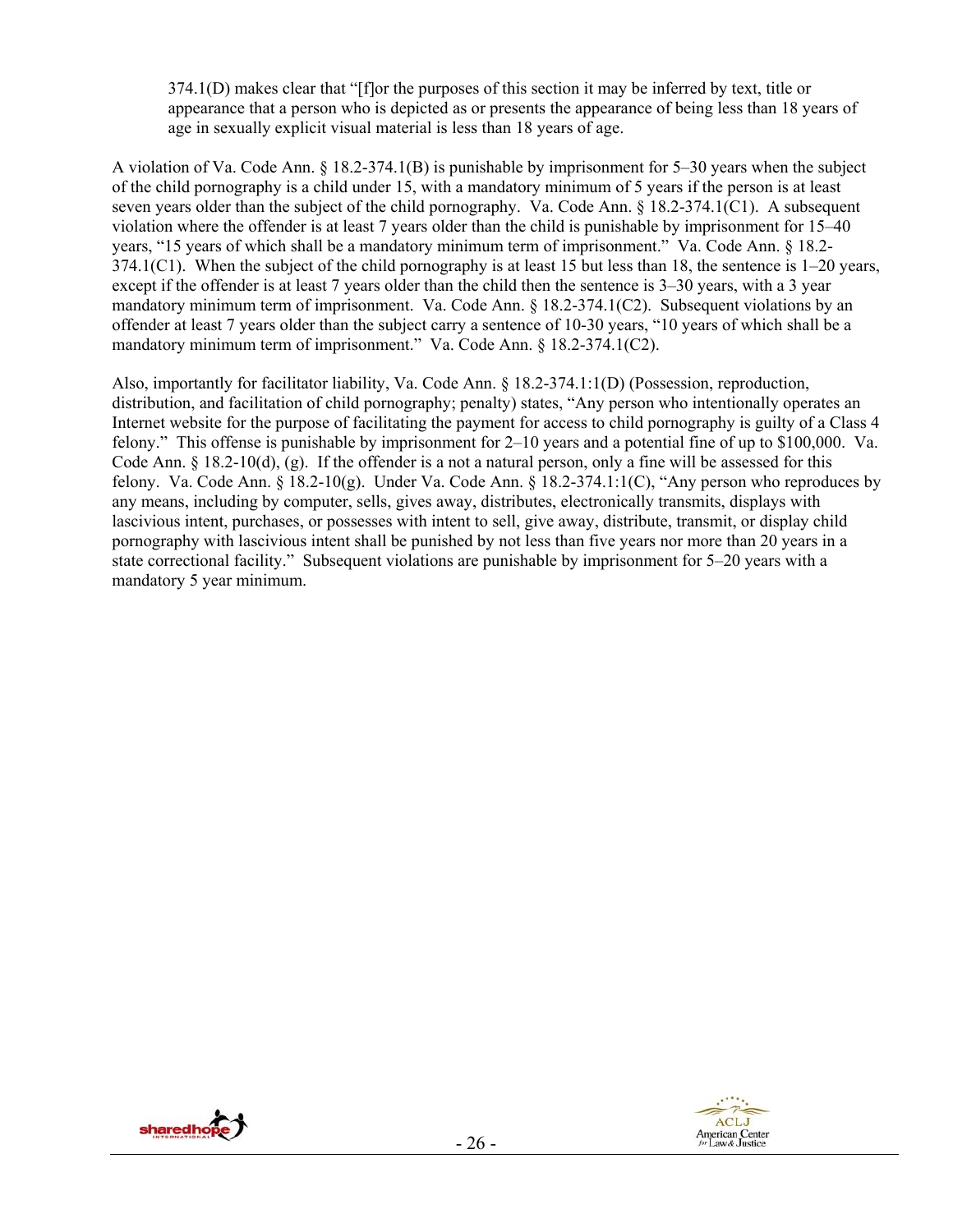374.1(D) makes clear that "[f]or the purposes of this section it may be inferred by text, title or appearance that a person who is depicted as or presents the appearance of being less than 18 years of age in sexually explicit visual material is less than 18 years of age.

A violation of Va. Code Ann. § 18.2-374.1(B) is punishable by imprisonment for 5–30 years when the subject of the child pornography is a child under 15, with a mandatory minimum of 5 years if the person is at least seven years older than the subject of the child pornography. Va. Code Ann. § 18.2-374.1(C1). A subsequent violation where the offender is at least 7 years older than the child is punishable by imprisonment for 15–40 years, "15 years of which shall be a mandatory minimum term of imprisonment." Va. Code Ann. § 18.2-374.1(C1). When the subject of the child pornography is at least 15 but less than 18, the sentence is 1–20 years, except if the offender is at least 7 years older than the child then the sentence is 3–30 years, with a 3 year mandatory minimum term of imprisonment. Va. Code Ann. § 18.2-374.1(C2). Subsequent violations by an offender at least 7 years older than the subject carry a sentence of 10-30 years, "10 years of which shall be a mandatory minimum term of imprisonment." Va. Code Ann. § 18.2-374.1(C2).

Also, importantly for facilitator liability, Va. Code Ann. § 18.2-374.1:1(D) (Possession, reproduction, distribution, and facilitation of child pornography; penalty) states, "Any person who intentionally operates an Internet website for the purpose of facilitating the payment for access to child pornography is guilty of a Class 4 felony." This offense is punishable by imprisonment for 2–10 years and a potential fine of up to $100,000. Va. Code Ann. § 18.2-10(d), (g). If the offender is a not a natural person, only a fine will be assessed for this felony. Va. Code Ann. § 18.2-10(g). Under Va. Code Ann. § 18.2-374.1:1(C), "Any person who reproduces by any means, including by computer, sells, gives away, distributes, electronically transmits, displays with lascivious intent, purchases, or possesses with intent to sell, give away, distribute, transmit, or display child pornography with lascivious intent shall be punished by not less than five years nor more than 20 years in a state correctional facility." Subsequent violations are punishable by imprisonment for 5–20 years with a mandatory 5 year minimum.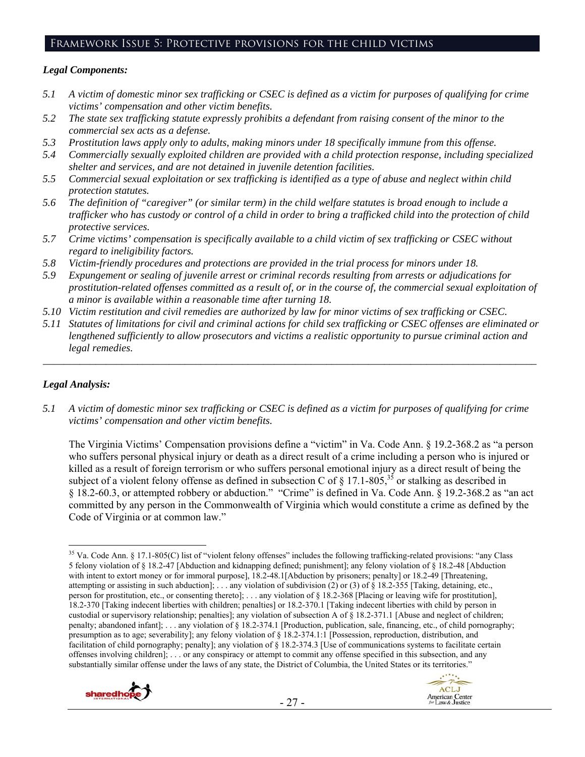## Framework Issue 5: Protective provisions for the child victims

***Legal Components:***

*5.1 A victim of domestic minor sex trafficking or CSEC is defined as a victim for purposes of qualifying for crime victims' compensation and other victim benefits.*

*5.2 The state sex trafficking statute expressly prohibits a defendant from raising consent of the minor to the commercial sex acts as a defense.*

*5.3 Prostitution laws apply only to adults, making minors under 18 specifically immune from this offense.*

*5.4 Commercially sexually exploited children are provided with a child protection response, including specialized shelter and services, and are not detained in juvenile detention facilities.*

*5.5 Commercial sexual exploitation or sex trafficking is identified as a type of abuse and neglect within child protection statutes.*

*5.6 The definition of "caregiver" (or similar term) in the child welfare statutes is broad enough to include a trafficker who has custody or control of a child in order to bring a trafficked child into the protection of child protective services.*

*5.7 Crime victims' compensation is specifically available to a child victim of sex trafficking or CSEC without regard to ineligibility factors.*

*5.8 Victim-friendly procedures and protections are provided in the trial process for minors under 18.*

*5.9 Expungement or sealing of juvenile arrest or criminal records resulting from arrests or adjudications for prostitution-related offenses committed as a result of, or in the course of, the commercial sexual exploitation of a minor is available within a reasonable time after turning 18.*

*5.10 Victim restitution and civil remedies are authorized by law for minor victims of sex trafficking or CSEC.*

*5.11 Statutes of limitations for civil and criminal actions for child sex trafficking or CSEC offenses are eliminated or lengthened sufficiently to allow prosecutors and victims a realistic opportunity to pursue criminal action and legal remedies.*

---

***Legal Analysis:***

*5.1 A victim of domestic minor sex trafficking or CSEC is defined as a victim for purposes of qualifying for crime victims' compensation and other victim benefits.*

The Virginia Victims' Compensation provisions define a "victim" in Va. Code Ann. § 19.2-368.2 as "a person who suffers personal physical injury or death as a direct result of a crime including a person who is injured or killed as a result of foreign terrorism or who suffers personal emotional injury as a direct result of being the subject of a violent felony offense as defined in subsection C of § 17.1-805,[35] or stalking as described in § 18.2-60.3, or attempted robbery or abduction." "Crime" is defined in Va. Code Ann. § 19.2-368.2 as "an act committed by any person in the Commonwealth of Virginia which would constitute a crime as defined by the Code of Virginia or at common law."

[35] Va. Code Ann. § 17.1-805(C) list of "violent felony offenses" includes the following trafficking-related provisions: "any Class 5 felony violation of § 18.2-47 [Abduction and kidnapping defined; punishment]; any felony violation of § 18.2-48 [Abduction with intent to extort money or for immoral purpose], 18.2-48.1[Abduction by prisoners; penalty] or 18.2-49 [Threatening, attempting or assisting in such abduction]; . . . any violation of subdivision (2) or (3) of § 18.2-355 [Taking, detaining, etc., person for prostitution, etc., or consenting thereto]; . . . any violation of § 18.2-368 [Placing or leaving wife for prostitution], 18.2-370 [Taking indecent liberties with children; penalties] or 18.2-370.1 [Taking indecent liberties with child by person in custodial or supervisory relationship; penalties]; any violation of subsection A of § 18.2-371.1 [Abuse and neglect of children; penalty; abandoned infant]; . . . any violation of § 18.2-374.1 [Production, publication, sale, financing, etc., of child pornography; presumption as to age; severability]; any felony violation of § 18.2-374.1:1 [Possession, reproduction, distribution, and facilitation of child pornography; penalty]; any violation of § 18.2-374.3 [Use of communications systems to facilitate certain offenses involving children]; . . . or any conspiracy or attempt to commit any offense specified in this subsection, and any substantially similar offense under the laws of any state, the District of Columbia, the United States or its territories."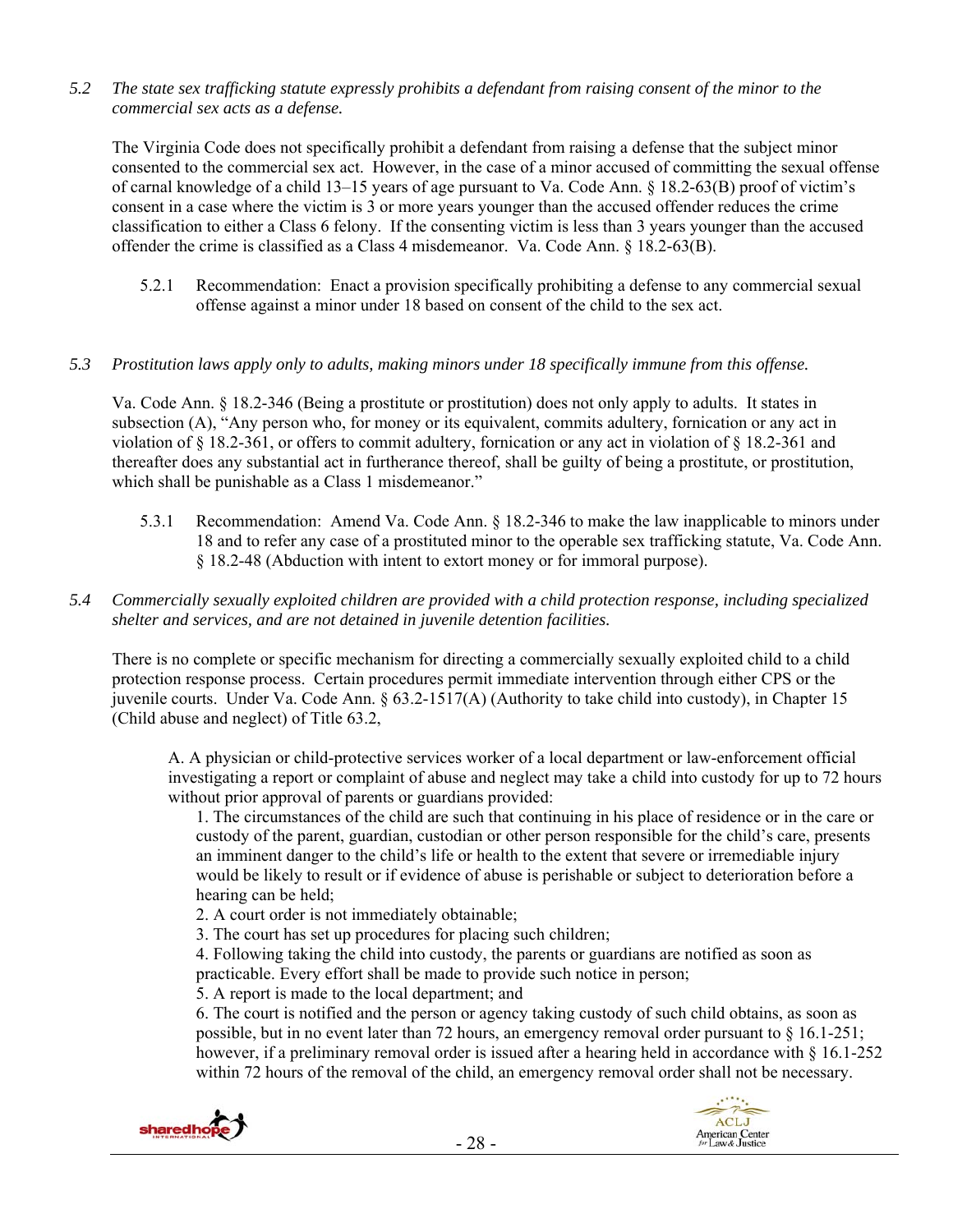*5.2 The state sex trafficking statute expressly prohibits a defendant from raising consent of the minor to the commercial sex acts as a defense.*

The Virginia Code does not specifically prohibit a defendant from raising a defense that the subject minor consented to the commercial sex act. However, in the case of a minor accused of committing the sexual offense of carnal knowledge of a child 13–15 years of age pursuant to Va. Code Ann. § 18.2-63(B) proof of victim's consent in a case where the victim is 3 or more years younger than the accused offender reduces the crime classification to either a Class 6 felony. If the consenting victim is less than 3 years younger than the accused offender the crime is classified as a Class 4 misdemeanor. Va. Code Ann. § 18.2-63(B).

5.2.1 Recommendation: Enact a provision specifically prohibiting a defense to any commercial sexual offense against a minor under 18 based on consent of the child to the sex act.

*5.3 Prostitution laws apply only to adults, making minors under 18 specifically immune from this offense.*

Va. Code Ann. § 18.2-346 (Being a prostitute or prostitution) does not only apply to adults. It states in subsection (A), "Any person who, for money or its equivalent, commits adultery, fornication or any act in violation of § 18.2-361, or offers to commit adultery, fornication or any act in violation of § 18.2-361 and thereafter does any substantial act in furtherance thereof, shall be guilty of being a prostitute, or prostitution, which shall be punishable as a Class 1 misdemeanor."

5.3.1 Recommendation: Amend Va. Code Ann. § 18.2-346 to make the law inapplicable to minors under 18 and to refer any case of a prostituted minor to the operable sex trafficking statute, Va. Code Ann. § 18.2-48 (Abduction with intent to extort money or for immoral purpose).

*5.4 Commercially sexually exploited children are provided with a child protection response, including specialized shelter and services, and are not detained in juvenile detention facilities.*

There is no complete or specific mechanism for directing a commercially sexually exploited child to a child protection response process. Certain procedures permit immediate intervention through either CPS or the juvenile courts. Under Va. Code Ann. § 63.2-1517(A) (Authority to take child into custody), in Chapter 15 (Child abuse and neglect) of Title 63.2,

> A. A physician or child-protective services worker of a local department or law-enforcement official investigating a report or complaint of abuse and neglect may take a child into custody for up to 72 hours without prior approval of parents or guardians provided:
>
> 1. The circumstances of the child are such that continuing in his place of residence or in the care or custody of the parent, guardian, custodian or other person responsible for the child's care, presents an imminent danger to the child's life or health to the extent that severe or irremediable injury would be likely to result or if evidence of abuse is perishable or subject to deterioration before a hearing can be held;
> 2. A court order is not immediately obtainable;
> 3. The court has set up procedures for placing such children;
> 4. Following taking the child into custody, the parents or guardians are notified as soon as practicable. Every effort shall be made to provide such notice in person;
> 5. A report is made to the local department; and
> 6. The court is notified and the person or agency taking custody of such child obtains, as soon as possible, but in no event later than 72 hours, an emergency removal order pursuant to § 16.1-251; however, if a preliminary removal order is issued after a hearing held in accordance with § 16.1-252 within 72 hours of the removal of the child, an emergency removal order shall not be necessary.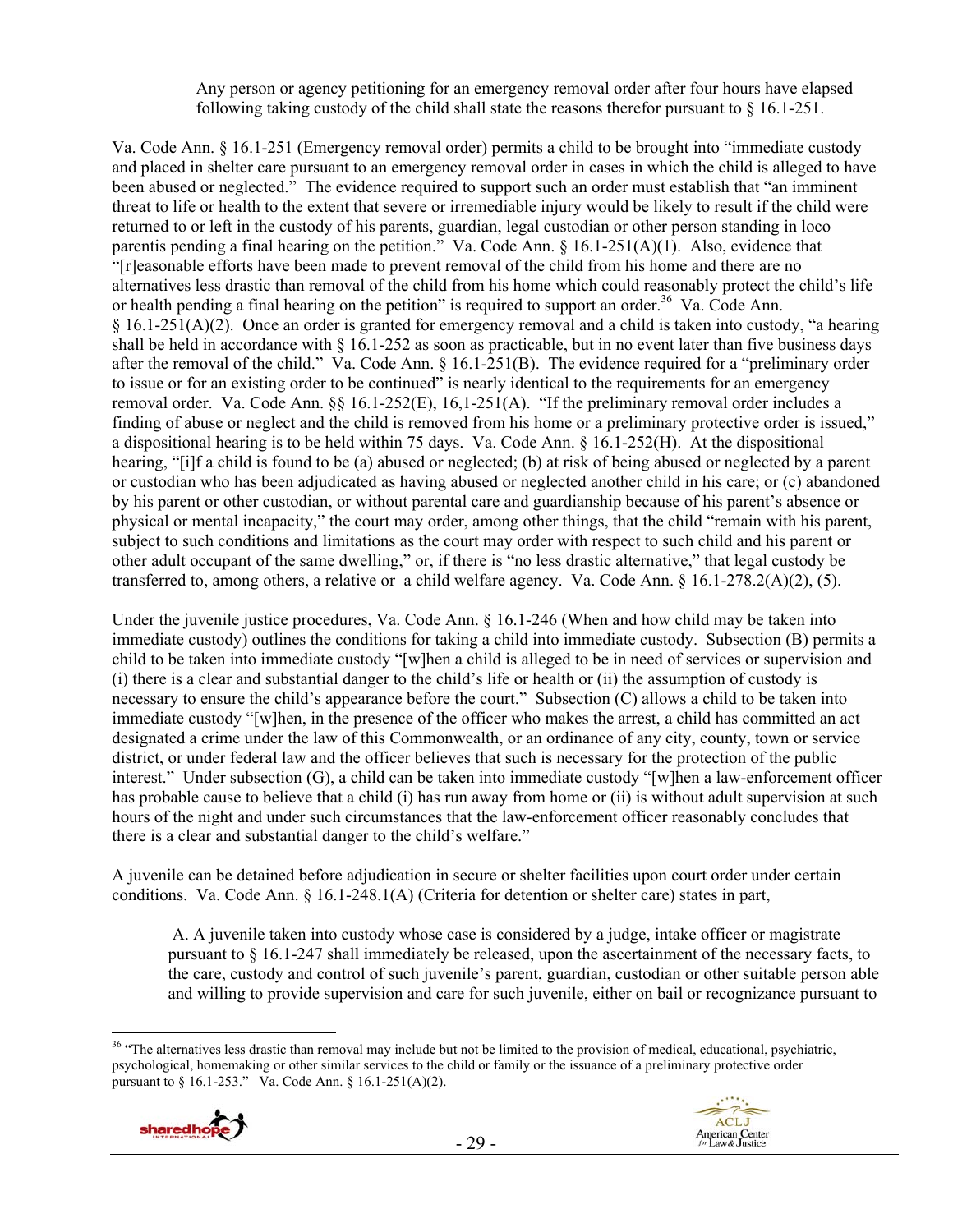> Any person or agency petitioning for an emergency removal order after four hours have elapsed following taking custody of the child shall state the reasons therefor pursuant to § 16.1-251.

Va. Code Ann. § 16.1-251 (Emergency removal order) permits a child to be brought into "immediate custody and placed in shelter care pursuant to an emergency removal order in cases in which the child is alleged to have been abused or neglected." The evidence required to support such an order must establish that "an imminent threat to life or health to the extent that severe or irremediable injury would be likely to result if the child were returned to or left in the custody of his parents, guardian, legal custodian or other person standing in loco parentis pending a final hearing on the petition." Va. Code Ann. § 16.1-251(A)(1). Also, evidence that "[r]easonable efforts have been made to prevent removal of the child from his home and there are no alternatives less drastic than removal of the child from his home which could reasonably protect the child's life or health pending a final hearing on the petition" is required to support an order.[36] Va. Code Ann. § 16.1-251(A)(2). Once an order is granted for emergency removal and a child is taken into custody, "a hearing shall be held in accordance with § 16.1-252 as soon as practicable, but in no event later than five business days after the removal of the child." Va. Code Ann. § 16.1-251(B). The evidence required for a "preliminary order to issue or for an existing order to be continued" is nearly identical to the requirements for an emergency removal order. Va. Code Ann. §§ 16.1-252(E), 16,1-251(A). "If the preliminary removal order includes a finding of abuse or neglect and the child is removed from his home or a preliminary protective order is issued," a dispositional hearing is to be held within 75 days. Va. Code Ann. § 16.1-252(H). At the dispositional hearing, "[i]f a child is found to be (a) abused or neglected; (b) at risk of being abused or neglected by a parent or custodian who has been adjudicated as having abused or neglected another child in his care; or (c) abandoned by his parent or other custodian, or without parental care and guardianship because of his parent's absence or physical or mental incapacity," the court may order, among other things, that the child "remain with his parent, subject to such conditions and limitations as the court may order with respect to such child and his parent or other adult occupant of the same dwelling," or, if there is "no less drastic alternative," that legal custody be transferred to, among others, a relative or a child welfare agency. Va. Code Ann. § 16.1-278.2(A)(2), (5).

Under the juvenile justice procedures, Va. Code Ann. § 16.1-246 (When and how child may be taken into immediate custody) outlines the conditions for taking a child into immediate custody. Subsection (B) permits a child to be taken into immediate custody "[w]hen a child is alleged to be in need of services or supervision and (i) there is a clear and substantial danger to the child's life or health or (ii) the assumption of custody is necessary to ensure the child's appearance before the court." Subsection (C) allows a child to be taken into immediate custody "[w]hen, in the presence of the officer who makes the arrest, a child has committed an act designated a crime under the law of this Commonwealth, or an ordinance of any city, county, town or service district, or under federal law and the officer believes that such is necessary for the protection of the public interest." Under subsection (G), a child can be taken into immediate custody "[w]hen a law-enforcement officer has probable cause to believe that a child (i) has run away from home or (ii) is without adult supervision at such hours of the night and under such circumstances that the law-enforcement officer reasonably concludes that there is a clear and substantial danger to the child's welfare."

A juvenile can be detained before adjudication in secure or shelter facilities upon court order under certain conditions. Va. Code Ann. § 16.1-248.1(A) (Criteria for detention or shelter care) states in part,

> A. A juvenile taken into custody whose case is considered by a judge, intake officer or magistrate pursuant to § 16.1-247 shall immediately be released, upon the ascertainment of the necessary facts, to the care, custody and control of such juvenile's parent, guardian, custodian or other suitable person able and willing to provide supervision and care for such juvenile, either on bail or recognizance pursuant to

[36] "The alternatives less drastic than removal may include but not be limited to the provision of medical, educational, psychiatric, psychological, homemaking or other similar services to the child or family or the issuance of a preliminary protective order pursuant to § 16.1-253." Va. Code Ann. § 16.1-251(A)(2).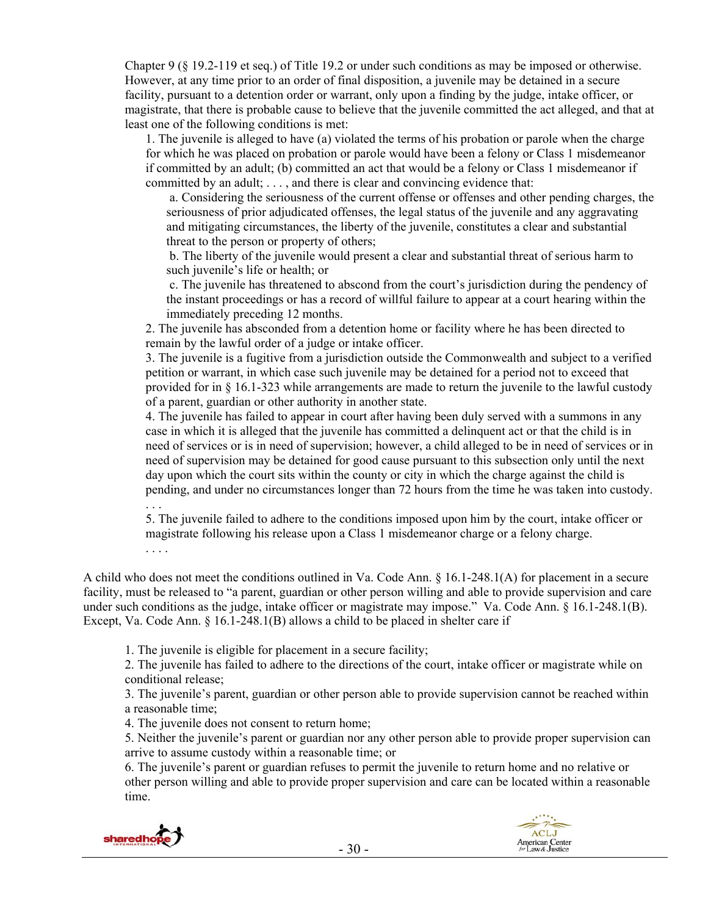Chapter 9 (§ 19.2-119 et seq.) of Title 19.2 or under such conditions as may be imposed or otherwise. However, at any time prior to an order of final disposition, a juvenile may be detained in a secure facility, pursuant to a detention order or warrant, only upon a finding by the judge, intake officer, or magistrate, that there is probable cause to believe that the juvenile committed the act alleged, and that at least one of the following conditions is met:

> 1. The juvenile is alleged to have (a) violated the terms of his probation or parole when the charge for which he was placed on probation or parole would have been a felony or Class 1 misdemeanor if committed by an adult; (b) committed an act that would be a felony or Class 1 misdemeanor if committed by an adult; . . . , and there is clear and convincing evidence that:
>
> > a. Considering the seriousness of the current offense or offenses and other pending charges, the seriousness of prior adjudicated offenses, the legal status of the juvenile and any aggravating and mitigating circumstances, the liberty of the juvenile, constitutes a clear and substantial threat to the person or property of others;
> >
> > b. The liberty of the juvenile would present a clear and substantial threat of serious harm to such juvenile's life or health; or
> >
> > c. The juvenile has threatened to abscond from the court's jurisdiction during the pendency of the instant proceedings or has a record of willful failure to appear at a court hearing within the immediately preceding 12 months.
>
> 2. The juvenile has absconded from a detention home or facility where he has been directed to remain by the lawful order of a judge or intake officer.
>
> 3. The juvenile is a fugitive from a jurisdiction outside the Commonwealth and subject to a verified petition or warrant, in which case such juvenile may be detained for a period not to exceed that provided for in § 16.1-323 while arrangements are made to return the juvenile to the lawful custody of a parent, guardian or other authority in another state.
>
> 4. The juvenile has failed to appear in court after having been duly served with a summons in any case in which it is alleged that the juvenile has committed a delinquent act or that the child is in need of services or is in need of supervision; however, a child alleged to be in need of services or in need of supervision may be detained for good cause pursuant to this subsection only until the next day upon which the court sits within the county or city in which the charge against the child is pending, and under no circumstances longer than 72 hours from the time he was taken into custody.
>
> . . .
>
> 5. The juvenile failed to adhere to the conditions imposed upon him by the court, intake officer or magistrate following his release upon a Class 1 misdemeanor charge or a felony charge.
>
> . . . .

A child who does not meet the conditions outlined in Va. Code Ann. § 16.1-248.1(A) for placement in a secure facility, must be released to "a parent, guardian or other person willing and able to provide supervision and care under such conditions as the judge, intake officer or magistrate may impose." Va. Code Ann. § 16.1-248.1(B). Except, Va. Code Ann. § 16.1-248.1(B) allows a child to be placed in shelter care if

> 1. The juvenile is eligible for placement in a secure facility;
>
> 2. The juvenile has failed to adhere to the directions of the court, intake officer or magistrate while on conditional release;
>
> 3. The juvenile's parent, guardian or other person able to provide supervision cannot be reached within a reasonable time;
>
> 4. The juvenile does not consent to return home;
>
> 5. Neither the juvenile's parent or guardian nor any other person able to provide proper supervision can arrive to assume custody within a reasonable time; or
>
> 6. The juvenile's parent or guardian refuses to permit the juvenile to return home and no relative or other person willing and able to provide proper supervision and care can be located within a reasonable time.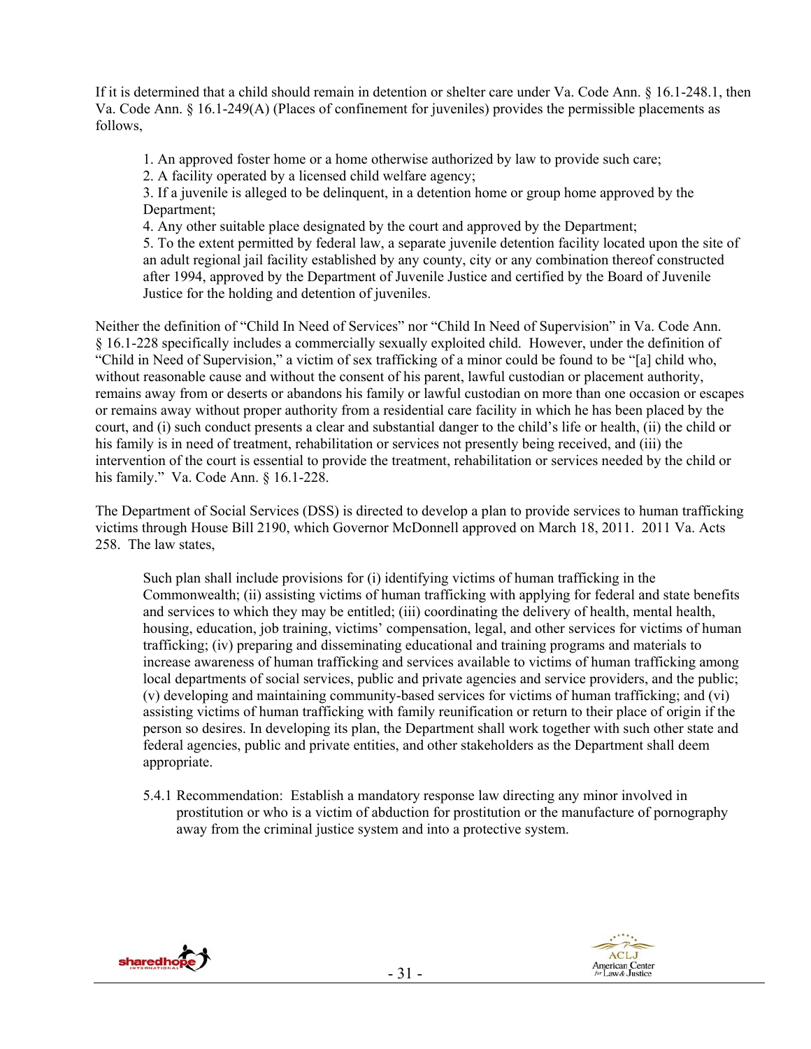If it is determined that a child should remain in detention or shelter care under Va. Code Ann. § 16.1-248.1, then Va. Code Ann. § 16.1-249(A) (Places of confinement for juveniles) provides the permissible placements as follows,

> 1. An approved foster home or a home otherwise authorized by law to provide such care;
> 2. A facility operated by a licensed child welfare agency;
> 3. If a juvenile is alleged to be delinquent, in a detention home or group home approved by the Department;
> 4. Any other suitable place designated by the court and approved by the Department;
> 5. To the extent permitted by federal law, a separate juvenile detention facility located upon the site of an adult regional jail facility established by any county, city or any combination thereof constructed after 1994, approved by the Department of Juvenile Justice and certified by the Board of Juvenile Justice for the holding and detention of juveniles.

Neither the definition of "Child In Need of Services" nor "Child In Need of Supervision" in Va. Code Ann. § 16.1-228 specifically includes a commercially sexually exploited child. However, under the definition of "Child in Need of Supervision," a victim of sex trafficking of a minor could be found to be "[a] child who, without reasonable cause and without the consent of his parent, lawful custodian or placement authority, remains away from or deserts or abandons his family or lawful custodian on more than one occasion or escapes or remains away without proper authority from a residential care facility in which he has been placed by the court, and (i) such conduct presents a clear and substantial danger to the child's life or health, (ii) the child or his family is in need of treatment, rehabilitation or services not presently being received, and (iii) the intervention of the court is essential to provide the treatment, rehabilitation or services needed by the child or his family." Va. Code Ann. § 16.1-228.

The Department of Social Services (DSS) is directed to develop a plan to provide services to human trafficking victims through House Bill 2190, which Governor McDonnell approved on March 18, 2011. 2011 Va. Acts 258. The law states,

> Such plan shall include provisions for (i) identifying victims of human trafficking in the Commonwealth; (ii) assisting victims of human trafficking with applying for federal and state benefits and services to which they may be entitled; (iii) coordinating the delivery of health, mental health, housing, education, job training, victims' compensation, legal, and other services for victims of human trafficking; (iv) preparing and disseminating educational and training programs and materials to increase awareness of human trafficking and services available to victims of human trafficking among local departments of social services, public and private agencies and service providers, and the public; (v) developing and maintaining community-based services for victims of human trafficking; and (vi) assisting victims of human trafficking with family reunification or return to their place of origin if the person so desires. In developing its plan, the Department shall work together with such other state and federal agencies, public and private entities, and other stakeholders as the Department shall deem appropriate.

5.4.1 Recommendation: Establish a mandatory response law directing any minor involved in prostitution or who is a victim of abduction for prostitution or the manufacture of pornography away from the criminal justice system and into a protective system.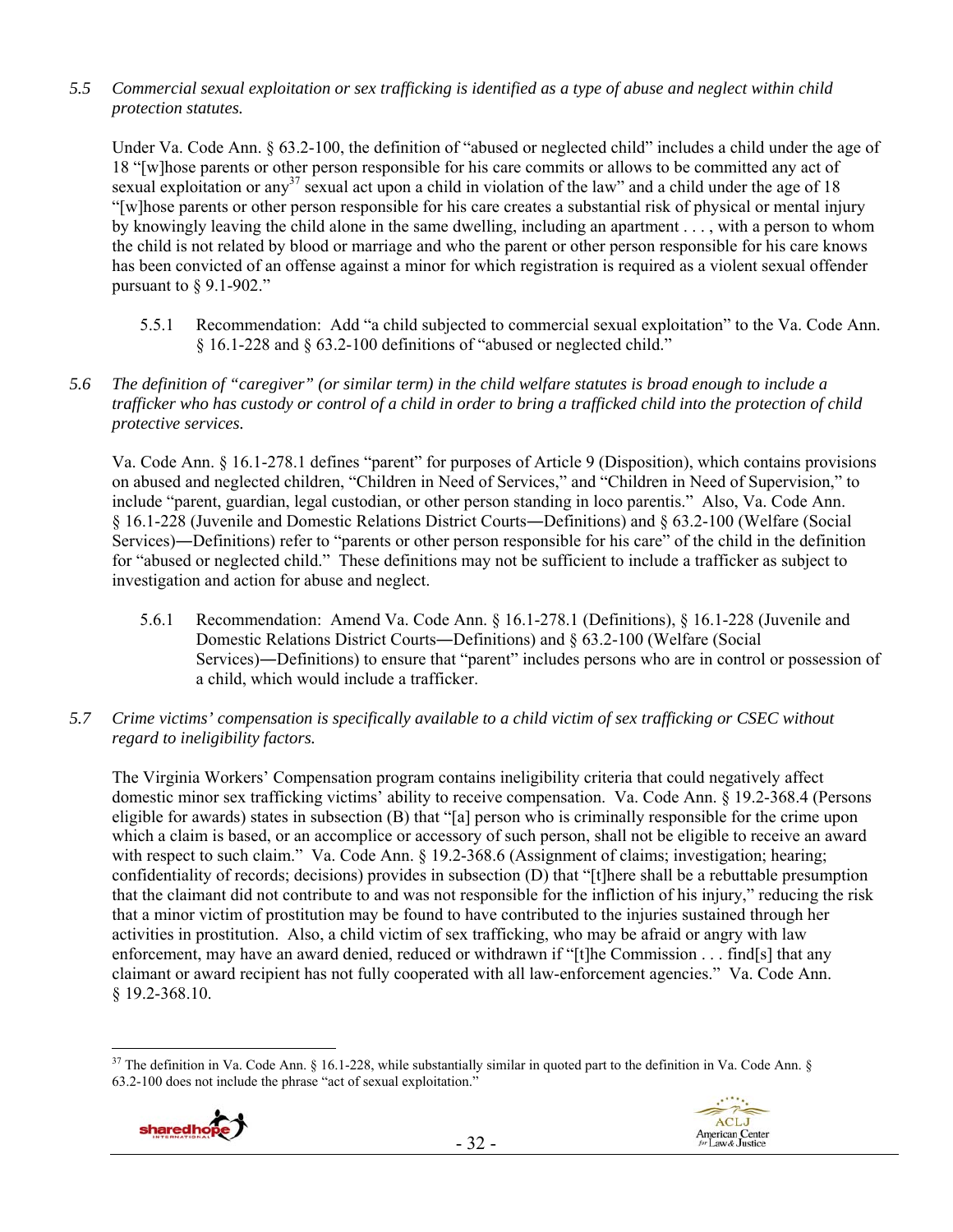*5.5 Commercial sexual exploitation or sex trafficking is identified as a type of abuse and neglect within child protection statutes.*

Under Va. Code Ann. § 63.2-100, the definition of "abused or neglected child" includes a child under the age of 18 "[w]hose parents or other person responsible for his care commits or allows to be committed any act of sexual exploitation or any[37] sexual act upon a child in violation of the law" and a child under the age of 18 "[w]hose parents or other person responsible for his care creates a substantial risk of physical or mental injury by knowingly leaving the child alone in the same dwelling, including an apartment . . . , with a person to whom the child is not related by blood or marriage and who the parent or other person responsible for his care knows has been convicted of an offense against a minor for which registration is required as a violent sexual offender pursuant to § 9.1-902."

5.5.1 Recommendation: Add "a child subjected to commercial sexual exploitation" to the Va. Code Ann. § 16.1-228 and § 63.2-100 definitions of "abused or neglected child."

*5.6 The definition of "caregiver" (or similar term) in the child welfare statutes is broad enough to include a trafficker who has custody or control of a child in order to bring a trafficked child into the protection of child protective services.*

Va. Code Ann. § 16.1-278.1 defines "parent" for purposes of Article 9 (Disposition), which contains provisions on abused and neglected children, "Children in Need of Services," and "Children in Need of Supervision," to include "parent, guardian, legal custodian, or other person standing in loco parentis." Also, Va. Code Ann. § 16.1-228 (Juvenile and Domestic Relations District Courts―Definitions) and § 63.2-100 (Welfare (Social Services)―Definitions) refer to "parents or other person responsible for his care" of the child in the definition for "abused or neglected child." These definitions may not be sufficient to include a trafficker as subject to investigation and action for abuse and neglect.

5.6.1 Recommendation: Amend Va. Code Ann. § 16.1-278.1 (Definitions), § 16.1-228 (Juvenile and Domestic Relations District Courts―Definitions) and § 63.2-100 (Welfare (Social Services)―Definitions) to ensure that "parent" includes persons who are in control or possession of a child, which would include a trafficker.

*5.7 Crime victims' compensation is specifically available to a child victim of sex trafficking or CSEC without regard to ineligibility factors.*

The Virginia Workers' Compensation program contains ineligibility criteria that could negatively affect domestic minor sex trafficking victims' ability to receive compensation. Va. Code Ann. § 19.2-368.4 (Persons eligible for awards) states in subsection (B) that "[a] person who is criminally responsible for the crime upon which a claim is based, or an accomplice or accessory of such person, shall not be eligible to receive an award with respect to such claim." Va. Code Ann. § 19.2-368.6 (Assignment of claims; investigation; hearing; confidentiality of records; decisions) provides in subsection (D) that "[t]here shall be a rebuttable presumption that the claimant did not contribute to and was not responsible for the infliction of his injury," reducing the risk that a minor victim of prostitution may be found to have contributed to the injuries sustained through her activities in prostitution. Also, a child victim of sex trafficking, who may be afraid or angry with law enforcement, may have an award denied, reduced or withdrawn if "[t]he Commission . . . find[s] that any claimant or award recipient has not fully cooperated with all law-enforcement agencies." Va. Code Ann. § 19.2-368.10.

---

[37] The definition in Va. Code Ann. § 16.1-228, while substantially similar in quoted part to the definition in Va. Code Ann. § 63.2-100 does not include the phrase "act of sexual exploitation."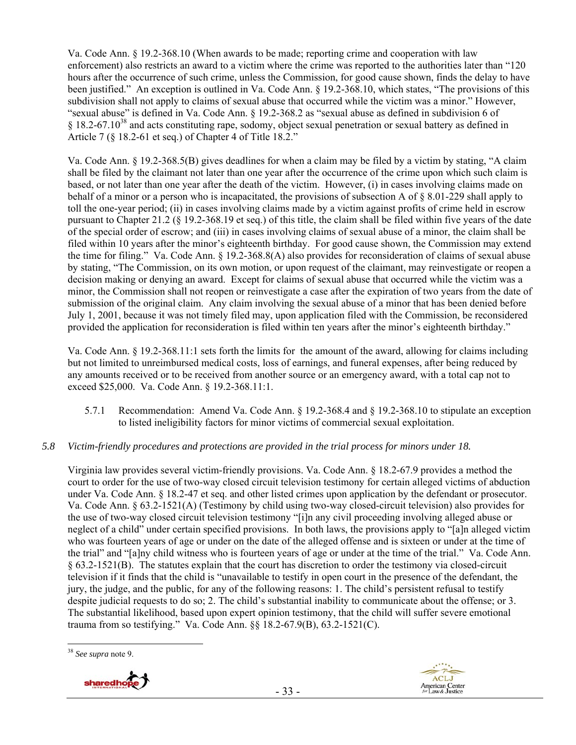Va. Code Ann. § 19.2-368.10 (When awards to be made; reporting crime and cooperation with law enforcement) also restricts an award to a victim where the crime was reported to the authorities later than "120 hours after the occurrence of such crime, unless the Commission, for good cause shown, finds the delay to have been justified." An exception is outlined in Va. Code Ann. § 19.2-368.10, which states, "The provisions of this subdivision shall not apply to claims of sexual abuse that occurred while the victim was a minor." However, "sexual abuse" is defined in Va. Code Ann. § 19.2-368.2 as "sexual abuse as defined in subdivision 6 of § 18.2-67.10[38] and acts constituting rape, sodomy, object sexual penetration or sexual battery as defined in Article 7 (§ 18.2-61 et seq.) of Chapter 4 of Title 18.2."

Va. Code Ann. § 19.2-368.5(B) gives deadlines for when a claim may be filed by a victim by stating, "A claim shall be filed by the claimant not later than one year after the occurrence of the crime upon which such claim is based, or not later than one year after the death of the victim. However, (i) in cases involving claims made on behalf of a minor or a person who is incapacitated, the provisions of subsection A of § 8.01-229 shall apply to toll the one-year period; (ii) in cases involving claims made by a victim against profits of crime held in escrow pursuant to Chapter 21.2 (§ 19.2-368.19 et seq.) of this title, the claim shall be filed within five years of the date of the special order of escrow; and (iii) in cases involving claims of sexual abuse of a minor, the claim shall be filed within 10 years after the minor's eighteenth birthday. For good cause shown, the Commission may extend the time for filing." Va. Code Ann. § 19.2-368.8(A) also provides for reconsideration of claims of sexual abuse by stating, "The Commission, on its own motion, or upon request of the claimant, may reinvestigate or reopen a decision making or denying an award. Except for claims of sexual abuse that occurred while the victim was a minor, the Commission shall not reopen or reinvestigate a case after the expiration of two years from the date of submission of the original claim. Any claim involving the sexual abuse of a minor that has been denied before July 1, 2001, because it was not timely filed may, upon application filed with the Commission, be reconsidered provided the application for reconsideration is filed within ten years after the minor's eighteenth birthday."

Va. Code Ann. § 19.2-368.11:1 sets forth the limits for the amount of the award, allowing for claims including but not limited to unreimbursed medical costs, loss of earnings, and funeral expenses, after being reduced by any amounts received or to be received from another source or an emergency award, with a total cap not to exceed $25,000. Va. Code Ann. § 19.2-368.11:1.

5.7.1 Recommendation: Amend Va. Code Ann. § 19.2-368.4 and § 19.2-368.10 to stipulate an exception to listed ineligibility factors for minor victims of commercial sexual exploitation.

*5.8 Victim-friendly procedures and protections are provided in the trial process for minors under 18.*

Virginia law provides several victim-friendly provisions. Va. Code Ann. § 18.2-67.9 provides a method the court to order for the use of two-way closed circuit television testimony for certain alleged victims of abduction under Va. Code Ann. § 18.2-47 et seq. and other listed crimes upon application by the defendant or prosecutor. Va. Code Ann. § 63.2-1521(A) (Testimony by child using two-way closed-circuit television) also provides for the use of two-way closed circuit television testimony "[i]n any civil proceeding involving alleged abuse or neglect of a child" under certain specified provisions. In both laws, the provisions apply to "[a]n alleged victim who was fourteen years of age or under on the date of the alleged offense and is sixteen or under at the time of the trial" and "[a]ny child witness who is fourteen years of age or under at the time of the trial." Va. Code Ann. § 63.2-1521(B). The statutes explain that the court has discretion to order the testimony via closed-circuit television if it finds that the child is "unavailable to testify in open court in the presence of the defendant, the jury, the judge, and the public, for any of the following reasons: 1. The child's persistent refusal to testify despite judicial requests to do so; 2. The child's substantial inability to communicate about the offense; or 3. The substantial likelihood, based upon expert opinion testimony, that the child will suffer severe emotional trauma from so testifying." Va. Code Ann. §§ 18.2-67.9(B), 63.2-1521(C).

---

[38] *See supra* note 9.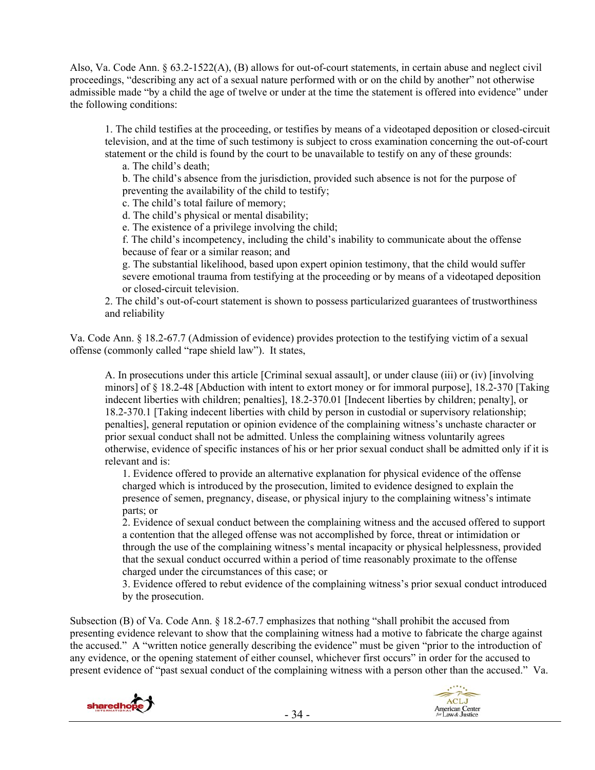Also, Va. Code Ann. § 63.2-1522(A), (B) allows for out-of-court statements, in certain abuse and neglect civil proceedings, "describing any act of a sexual nature performed with or on the child by another" not otherwise admissible made "by a child the age of twelve or under at the time the statement is offered into evidence" under the following conditions:

> 1. The child testifies at the proceeding, or testifies by means of a videotaped deposition or closed-circuit television, and at the time of such testimony is subject to cross examination concerning the out-of-court statement or the child is found by the court to be unavailable to testify on any of these grounds:
>    a. The child's death;
>    b. The child's absence from the jurisdiction, provided such absence is not for the purpose of preventing the availability of the child to testify;
>    c. The child's total failure of memory;
>    d. The child's physical or mental disability;
>    e. The existence of a privilege involving the child;
>    f. The child's incompetency, including the child's inability to communicate about the offense because of fear or a similar reason; and
>    g. The substantial likelihood, based upon expert opinion testimony, that the child would suffer severe emotional trauma from testifying at the proceeding or by means of a videotaped deposition or closed-circuit television.
>
> 2. The child's out-of-court statement is shown to possess particularized guarantees of trustworthiness and reliability

Va. Code Ann. § 18.2-67.7 (Admission of evidence) provides protection to the testifying victim of a sexual offense (commonly called "rape shield law"). It states,

> A. In prosecutions under this article [Criminal sexual assault], or under clause (iii) or (iv) [involving minors] of § 18.2-48 [Abduction with intent to extort money or for immoral purpose], 18.2-370 [Taking indecent liberties with children; penalties], 18.2-370.01 [Indecent liberties by children; penalty], or 18.2-370.1 [Taking indecent liberties with child by person in custodial or supervisory relationship; penalties], general reputation or opinion evidence of the complaining witness's unchaste character or prior sexual conduct shall not be admitted. Unless the complaining witness voluntarily agrees otherwise, evidence of specific instances of his or her prior sexual conduct shall be admitted only if it is relevant and is:
>    1. Evidence offered to provide an alternative explanation for physical evidence of the offense charged which is introduced by the prosecution, limited to evidence designed to explain the presence of semen, pregnancy, disease, or physical injury to the complaining witness's intimate parts; or
>    2. Evidence of sexual conduct between the complaining witness and the accused offered to support a contention that the alleged offense was not accomplished by force, threat or intimidation or through the use of the complaining witness's mental incapacity or physical helplessness, provided that the sexual conduct occurred within a period of time reasonably proximate to the offense charged under the circumstances of this case; or
>    3. Evidence offered to rebut evidence of the complaining witness's prior sexual conduct introduced by the prosecution.

Subsection (B) of Va. Code Ann. § 18.2-67.7 emphasizes that nothing "shall prohibit the accused from presenting evidence relevant to show that the complaining witness had a motive to fabricate the charge against the accused." A "written notice generally describing the evidence" must be given "prior to the introduction of any evidence, or the opening statement of either counsel, whichever first occurs" in order for the accused to present evidence of "past sexual conduct of the complaining witness with a person other than the accused." Va.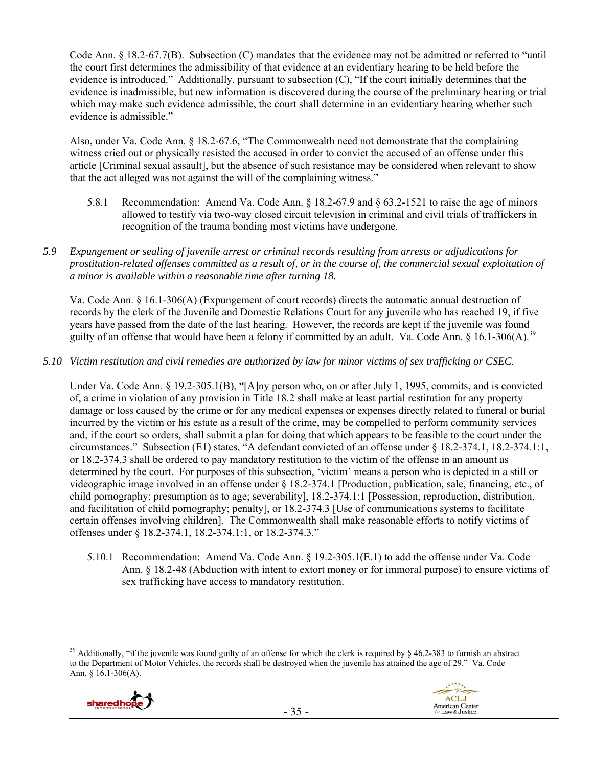Code Ann. § 18.2-67.7(B). Subsection (C) mandates that the evidence may not be admitted or referred to "until the court first determines the admissibility of that evidence at an evidentiary hearing to be held before the evidence is introduced." Additionally, pursuant to subsection (C), "If the court initially determines that the evidence is inadmissible, but new information is discovered during the course of the preliminary hearing or trial which may make such evidence admissible, the court shall determine in an evidentiary hearing whether such evidence is admissible."

Also, under Va. Code Ann. § 18.2-67.6, "The Commonwealth need not demonstrate that the complaining witness cried out or physically resisted the accused in order to convict the accused of an offense under this article [Criminal sexual assault], but the absence of such resistance may be considered when relevant to show that the act alleged was not against the will of the complaining witness."

5.8.1 Recommendation: Amend Va. Code Ann. § 18.2-67.9 and § 63.2-1521 to raise the age of minors allowed to testify via two-way closed circuit television in criminal and civil trials of traffickers in recognition of the trauma bonding most victims have undergone.

*5.9 Expungement or sealing of juvenile arrest or criminal records resulting from arrests or adjudications for prostitution-related offenses committed as a result of, or in the course of, the commercial sexual exploitation of a minor is available within a reasonable time after turning 18.*

Va. Code Ann. § 16.1-306(A) (Expungement of court records) directs the automatic annual destruction of records by the clerk of the Juvenile and Domestic Relations Court for any juvenile who has reached 19, if five years have passed from the date of the last hearing. However, the records are kept if the juvenile was found guilty of an offense that would have been a felony if committed by an adult. Va. Code Ann. § 16.1-306(A).[39]

*5.10 Victim restitution and civil remedies are authorized by law for minor victims of sex trafficking or CSEC.*

Under Va. Code Ann. § 19.2-305.1(B), "[A]ny person who, on or after July 1, 1995, commits, and is convicted of, a crime in violation of any provision in Title 18.2 shall make at least partial restitution for any property damage or loss caused by the crime or for any medical expenses or expenses directly related to funeral or burial incurred by the victim or his estate as a result of the crime, may be compelled to perform community services and, if the court so orders, shall submit a plan for doing that which appears to be feasible to the court under the circumstances." Subsection (E1) states, "A defendant convicted of an offense under § 18.2-374.1, 18.2-374.1:1, or 18.2-374.3 shall be ordered to pay mandatory restitution to the victim of the offense in an amount as determined by the court. For purposes of this subsection, 'victim' means a person who is depicted in a still or videographic image involved in an offense under § 18.2-374.1 [Production, publication, sale, financing, etc., of child pornography; presumption as to age; severability], 18.2-374.1:1 [Possession, reproduction, distribution, and facilitation of child pornography; penalty], or 18.2-374.3 [Use of communications systems to facilitate certain offenses involving children]. The Commonwealth shall make reasonable efforts to notify victims of offenses under § 18.2-374.1, 18.2-374.1:1, or 18.2-374.3."

5.10.1 Recommendation: Amend Va. Code Ann. § 19.2-305.1(E.1) to add the offense under Va. Code Ann. § 18.2-48 (Abduction with intent to extort money or for immoral purpose) to ensure victims of sex trafficking have access to mandatory restitution.

[39] Additionally, "if the juvenile was found guilty of an offense for which the clerk is required by § 46.2-383 to furnish an abstract to the Department of Motor Vehicles, the records shall be destroyed when the juvenile has attained the age of 29." Va. Code Ann. § 16.1-306(A).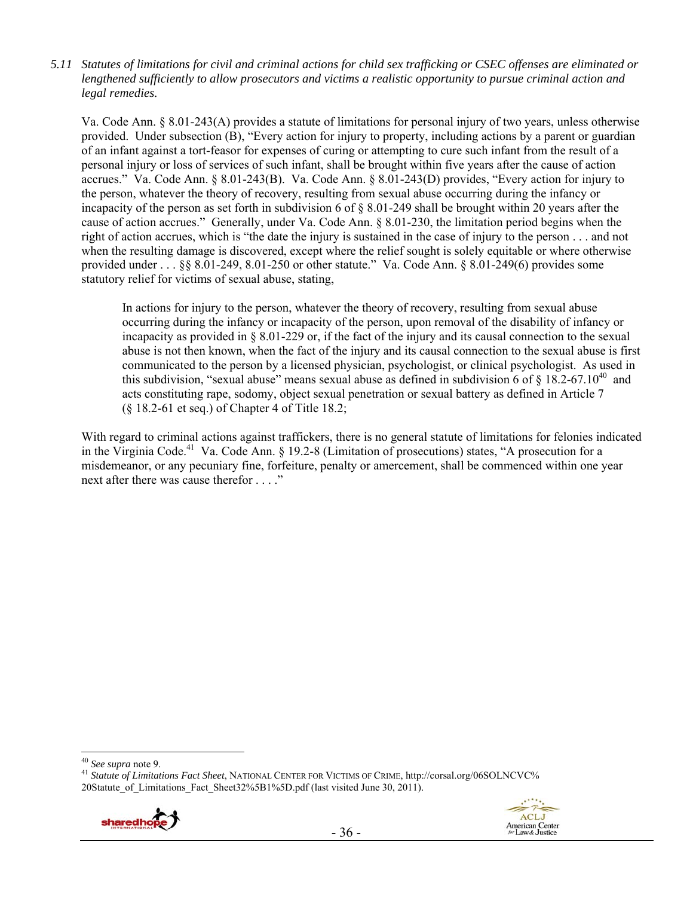*5.11 Statutes of limitations for civil and criminal actions for child sex trafficking or CSEC offenses are eliminated or lengthened sufficiently to allow prosecutors and victims a realistic opportunity to pursue criminal action and legal remedies.*

Va. Code Ann. § 8.01-243(A) provides a statute of limitations for personal injury of two years, unless otherwise provided. Under subsection (B), "Every action for injury to property, including actions by a parent or guardian of an infant against a tort-feasor for expenses of curing or attempting to cure such infant from the result of a personal injury or loss of services of such infant, shall be brought within five years after the cause of action accrues." Va. Code Ann. § 8.01-243(B). Va. Code Ann. § 8.01-243(D) provides, "Every action for injury to the person, whatever the theory of recovery, resulting from sexual abuse occurring during the infancy or incapacity of the person as set forth in subdivision 6 of § 8.01-249 shall be brought within 20 years after the cause of action accrues." Generally, under Va. Code Ann. § 8.01-230, the limitation period begins when the right of action accrues, which is "the date the injury is sustained in the case of injury to the person . . . and not when the resulting damage is discovered, except where the relief sought is solely equitable or where otherwise provided under . . . §§ 8.01-249, 8.01-250 or other statute." Va. Code Ann. § 8.01-249(6) provides some statutory relief for victims of sexual abuse, stating,

> In actions for injury to the person, whatever the theory of recovery, resulting from sexual abuse occurring during the infancy or incapacity of the person, upon removal of the disability of infancy or incapacity as provided in § 8.01-229 or, if the fact of the injury and its causal connection to the sexual abuse is not then known, when the fact of the injury and its causal connection to the sexual abuse is first communicated to the person by a licensed physician, psychologist, or clinical psychologist. As used in this subdivision, "sexual abuse" means sexual abuse as defined in subdivision 6 of § 18.2-67.10[40] and acts constituting rape, sodomy, object sexual penetration or sexual battery as defined in Article 7 (§ 18.2-61 et seq.) of Chapter 4 of Title 18.2;

With regard to criminal actions against traffickers, there is no general statute of limitations for felonies indicated in the Virginia Code.[41] Va. Code Ann. § 19.2-8 (Limitation of prosecutions) states, "A prosecution for a misdemeanor, or any pecuniary fine, forfeiture, penalty or amercement, shall be commenced within one year next after there was cause therefor . . . ."

---

[40] *See supra* note 9.

[41] *Statute of Limitations Fact Sheet*, NATIONAL CENTER FOR VICTIMS OF CRIME, http://corsal.org/06SOLNCVC%20Statute_of_Limitations_Fact_Sheet32%5B1%5D.pdf (last visited June 30, 2011).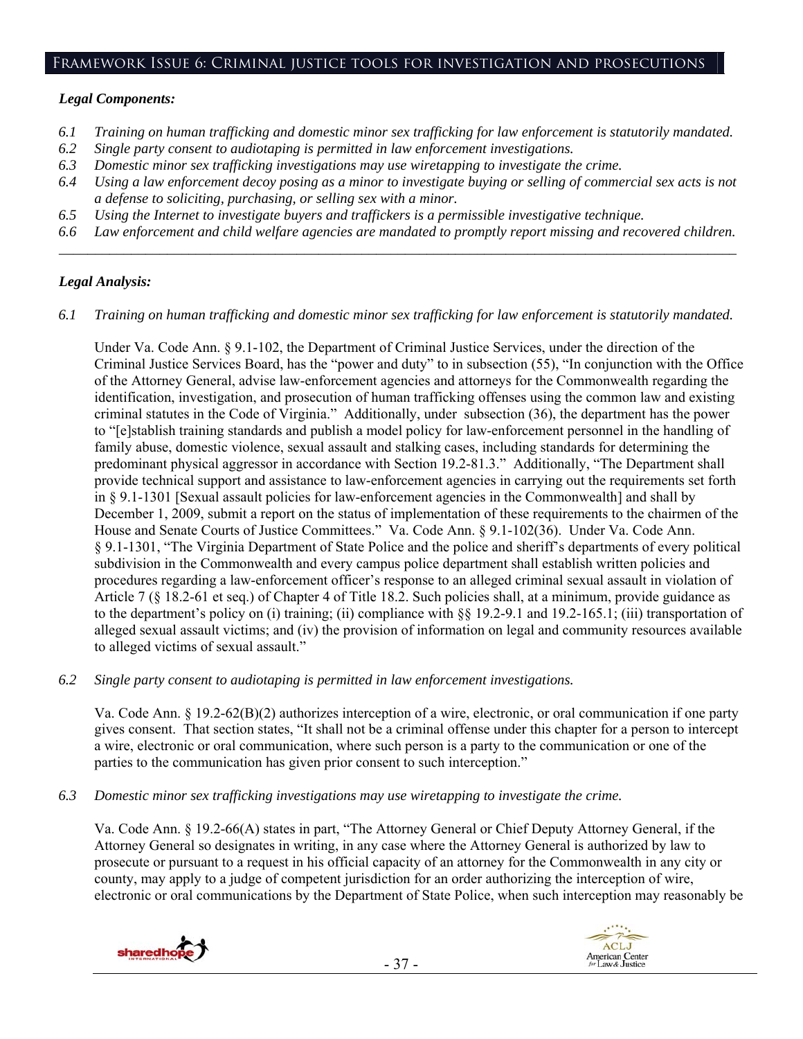## Framework Issue 6: Criminal justice tools for investigation and prosecutions

### *Legal Components:*

*6.1 Training on human trafficking and domestic minor sex trafficking for law enforcement is statutorily mandated.*
*6.2 Single party consent to audiotaping is permitted in law enforcement investigations.*
*6.3 Domestic minor sex trafficking investigations may use wiretapping to investigate the crime.*
*6.4 Using a law enforcement decoy posing as a minor to investigate buying or selling of commercial sex acts is not a defense to soliciting, purchasing, or selling sex with a minor.*
*6.5 Using the Internet to investigate buyers and traffickers is a permissible investigative technique.*
*6.6 Law enforcement and child welfare agencies are mandated to promptly report missing and recovered children.*

---

### *Legal Analysis:*

*6.1 Training on human trafficking and domestic minor sex trafficking for law enforcement is statutorily mandated.*

Under Va. Code Ann. § 9.1-102, the Department of Criminal Justice Services, under the direction of the Criminal Justice Services Board, has the "power and duty" to in subsection (55), "In conjunction with the Office of the Attorney General, advise law-enforcement agencies and attorneys for the Commonwealth regarding the identification, investigation, and prosecution of human trafficking offenses using the common law and existing criminal statutes in the Code of Virginia." Additionally, under subsection (36), the department has the power to "[e]stablish training standards and publish a model policy for law-enforcement personnel in the handling of family abuse, domestic violence, sexual assault and stalking cases, including standards for determining the predominant physical aggressor in accordance with Section 19.2-81.3." Additionally, "The Department shall provide technical support and assistance to law-enforcement agencies in carrying out the requirements set forth in § 9.1-1301 [Sexual assault policies for law-enforcement agencies in the Commonwealth] and shall by December 1, 2009, submit a report on the status of implementation of these requirements to the chairmen of the House and Senate Courts of Justice Committees." Va. Code Ann. § 9.1-102(36). Under Va. Code Ann. § 9.1-1301, "The Virginia Department of State Police and the police and sheriff's departments of every political subdivision in the Commonwealth and every campus police department shall establish written policies and procedures regarding a law-enforcement officer's response to an alleged criminal sexual assault in violation of Article 7 (§ 18.2-61 et seq.) of Chapter 4 of Title 18.2. Such policies shall, at a minimum, provide guidance as to the department's policy on (i) training; (ii) compliance with §§ 19.2-9.1 and 19.2-165.1; (iii) transportation of alleged sexual assault victims; and (iv) the provision of information on legal and community resources available to alleged victims of sexual assault."

*6.2 Single party consent to audiotaping is permitted in law enforcement investigations.*

Va. Code Ann. § 19.2-62(B)(2) authorizes interception of a wire, electronic, or oral communication if one party gives consent. That section states, "It shall not be a criminal offense under this chapter for a person to intercept a wire, electronic or oral communication, where such person is a party to the communication or one of the parties to the communication has given prior consent to such interception."

*6.3 Domestic minor sex trafficking investigations may use wiretapping to investigate the crime.*

Va. Code Ann. § 19.2-66(A) states in part, "The Attorney General or Chief Deputy Attorney General, if the Attorney General so designates in writing, in any case where the Attorney General is authorized by law to prosecute or pursuant to a request in his official capacity of an attorney for the Commonwealth in any city or county, may apply to a judge of competent jurisdiction for an order authorizing the interception of wire, electronic or oral communications by the Department of State Police, when such interception may reasonably be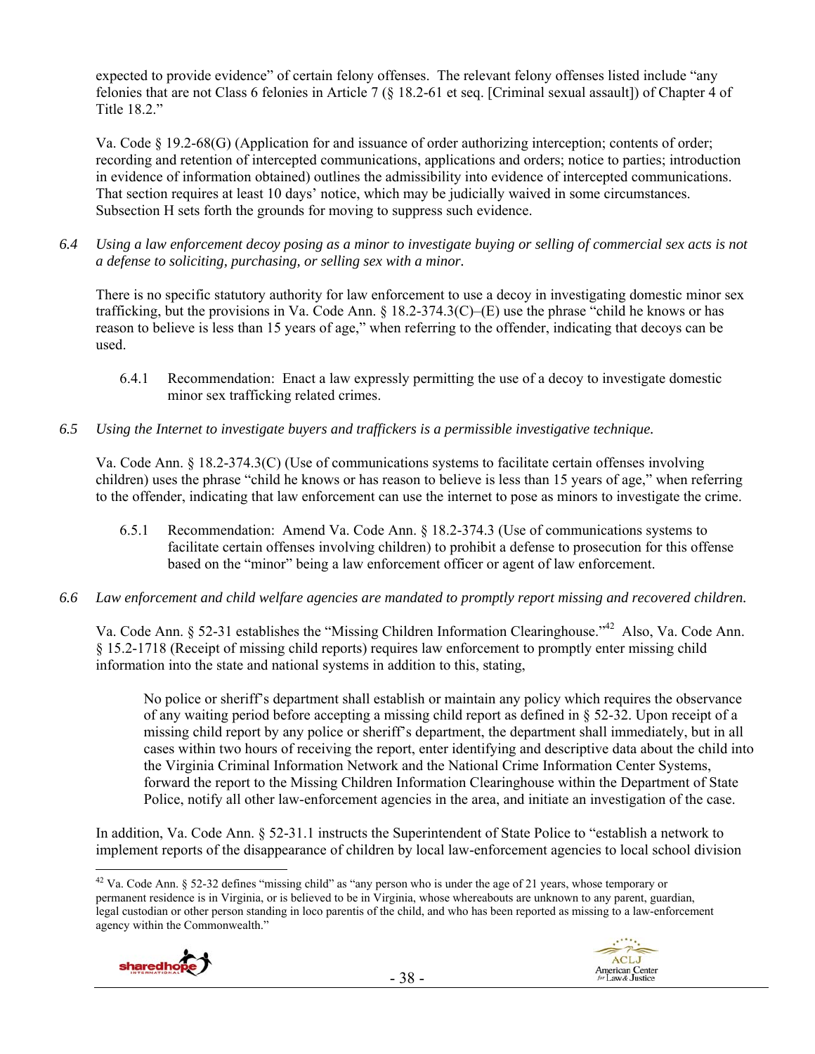expected to provide evidence" of certain felony offenses. The relevant felony offenses listed include "any felonies that are not Class 6 felonies in Article 7 (§ 18.2-61 et seq. [Criminal sexual assault]) of Chapter 4 of Title 18.2."

Va. Code § 19.2-68(G) (Application for and issuance of order authorizing interception; contents of order; recording and retention of intercepted communications, applications and orders; notice to parties; introduction in evidence of information obtained) outlines the admissibility into evidence of intercepted communications. That section requires at least 10 days' notice, which may be judicially waived in some circumstances. Subsection H sets forth the grounds for moving to suppress such evidence.

*6.4 Using a law enforcement decoy posing as a minor to investigate buying or selling of commercial sex acts is not a defense to soliciting, purchasing, or selling sex with a minor.*

There is no specific statutory authority for law enforcement to use a decoy in investigating domestic minor sex trafficking, but the provisions in Va. Code Ann. § 18.2-374.3(C)–(E) use the phrase "child he knows or has reason to believe is less than 15 years of age," when referring to the offender, indicating that decoys can be used.

6.4.1 Recommendation: Enact a law expressly permitting the use of a decoy to investigate domestic minor sex trafficking related crimes.

*6.5 Using the Internet to investigate buyers and traffickers is a permissible investigative technique.*

Va. Code Ann. § 18.2-374.3(C) (Use of communications systems to facilitate certain offenses involving children) uses the phrase "child he knows or has reason to believe is less than 15 years of age," when referring to the offender, indicating that law enforcement can use the internet to pose as minors to investigate the crime.

6.5.1 Recommendation: Amend Va. Code Ann. § 18.2-374.3 (Use of communications systems to facilitate certain offenses involving children) to prohibit a defense to prosecution for this offense based on the "minor" being a law enforcement officer or agent of law enforcement.

*6.6 Law enforcement and child welfare agencies are mandated to promptly report missing and recovered children.*

Va. Code Ann. § 52-31 establishes the "Missing Children Information Clearinghouse."[42] Also, Va. Code Ann. § 15.2-1718 (Receipt of missing child reports) requires law enforcement to promptly enter missing child information into the state and national systems in addition to this, stating,

> No police or sheriff's department shall establish or maintain any policy which requires the observance of any waiting period before accepting a missing child report as defined in § 52-32. Upon receipt of a missing child report by any police or sheriff's department, the department shall immediately, but in all cases within two hours of receiving the report, enter identifying and descriptive data about the child into the Virginia Criminal Information Network and the National Crime Information Center Systems, forward the report to the Missing Children Information Clearinghouse within the Department of State Police, notify all other law-enforcement agencies in the area, and initiate an investigation of the case.

In addition, Va. Code Ann. § 52-31.1 instructs the Superintendent of State Police to "establish a network to implement reports of the disappearance of children by local law-enforcement agencies to local school division

---

[42] Va. Code Ann. § 52-32 defines "missing child" as "any person who is under the age of 21 years, whose temporary or permanent residence is in Virginia, or is believed to be in Virginia, whose whereabouts are unknown to any parent, guardian, legal custodian or other person standing in loco parentis of the child, and who has been reported as missing to a law-enforcement agency within the Commonwealth."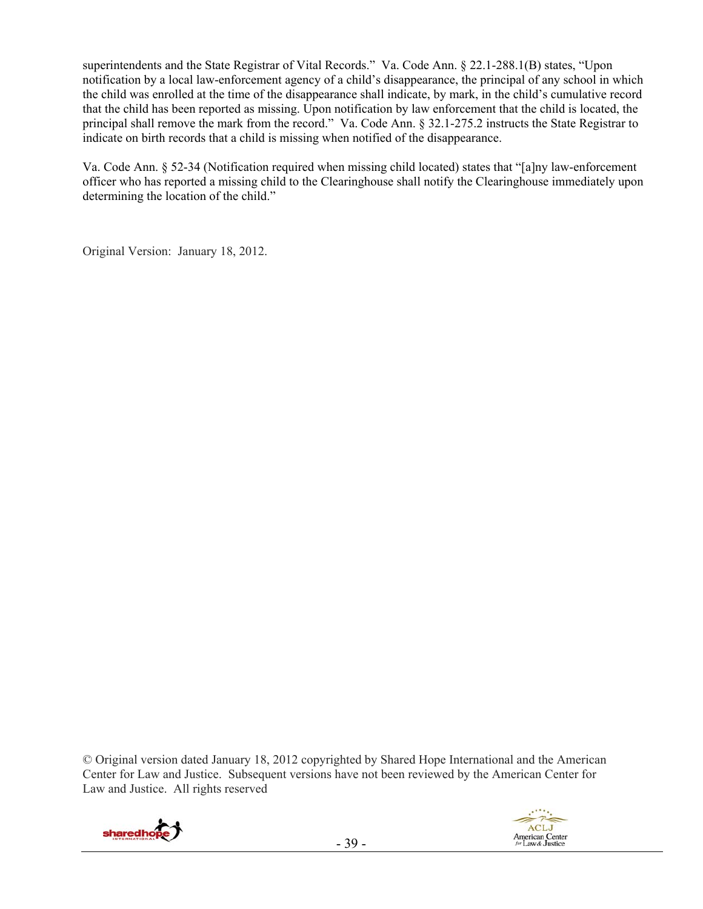superintendents and the State Registrar of Vital Records." Va. Code Ann. § 22.1-288.1(B) states, "Upon notification by a local law-enforcement agency of a child's disappearance, the principal of any school in which the child was enrolled at the time of the disappearance shall indicate, by mark, in the child's cumulative record that the child has been reported as missing. Upon notification by law enforcement that the child is located, the principal shall remove the mark from the record." Va. Code Ann. § 32.1-275.2 instructs the State Registrar to indicate on birth records that a child is missing when notified of the disappearance.

Va. Code Ann. § 52-34 (Notification required when missing child located) states that "[a]ny law-enforcement officer who has reported a missing child to the Clearinghouse shall notify the Clearinghouse immediately upon determining the location of the child."

Original Version: January 18, 2012.

© Original version dated January 18, 2012 copyrighted by Shared Hope International and the American Center for Law and Justice. Subsequent versions have not been reviewed by the American Center for Law and Justice. All rights reserved